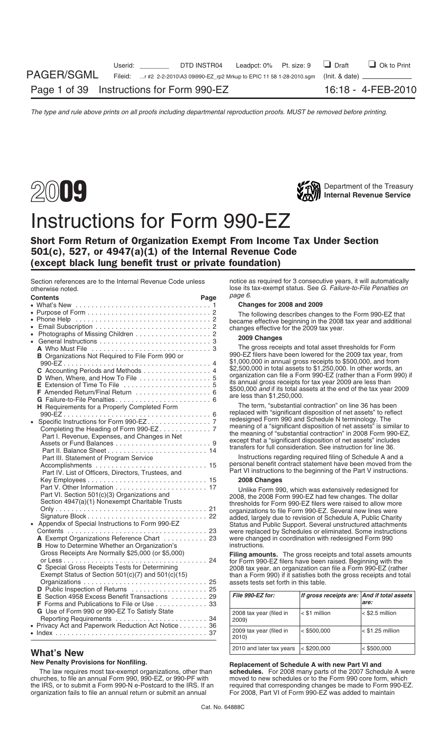*The type and rule above prints on all proofs including departmental reproduction proofs. MUST be removed before printing.*

# 2009

Department of the Treasury
**Internal Revenue Service**

# Instructions for Form 990-EZ

## Short Form Return of Organization Exempt From Income Tax Under Section 501(c), 527, or 4947(a)(1) of the Internal Revenue Code (except black lung benefit trust or private foundation)

Section references are to the Internal Revenue Code unless otherwise noted.

| Contents | Page |
|---|---|
| • What's New | 1 |
| • Purpose of Form | 2 |
| • Phone Help | 2 |
| • Email Subscription | 2 |
| • Photographs of Missing Children | 2 |
| • General Instructions | 3 |
| **A** Who Must File | 3 |
| **B** Organizations Not Required to File Form 990 or 990-EZ | 4 |
| **C** Accounting Periods and Methods | 4 |
| **D** When, Where, and How To File | 5 |
| **E** Extension of Time To File | 5 |
| **F** Amended Return/Final Return | 6 |
| **G** Failure-to-File Penalties | 6 |
| **H** Requirements for a Properly Completed Form 990-EZ | 6 |
| • Specific Instructions for Form 990-EZ | 7 |
| Completing the Heading of Form 990-EZ | 7 |
| Part I. Revenue, Expenses, and Changes in Net Assets or Fund Balances | 9 |
| Part II. Balance Sheet | 14 |
| Part III. Statement of Program Service Accomplishments | 15 |
| Part IV. List of Officers, Directors, Trustees, and Key Employees | 15 |
| Part V. Other Information | 17 |
| Part VI. Section 501(c)(3) Organizations and Section 4947(a)(1) Nonexempt Charitable Trusts Only | 21 |
| Signature Block | 22 |
| • Appendix of Special Instructions to Form 990-EZ Contents | 23 |
| **A** Exempt Organizations Reference Chart | 23 |
| **B** How to Determine Whether an Organization's Gross Receipts Are Normally $25,000 (or $5,000) or Less | 24 |
| **C** Special Gross Receipts Tests for Determining Exempt Status of Section 501(c)(7) and 501(c)(15) Organizations | 25 |
| **D** Public Inspection of Returns | 25 |
| **E** Section 4958 Excess Benefit Transactions | 29 |
| **F** Forms and Publications to File or Use | 33 |
| **G** Use of Form 990 or 990-EZ To Satisfy State Reporting Requirements | 34 |
| • Privacy Act and Paperwork Reduction Act Notice | 36 |
| • Index | 37 |

## What's New

**New Penalty Provisions for Nonfiling.**

The law requires most tax-exempt organizations, other than churches, to file an annual Form 990, 990-EZ, or 990-PF with the IRS, or to submit a Form 990-N e-Postcard to the IRS. If an organization fails to file an annual return or submit an annual notice as required for 3 consecutive years, it will automatically lose its tax-exempt status. See *G. Failure-to-File Penalties on page 6.*

### Changes for 2008 and 2009

The following describes changes to the Form 990-EZ that became effective beginning in the 2008 tax year and additional changes effective for the 2009 tax year.

### 2009 Changes

The gross receipts and total asset thresholds for Form 990-EZ filers have been lowered for the 2009 tax year, from $1,000,000 in annual gross receipts to $500,000, and from $2,500,000 in total assets to $1,250,000. In other words, an organization can file a Form 990-EZ (rather than a Form 990) if its annual gross receipts for tax year 2009 are less than $500,000 *and* if its total assets at the end of the tax year 2009 are less than $1,250,000.

The term, "substantial contraction" on line 36 has been replaced with "significant disposition of net assets" to reflect redesigned Form 990 and Schedule N terminology. The meaning of a "significant disposition of net assets" is similar to the meaning of "substantial contraction" in 2008 Form 990-EZ, except that a "significant disposition of net assets" includes transfers for full consideration. See instruction for line 36.

Instructions regarding required filing of Schedule A and a personal benefit contract statement have been moved from the Part VI instructions to the beginning of the Part V instructions.

### 2008 Changes

Unlike Form 990, which was extensively redesigned for 2008, the 2008 Form 990-EZ had few changes. The dollar thresholds for Form 990-EZ filers were raised to allow more organizations to file Form 990-EZ. Several new lines were added, largely due to revision of Schedule A, Public Charity Status and Public Support. Several unstructured attachments were replaced by Schedules or eliminated. Some instructions were changed in coordination with redesigned Form 990 instructions.

**Filing amounts.** The gross receipts and total assets amounts for Form 990-EZ filers have been raised. Beginning with the 2008 tax year, an organization can file a Form 990-EZ (rather than a Form 990) if it satisfies both the gross receipts and total assets tests set forth in this table.

| *File 990-EZ for:* | *If gross receipts are:* | *And if total assets are:* |
|---|---|---|
| 2008 tax year (filed in 2009) | < $1 million | < $2.5 million |
| 2009 tax year (filed in 2010) | < $500,000 | < $1.25 million |
| 2010 and later tax years | < $200,000 | < $500,000 |

**Replacement of Schedule A with new Part VI and schedules.** For 2008 many parts of the 2007 Schedule A were moved to new schedules or to the Form 990 core form, which required that corresponding changes be made to Form 990-EZ. For 2008, Part VI of Form 990-EZ was added to maintain

Cat. No. 64888C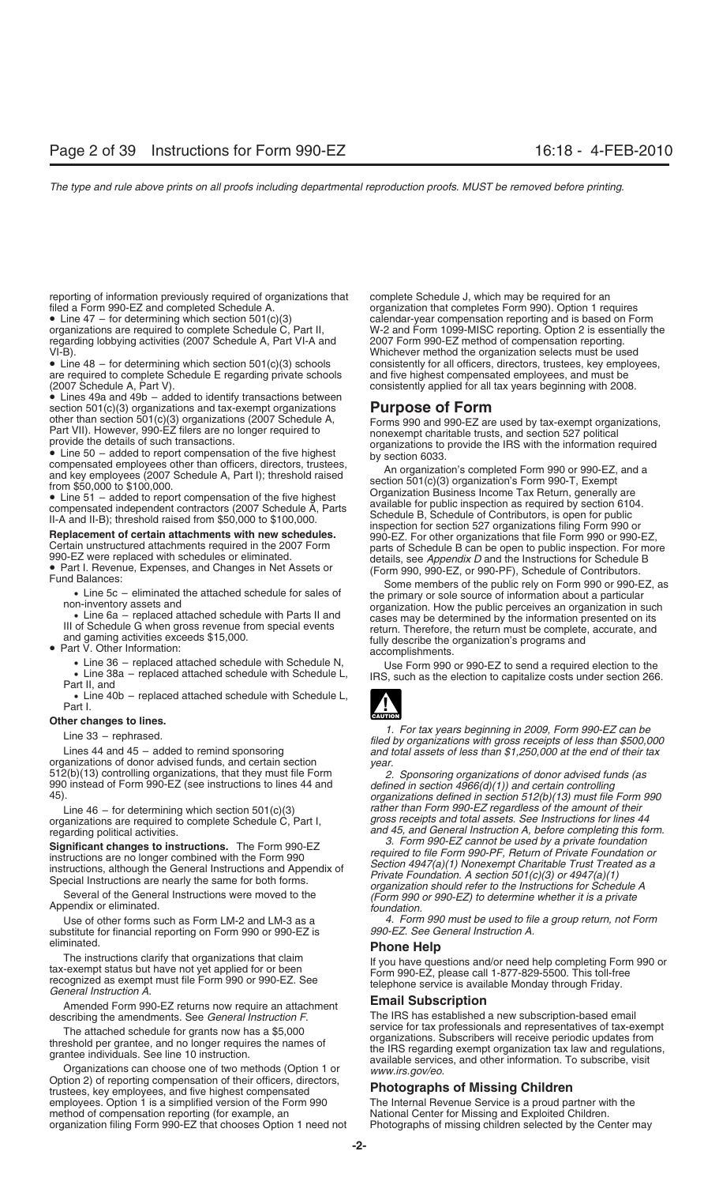reporting of information previously required of organizations that filed a Form 990-EZ and completed Schedule A.

- Line 47 – for determining which section 501(c)(3) organizations are required to complete Schedule C, Part II, regarding lobbying activities (2007 Schedule A, Part VI-A and VI-B).
- Line 48 – for determining which section 501(c)(3) schools are required to complete Schedule E regarding private schools (2007 Schedule A, Part V).
- Lines 49a and 49b – added to identify transactions between section 501(c)(3) organizations and tax-exempt organizations other than section 501(c)(3) organizations (2007 Schedule A, Part VII). However, 990-EZ filers are no longer required to provide the details of such transactions.
- Line 50 – added to report compensation of the five highest compensated employees other than officers, directors, trustees, and key employees (2007 Schedule A, Part I); threshold raised from $50,000 to $100,000.
- Line 51 – added to report compensation of the five highest compensated independent contractors (2007 Schedule A, Parts II-A and II-B); threshold raised from $50,000 to $100,000.

**Replacement of certain attachments with new schedules.** Certain unstructured attachments required in the 2007 Form 990-EZ were replaced with schedules or eliminated.

- Part I. Revenue, Expenses, and Changes in Net Assets or Fund Balances:
  - Line 5c – eliminated the attached schedule for sales of non-inventory assets and
  - Line 6a – replaced attached schedule with Parts II and III of Schedule G when gross revenue from special events and gaming activities exceeds $15,000.
- Part V. Other Information:
  - Line 36 – replaced attached schedule with Schedule N,
  - Line 38a – replaced attached schedule with Schedule L, Part II, and
  - Line 40b – replaced attached schedule with Schedule L, Part I.

**Other changes to lines.**

Line 33 – rephrased.

Lines 44 and 45 – added to remind sponsoring organizations of donor advised funds, and certain section 512(b)(13) controlling organizations, that they must file Form 990 instead of Form 990-EZ (see instructions to lines 44 and 45).

Line 46 – for determining which section 501(c)(3) organizations are required to complete Schedule C, Part I, regarding political activities.

**Significant changes to instructions.** The Form 990-EZ instructions are no longer combined with the Form 990 instructions, although the General Instructions and Appendix of Special Instructions are nearly the same for both forms.

Several of the General Instructions were moved to the Appendix or eliminated.

Use of other forms such as Form LM-2 and LM-3 as a substitute for financial reporting on Form 990 or 990-EZ is eliminated.

The instructions clarify that organizations that claim tax-exempt status but have not yet applied for or been recognized as exempt must file Form 990 or 990-EZ. See *General Instruction A.*

Amended Form 990-EZ returns now require an attachment describing the amendments. See *General Instruction F.*

The attached schedule for grants now has a $5,000 threshold per grantee, and no longer requires the names of grantee individuals. See line 10 instruction.

Organizations can choose one of two methods (Option 1 or Option 2) of reporting compensation of their officers, directors, trustees, key employees, and five highest compensated employees. Option 1 is a simplified version of the Form 990 method of compensation reporting (for example, an organization filing Form 990-EZ that chooses Option 1 need not complete Schedule J, which may be required for an organization that completes Form 990). Option 1 requires calendar-year compensation reporting and is based on Form W-2 and Form 1099-MISC reporting. Option 2 is essentially the 2007 Form 990-EZ method of compensation reporting. Whichever method the organization selects must be used consistently for all officers, directors, trustees, key employees, and five highest compensated employees, and must be consistently applied for all tax years beginning with 2008.

## Purpose of Form

Forms 990 and 990-EZ are used by tax-exempt organizations, nonexempt charitable trusts, and section 527 political organizations to provide the IRS with the information required by section 6033.

An organization's completed Form 990 or 990-EZ, and a section 501(c)(3) organization's Form 990-T, Exempt Organization Business Income Tax Return, generally are available for public inspection as required by section 6104. Schedule B, Schedule of Contributors, is open for public inspection for section 527 organizations filing Form 990 or 990-EZ. For other organizations that file Form 990 or 990-EZ, parts of Schedule B can be open to public inspection. For more details, see *Appendix D* and the Instructions for Schedule B (Form 990, 990-EZ, or 990-PF), Schedule of Contributors.

Some members of the public rely on Form 990 or 990-EZ, as the primary or sole source of information about a particular organization. How the public perceives an organization in such cases may be determined by the information presented on its return. Therefore, the return must be complete, accurate, and fully describe the organization's programs and accomplishments.

Use Form 990 or 990-EZ to send a required election to the IRS, such as the election to capitalize costs under section 266.

**CAUTION**

*1. For tax years beginning in 2009, Form 990-EZ can be filed by organizations with gross receipts of less than $500,000 and total assets of less than $1,250,000 at the end of their tax year.*

*2. Sponsoring organizations of donor advised funds (as defined in section 4966(d)(1)) and certain controlling organizations defined in section 512(b)(13) must file Form 990 rather than Form 990-EZ regardless of the amount of their gross receipts and total assets. See Instructions for lines 44 and 45, and General Instruction A, before completing this form.*

*3. Form 990-EZ cannot be used by a private foundation required to file Form 990-PF, Return of Private Foundation or Section 4947(a)(1) Nonexempt Charitable Trust Treated as a Private Foundation. A section 501(c)(3) or 4947(a)(1) organization should refer to the Instructions for Schedule A (Form 990 or 990-EZ) to determine whether it is a private foundation.*

*4. Form 990 must be used to file a group return, not Form 990-EZ. See General Instruction A.*

## Phone Help

If you have questions and/or need help completing Form 990 or Form 990-EZ, please call 1-877-829-5500. This toll-free telephone service is available Monday through Friday.

## Email Subscription

The IRS has established a new subscription-based email service for tax professionals and representatives of tax-exempt organizations. Subscribers will receive periodic updates from the IRS regarding exempt organization tax law and regulations, available services, and other information. To subscribe, visit *www.irs.gov/eo.*

## Photographs of Missing Children

The Internal Revenue Service is a proud partner with the National Center for Missing and Exploited Children. Photographs of missing children selected by the Center may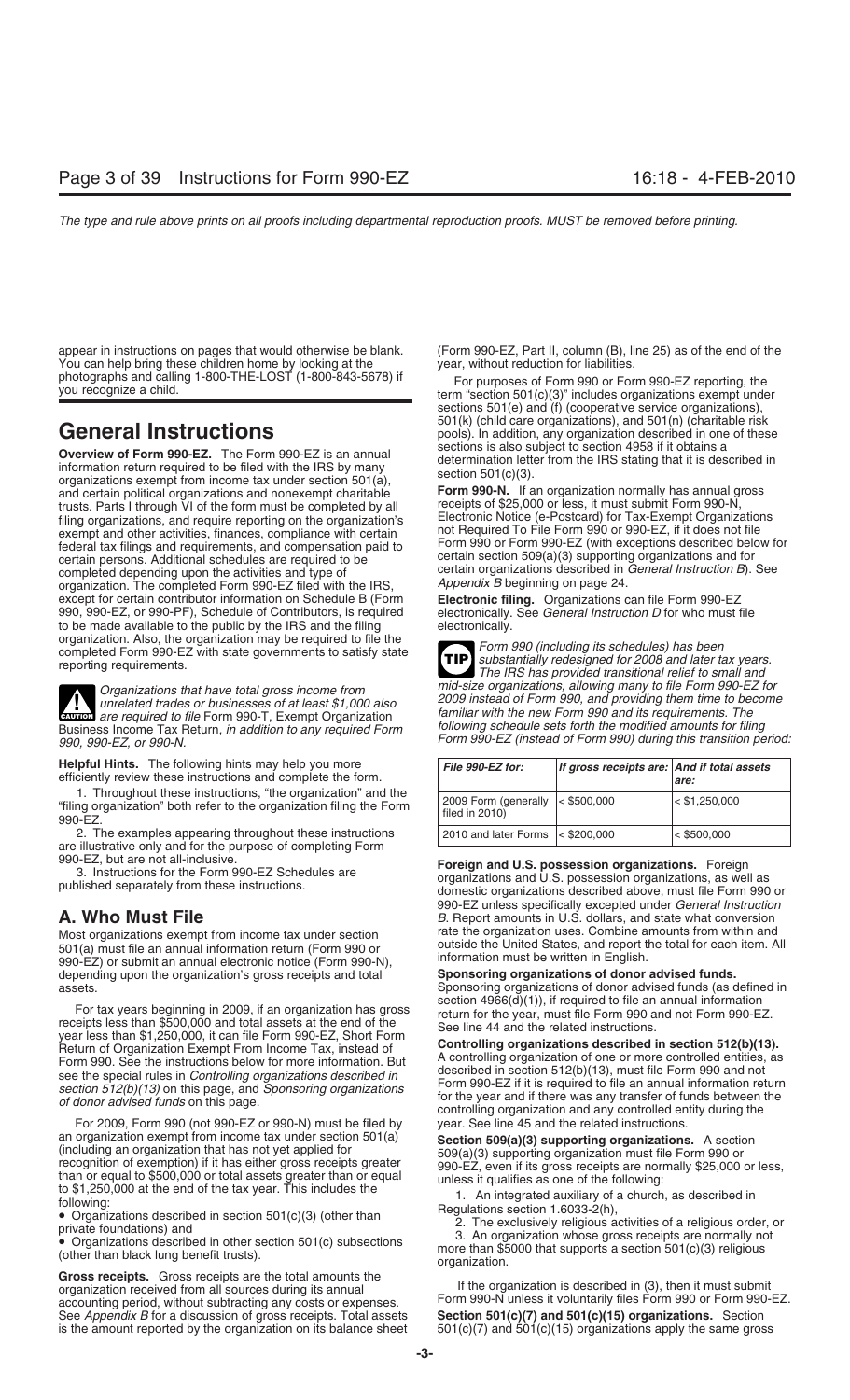appear in instructions on pages that would otherwise be blank. You can help bring these children home by looking at the photographs and calling 1-800-THE-LOST (1-800-843-5678) if you recognize a child.

# General Instructions

**Overview of Form 990-EZ.** The Form 990-EZ is an annual information return required to be filed with the IRS by many organizations exempt from income tax under section 501(a), and certain political organizations and nonexempt charitable trusts. Parts I through VI of the form must be completed by all filing organizations, and require reporting on the organization's exempt and other activities, finances, compliance with certain federal tax filings and requirements, and compensation paid to certain persons. Additional schedules are required to be completed depending upon the activities and type of organization. The completed Form 990-EZ filed with the IRS, except for certain contributor information on Schedule B (Form 990, 990-EZ, or 990-PF), Schedule of Contributors, is required to be made available to the public by the IRS and the filing organization. Also, the organization may be required to file the completed Form 990-EZ with state governments to satisfy state reporting requirements.

**CAUTION:** *Organizations that have total gross income from unrelated trades or businesses of at least $1,000 also are required to file* Form 990-T, Exempt Organization Business Income Tax Return, *in addition to any required Form 990, 990-EZ, or 990-N.*

**Helpful Hints.** The following hints may help you more efficiently review these instructions and complete the form.

1. Throughout these instructions, "the organization" and the "filing organization" both refer to the organization filing the Form 990-EZ.

2. The examples appearing throughout these instructions are illustrative only and for the purpose of completing Form 990-EZ, but are not all-inclusive.

3. Instructions for the Form 990-EZ Schedules are published separately from these instructions.

## A. Who Must File

Most organizations exempt from income tax under section 501(a) must file an annual information return (Form 990 or 990-EZ) or submit an annual electronic notice (Form 990-N), depending upon the organization's gross receipts and total assets.

For tax years beginning in 2009, if an organization has gross receipts less than $500,000 and total assets at the end of the year less than $1,250,000, it can file Form 990-EZ, Short Form Return of Organization Exempt From Income Tax, instead of Form 990. See the instructions below for more information. But see the special rules in *Controlling organizations described in section 512(b)(13)* on this page, and *Sponsoring organizations of donor advised funds* on this page.

For 2009, Form 990 (not 990-EZ or 990-N) must be filed by an organization exempt from income tax under section 501(a) (including an organization that has not yet applied for recognition of exemption) if it has either gross receipts greater than or equal to $500,000 or total assets greater than or equal to $1,250,000 at the end of the tax year. This includes the following:

- Organizations described in section 501(c)(3) (other than private foundations) and
- Organizations described in other section 501(c) subsections (other than black lung benefit trusts).

**Gross receipts.** Gross receipts are the total amounts the organization received from all sources during its annual accounting period, without subtracting any costs or expenses. See *Appendix B* for a discussion of gross receipts. Total assets is the amount reported by the organization on its balance sheet (Form 990-EZ, Part II, column (B), line 25) as of the end of the year, without reduction for liabilities.

For purposes of Form 990 or Form 990-EZ reporting, the term "section 501(c)(3)" includes organizations exempt under sections 501(e) and (f) (cooperative service organizations), 501(k) (child care organizations), and 501(n) (charitable risk pools). In addition, any organization described in one of these sections is also subject to section 4958 if it obtains a determination letter from the IRS stating that it is described in section 501(c)(3).

**Form 990-N.** If an organization normally has annual gross receipts of $25,000 or less, it must submit Form 990-N, Electronic Notice (e-Postcard) for Tax-Exempt Organizations not Required To File Form 990 or 990-EZ, if it does not file Form 990 or Form 990-EZ (with exceptions described below for certain section 509(a)(3) supporting organizations and for certain organizations described in *General Instruction B*). See *Appendix B* beginning on page 24.

**Electronic filing.** Organizations can file Form 990-EZ electronically. See *General Instruction D* for who must file electronically.

**TIP:** *Form 990 (including its schedules) has been substantially redesigned for 2008 and later tax years. The IRS has provided transitional relief to small and mid-size organizations, allowing many to file Form 990-EZ for 2009 instead of Form 990, and providing them time to become familiar with the new Form 990 and its requirements. The following schedule sets forth the modified amounts for filing Form 990-EZ (instead of Form 990) during this transition period:*

| *File 990-EZ for:* | *If gross receipts are:* | *And if total assets are:* |
|---|---|---|
| 2009 Form (generally filed in 2010) | < $500,000 | < $1,250,000 |
| 2010 and later Forms | < $200,000 | < $500,000 |

**Foreign and U.S. possession organizations.** Foreign organizations and U.S. possession organizations, as well as domestic organizations described above, must file Form 990 or 990-EZ unless specifically excepted under *General Instruction B*. Report amounts in U.S. dollars, and state what conversion rate the organization uses. Combine amounts from within and outside the United States, and report the total for each item. All information must be written in English.

**Sponsoring organizations of donor advised funds.** Sponsoring organizations of donor advised funds (as defined in section 4966(d)(1)), if required to file an annual information return for the year, must file Form 990 and not Form 990-EZ. See line 44 and the related instructions.

**Controlling organizations described in section 512(b)(13).** A controlling organization of one or more controlled entities, as described in section 512(b)(13), must file Form 990 and not Form 990-EZ if it is required to file an annual information return for the year and if there was any transfer of funds between the controlling organization and any controlled entity during the year. See line 45 and the related instructions.

**Section 509(a)(3) supporting organizations.** A section 509(a)(3) supporting organization must file Form 990 or 990-EZ, even if its gross receipts are normally $25,000 or less, unless it qualifies as one of the following:

1. An integrated auxiliary of a church, as described in Regulations section 1.6033-2(h),
2. The exclusively religious activities of a religious order, or
3. An organization whose gross receipts are normally not more than $5000 that supports a section 501(c)(3) religious organization.

If the organization is described in (3), then it must submit Form 990-N unless it voluntarily files Form 990 or Form 990-EZ.

**Section 501(c)(7) and 501(c)(15) organizations.** Section 501(c)(7) and 501(c)(15) organizations apply the same gross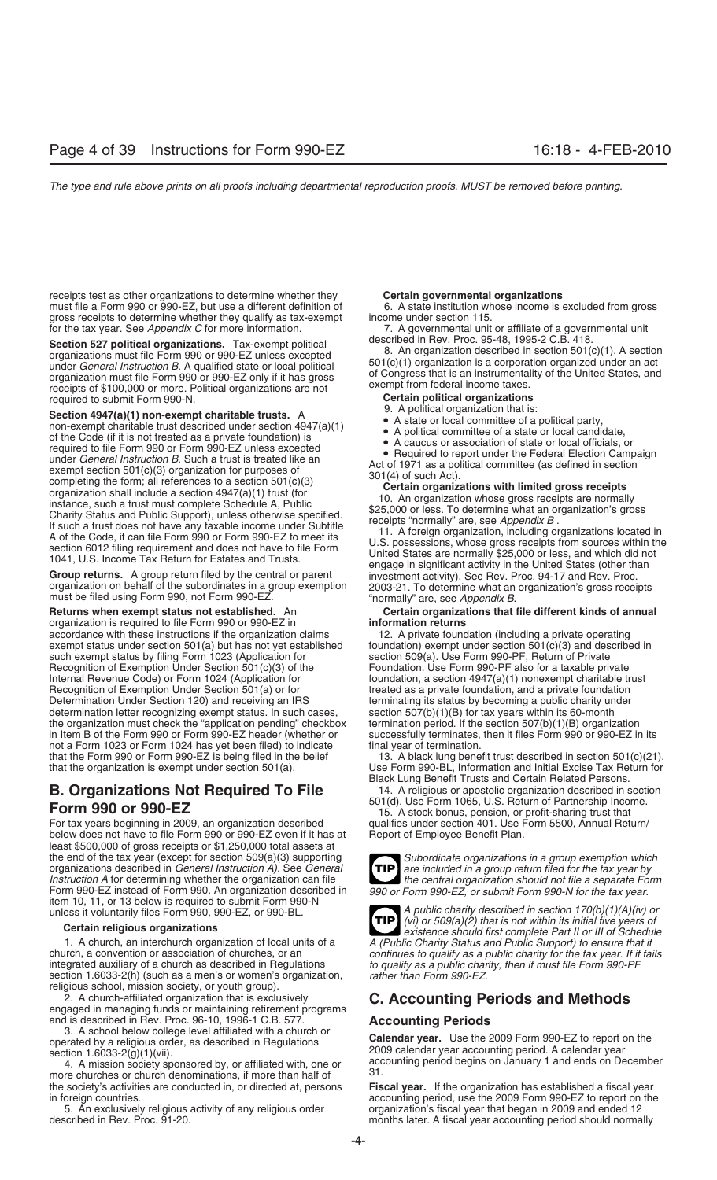receipts test as other organizations to determine whether they must file a Form 990 or 990-EZ, but use a different definition of gross receipts to determine whether they qualify as tax-exempt for the tax year. See *Appendix C* for more information.

**Section 527 political organizations.** Tax-exempt political organizations must file Form 990 or Form 990-EZ unless excepted under *General Instruction B*. A qualified state or local political organization must file Form 990 or 990-EZ only if it has gross receipts of $100,000 or more. Political organizations are not required to submit Form 990-N.

**Section 4947(a)(1) non-exempt charitable trusts.** A non-exempt charitable trust described under section 4947(a)(1) of the Code (if it is not treated as a private foundation) is required to file Form 990 or Form 990-EZ unless excepted under *General Instruction B*. Such a trust is treated like an exempt section 501(c)(3) organization for purposes of completing the form; all references to a section 501(c)(3) organization shall include a section 4947(a)(1) trust (for instance, such a trust must complete Schedule A, Public Charity Status and Public Support), unless otherwise specified. If such a trust does not have any taxable income under Subtitle A of the Code, it can file Form 990 or Form 990-EZ to meet its section 6012 filing requirement and does not have to file Form 1041, U.S. Income Tax Return for Estates and Trusts.

**Group returns.** A group return filed by the central or parent organization on behalf of the subordinates in a group exemption must be filed using Form 990, not Form 990-EZ.

**Returns when exempt status not established.** An organization is required to file Form 990 or 990-EZ in accordance with these instructions if the organization claims exempt status under section 501(a) but has not yet established such exempt status by filing Form 1023 (Application for Recognition of Exemption Under Section 501(c)(3) of the Internal Revenue Code) or Form 1024 (Application for Recognition of Exemption Under Section 501(a) or for Determination Under Section 120) and receiving an IRS determination letter recognizing exempt status. In such cases, the organization must check the "application pending" checkbox in Item B of the Form 990 or Form 990-EZ header (whether or not a Form 1023 or Form 1024 has yet been filed) to indicate that the Form 990 or Form 990-EZ is being filed in the belief that the organization is exempt under section 501(a).

## B. Organizations Not Required To File Form 990 or 990-EZ

For tax years beginning in 2009, an organization described below does not have to file Form 990 or 990-EZ even if it has at least $500,000 of gross receipts or $1,250,000 total assets at the end of the tax year (except for section 509(a)(3) supporting organizations described in *General Instruction A*). See *General Instruction A* for determining whether the organization can file Form 990-EZ instead of Form 990. An organization described in item 10, 11, or 13 below is required to submit Form 990-N unless it voluntarily files Form 990, 990-EZ, or 990-BL.

**Certain religious organizations**

1. A church, an interchurch organization of local units of a church, a convention or association of churches, or an integrated auxiliary of a church as described in Regulations section 1.6033-2(h) (such as a men's or women's organization, religious school, mission society, or youth group).

2. A church-affiliated organization that is exclusively engaged in managing funds or maintaining retirement programs and is described in Rev. Proc. 96-10, 1996-1 C.B. 577.

3. A school below college level affiliated with a church or operated by a religious order, as described in Regulations section 1.6033-2(g)(1)(vii).

4. A mission society sponsored by, or affiliated with, one or more churches or church denominations, if more than half of the society's activities are conducted in, or directed at, persons in foreign countries.

5. An exclusively religious activity of any religious order described in Rev. Proc. 91-20.

**Certain governmental organizations**

6. A state institution whose income is excluded from gross income under section 115.

7. A governmental unit or affiliate of a governmental unit described in Rev. Proc. 95-48, 1995-2 C.B. 418.

8. An organization described in section 501(c)(1). A section 501(c)(1) organization is a corporation organized under an act of Congress that is an instrumentality of the United States, and exempt from federal income taxes.

**Certain political organizations**

9. A political organization that is:

- A state or local committee of a political party,
- A political committee of a state or local candidate,
- A caucus or association of state or local officials, or
- Required to report under the Federal Election Campaign Act of 1971 as a political committee (as defined in section 301(4) of such Act).

**Certain organizations with limited gross receipts**

10. An organization whose gross receipts are normally $25,000 or less. To determine what an organization's gross receipts "normally" are, see *Appendix B*.

11. A foreign organization, including organizations located in U.S. possessions, whose gross receipts from sources within the United States are normally $25,000 or less, and which did not engage in significant activity in the United States (other than investment activity). See Rev. Proc. 94-17 and Rev. Proc. 2003-21. To determine what an organization's gross receipts "normally" are, see *Appendix B*.

**Certain organizations that file different kinds of annual information returns**

12. A private foundation (including a private operating foundation) exempt under section 501(c)(3) and described in section 509(a). Use Form 990-PF, Return of Private Foundation. Use Form 990-PF also for a taxable private foundation, a section 4947(a)(1) nonexempt charitable trust treated as a private foundation, and a private foundation terminating its status by becoming a public charity under section 507(b)(1)(B) for tax years within its 60-month termination period. If the section 507(b)(1)(B) organization successfully terminates, then it files Form 990 or 990-EZ in its final year of termination.

13. A black lung benefit trust described in section 501(c)(21). Use Form 990-BL, Information and Initial Excise Tax Return for Black Lung Benefit Trusts and Certain Related Persons.

14. A religious or apostolic organization described in section 501(d). Use Form 1065, U.S. Return of Partnership Income.

15. A stock bonus, pension, or profit-sharing trust that qualifies under section 401. Use Form 5500, Annual Return/Report of Employee Benefit Plan.

**TIP** *Subordinate organizations in a group exemption which are included in a group return filed for the tax year by the central organization should not file a separate Form 990 or Form 990-EZ, or submit Form 990-N for the tax year.*

**TIP** *A public charity described in section 170(b)(1)(A)(iv) or (vi) or 509(a)(2) that is not within its initial five years of existence should first complete Part II or III of Schedule A (Public Charity Status and Public Support) to ensure that it continues to qualify as a public charity for the tax year. If it fails to qualify as a public charity, then it must file Form 990-PF rather than Form 990-EZ.*

## C. Accounting Periods and Methods

### Accounting Periods

**Calendar year.** Use the 2009 Form 990-EZ to report on the 2009 calendar year accounting period. A calendar year accounting period begins on January 1 and ends on December 31.

**Fiscal year.** If the organization has established a fiscal year accounting period, use the 2009 Form 990-EZ to report on the organization's fiscal year that began in 2009 and ended 12 months later. A fiscal year accounting period should normally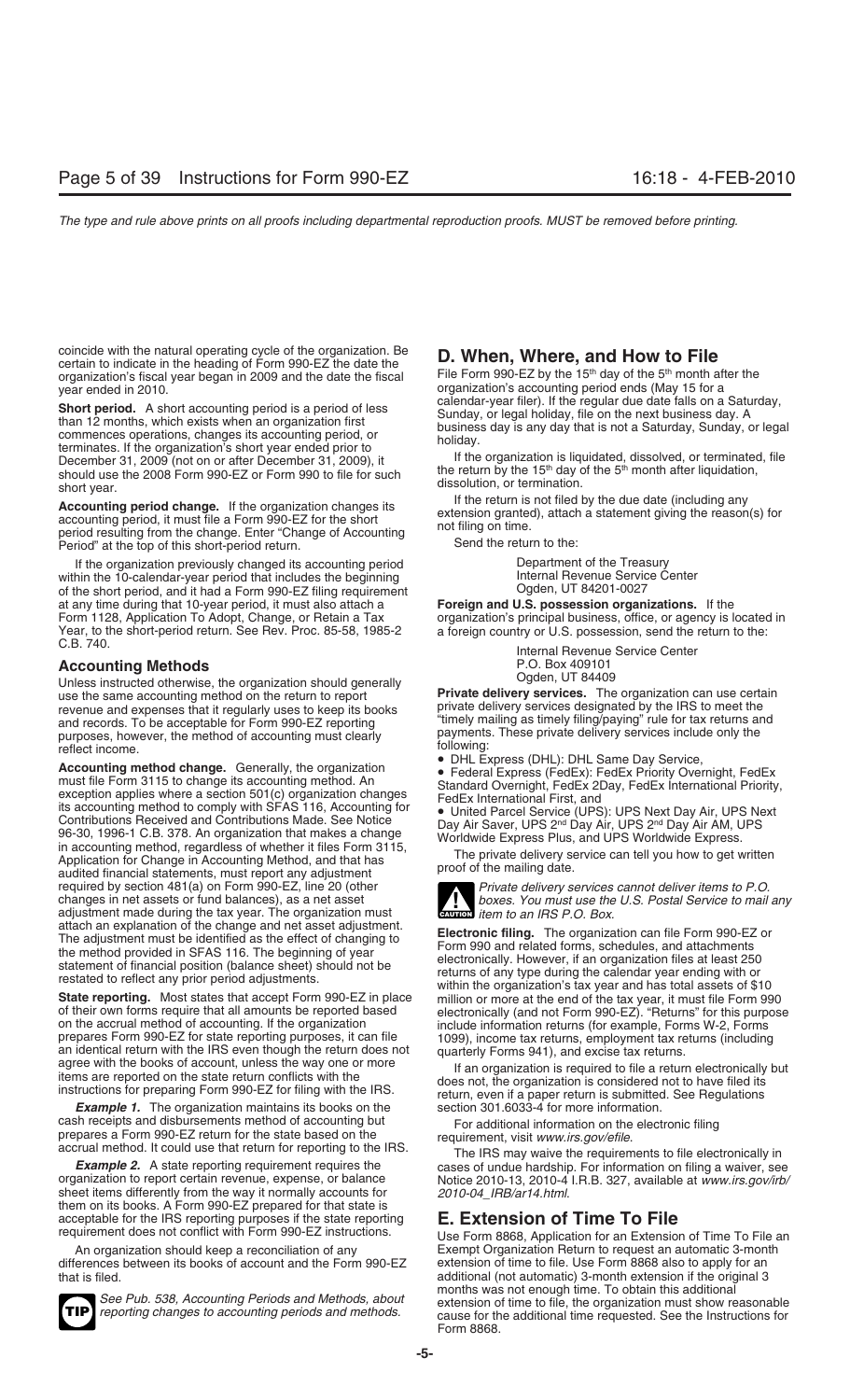coincide with the natural operating cycle of the organization. Be certain to indicate in the heading of Form 990-EZ the date the organization's fiscal year began in 2009 and the date the fiscal year ended in 2010.

**Short period.** A short accounting period is a period of less than 12 months, which exists when an organization first commences operations, changes its accounting period, or terminates. If the organization's short year ended prior to December 31, 2009 (not on or after December 31, 2009), it should use the 2008 Form 990-EZ or Form 990 to file for such short year.

**Accounting period change.** If the organization changes its accounting period, it must file a Form 990-EZ for the short period resulting from the change. Enter "Change of Accounting Period" at the top of this short-period return.

If the organization previously changed its accounting period within the 10-calendar-year period that includes the beginning of the short period, and it had a Form 990-EZ filing requirement at any time during that 10-year period, it must also attach a Form 1128, Application To Adopt, Change, or Retain a Tax Year, to the short-period return. See Rev. Proc. 85-58, 1985-2 C.B. 740.

## Accounting Methods

Unless instructed otherwise, the organization should generally use the same accounting method on the return to report revenue and expenses that it regularly uses to keep its books and records. To be acceptable for Form 990-EZ reporting purposes, however, the method of accounting must clearly reflect income.

**Accounting method change.** Generally, the organization must file Form 3115 to change its accounting method. An exception applies where a section 501(c) organization changes its accounting method to comply with SFAS 116, Accounting for Contributions Received and Contributions Made. See Notice 96-30, 1996-1 C.B. 378. An organization that makes a change in accounting method, regardless of whether it files Form 3115, Application for Change in Accounting Method, and that has audited financial statements, must report any adjustment required by section 481(a) on Form 990-EZ, line 20 (other changes in net assets or fund balances), as a net asset adjustment made during the tax year. The organization must attach an explanation of the change and net asset adjustment. The adjustment must be identified as the effect of changing to the method provided in SFAS 116. The beginning of year statement of financial position (balance sheet) should not be restated to reflect any prior period adjustments.

**State reporting.** Most states that accept Form 990-EZ in place of their own forms require that all amounts be reported based on the accrual method of accounting. If the organization prepares Form 990-EZ for state reporting purposes, it can file an identical return with the IRS even though the return does not agree with the books of account, unless the way one or more items are reported on the state return conflicts with the instructions for preparing Form 990-EZ for filing with the IRS.

***Example 1.*** The organization maintains its books on the cash receipts and disbursements method of accounting but prepares a Form 990-EZ return for the state based on the accrual method. It could use that return for reporting to the IRS.

***Example 2.*** A state reporting requirement requires the organization to report certain revenue, expense, or balance sheet items differently from the way it normally accounts for them on its books. A Form 990-EZ prepared for that state is acceptable for the IRS reporting purposes if the state reporting requirement does not conflict with Form 990-EZ instructions.

An organization should keep a reconciliation of any differences between its books of account and the Form 990-EZ that is filed.

**TIP:** *See Pub. 538, Accounting Periods and Methods, about reporting changes to accounting periods and methods.*

# D. When, Where, and How to File

File Form 990-EZ by the 15th day of the 5th month after the organization's accounting period ends (May 15 for a calendar-year filer). If the regular due date falls on a Saturday, Sunday, or legal holiday, file on the next business day. A business day is any day that is not a Saturday, Sunday, or legal holiday.

If the organization is liquidated, dissolved, or terminated, file the return by the 15th day of the 5th month after liquidation, dissolution, or termination.

If the return is not filed by the due date (including any extension granted), attach a statement giving the reason(s) for not filing on time.

Send the return to the:

Department of the Treasury
Internal Revenue Service Center
Ogden, UT 84201-0027

**Foreign and U.S. possession organizations.** If the organization's principal business, office, or agency is located in a foreign country or U.S. possession, send the return to the:

Internal Revenue Service Center
P.O. Box 409101
Ogden, UT 84409

**Private delivery services.** The organization can use certain private delivery services designated by the IRS to meet the "timely mailing as timely filing/paying" rule for tax returns and payments. These private delivery services include only the following:

- DHL Express (DHL): DHL Same Day Service,
- Federal Express (FedEx): FedEx Priority Overnight, FedEx Standard Overnight, FedEx 2Day, FedEx International Priority, FedEx International First, and
- United Parcel Service (UPS): UPS Next Day Air, UPS Next Day Air Saver, UPS 2nd Day Air, UPS 2nd Day Air AM, UPS Worldwide Express Plus, and UPS Worldwide Express.

The private delivery service can tell you how to get written proof of the mailing date.

**CAUTION:** *Private delivery services cannot deliver items to P.O. boxes. You must use the U.S. Postal Service to mail any item to an IRS P.O. Box.*

**Electronic filing.** The organization can file Form 990-EZ or Form 990 and related forms, schedules, and attachments electronically. However, if an organization files at least 250 returns of any type during the calendar year ending with or within the organization's tax year and has total assets of $10 million or more at the end of the tax year, it must file Form 990 electronically (and not Form 990-EZ). "Returns" for this purpose include information returns (for example, Forms W-2, Forms 1099), income tax returns, employment tax returns (including quarterly Forms 941), and excise tax returns.

If an organization is required to file a return electronically but does not, the organization is considered not to have filed its return, even if a paper return is submitted. See Regulations section 301.6033-4 for more information.

For additional information on the electronic filing requirement, visit *www.irs.gov/efile*.

The IRS may waive the requirements to file electronically in cases of undue hardship. For information on filing a waiver, see Notice 2010-13, 2010-4 I.R.B. 327, available at *www.irs.gov/irb/2010-04_IRB/ar14.html*.

# E. Extension of Time To File

Use Form 8868, Application for an Extension of Time To File an Exempt Organization Return to request an automatic 3-month extension of time to file. Use Form 8868 also to apply for an additional (not automatic) 3-month extension if the original 3 months was not enough time. To obtain this additional extension of time to file, the organization must show reasonable cause for the additional time requested. See the Instructions for Form 8868.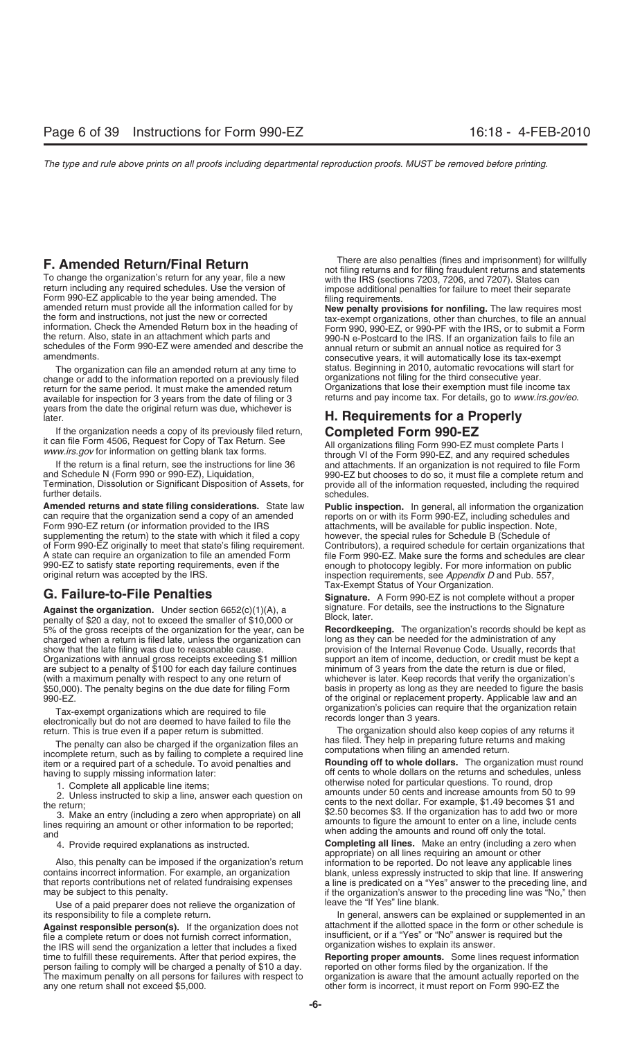## F. Amended Return/Final Return

To change the organization's return for any year, file a new return including any required schedules. Use the version of Form 990-EZ applicable to the year being amended. The amended return must provide all the information called for by the form and instructions, not just the new or corrected information. Check the Amended Return box in the heading of the return. Also, state in an attachment which parts and schedules of the Form 990-EZ were amended and describe the amendments.

The organization can file an amended return at any time to change or add to the information reported on a previously filed return for the same period. It must make the amended return available for inspection for 3 years from the date of filing or 3 years from the date the original return was due, whichever is later.

If the organization needs a copy of its previously filed return, it can file Form 4506, Request for Copy of Tax Return. See *www.irs.gov* for information on getting blank tax forms.

If the return is a final return, see the instructions for line 36 and Schedule N (Form 990 or 990-EZ), Liquidation, Termination, Dissolution or Significant Disposition of Assets, for further details.

**Amended returns and state filing considerations.** State law can require that the organization send a copy of an amended Form 990-EZ return (or information provided to the IRS supplementing the return) to the state with which it filed a copy of Form 990-EZ originally to meet that state's filing requirement. A state can require an organization to file an amended Form 990-EZ to satisfy state reporting requirements, even if the original return was accepted by the IRS.

## G. Failure-to-File Penalties

**Against the organization.** Under section 6652(c)(1)(A), a penalty of $20 a day, not to exceed the smaller of $10,000 or 5% of the gross receipts of the organization for the year, can be charged when a return is filed late, unless the organization can show that the late filing was due to reasonable cause. Organizations with annual gross receipts exceeding $1 million are subject to a penalty of $100 for each day failure continues (with a maximum penalty with respect to any one return of $50,000). The penalty begins on the due date for filing Form 990-EZ.

Tax-exempt organizations which are required to file electronically but do not are deemed to have failed to file the return. This is true even if a paper return is submitted.

The penalty can also be charged if the organization files an incomplete return, such as by failing to complete a required line item or a required part of a schedule. To avoid penalties and having to supply missing information later:

1. Complete all applicable line items;
2. Unless instructed to skip a line, answer each question on the return;
3. Make an entry (including a zero when appropriate) on all lines requiring an amount or other information to be reported; and
4. Provide required explanations as instructed.

Also, this penalty can be imposed if the organization's return contains incorrect information. For example, an organization that reports contributions net of related fundraising expenses may be subject to this penalty.

Use of a paid preparer does not relieve the organization of its responsibility to file a complete return.

**Against responsible person(s).** If the organization does not file a complete return or does not furnish correct information, the IRS will send the organization a letter that includes a fixed time to fulfill these requirements. After that period expires, the person failing to comply will be charged a penalty of $10 a day. The maximum penalty on all persons for failures with respect to any one return shall not exceed $5,000.

There are also penalties (fines and imprisonment) for willfully not filing returns and for filing fraudulent returns and statements with the IRS (sections 7203, 7206, and 7207). States can impose additional penalties for failure to meet their separate filing requirements.

**New penalty provisions for nonfiling.** The law requires most tax-exempt organizations, other than churches, to file an annual Form 990, 990-EZ, or 990-PF with the IRS, or to submit a Form 990-N e-Postcard to the IRS. If an organization fails to file an annual return or submit an annual notice as required for 3 consecutive years, it will automatically lose its tax-exempt status. Beginning in 2010, automatic revocations will start for organizations not filing for the third consecutive year. Organizations that lose their exemption must file income tax returns and pay income tax. For details, go to *www.irs.gov/eo.*

## H. Requirements for a Properly Completed Form 990-EZ

All organizations filing Form 990-EZ must complete Parts I through VI of the Form 990-EZ, and any required schedules and attachments. If an organization is not required to file Form 990-EZ but chooses to do so, it must file a complete return and provide all of the information requested, including the required schedules.

**Public inspection.** In general, all information the organization reports on or with its Form 990-EZ, including schedules and attachments, will be available for public inspection. Note, however, the special rules for Schedule B (Schedule of Contributors), a required schedule for certain organizations that file Form 990-EZ. Make sure the forms and schedules are clear enough to photocopy legibly. For more information on public inspection requirements, see *Appendix D* and Pub. 557, Tax-Exempt Status of Your Organization.

**Signature.** A Form 990-EZ is not complete without a proper signature. For details, see the instructions to the Signature Block, later.

**Recordkeeping.** The organization's records should be kept as long as they can be needed for the administration of any provision of the Internal Revenue Code. Usually, records that support an item of income, deduction, or credit must be kept a minimum of 3 years from the date the return is due or filed, whichever is later. Keep records that verify the organization's basis in property as long as they are needed to figure the basis of the original or replacement property. Applicable law and an organization's policies can require that the organization retain records longer than 3 years.

The organization should also keep copies of any returns it has filed. They help in preparing future returns and making computations when filing an amended return.

**Rounding off to whole dollars.** The organization must round off cents to whole dollars on the returns and schedules, unless otherwise noted for particular questions. To round, drop amounts under 50 cents and increase amounts from 50 to 99 cents to the next dollar. For example, $1.49 becomes $1 and $2.50 becomes $3. If the organization has to add two or more amounts to figure the amount to enter on a line, include cents when adding the amounts and round off only the total.

**Completing all lines.** Make an entry (including a zero when appropriate) on all lines requiring an amount or other information to be reported. Do not leave any applicable lines blank, unless expressly instructed to skip that line. If answering a line is predicated on a "Yes" answer to the preceding line, and if the organization's answer to the preceding line was "No," then leave the "If Yes" line blank.

In general, answers can be explained or supplemented in an attachment if the allotted space in the form or other schedule is insufficient, or if a "Yes" or "No" answer is required but the organization wishes to explain its answer.

**Reporting proper amounts.** Some lines request information reported on other forms filed by the organization. If the organization is aware that the amount actually reported on the other form is incorrect, it must report on Form 990-EZ the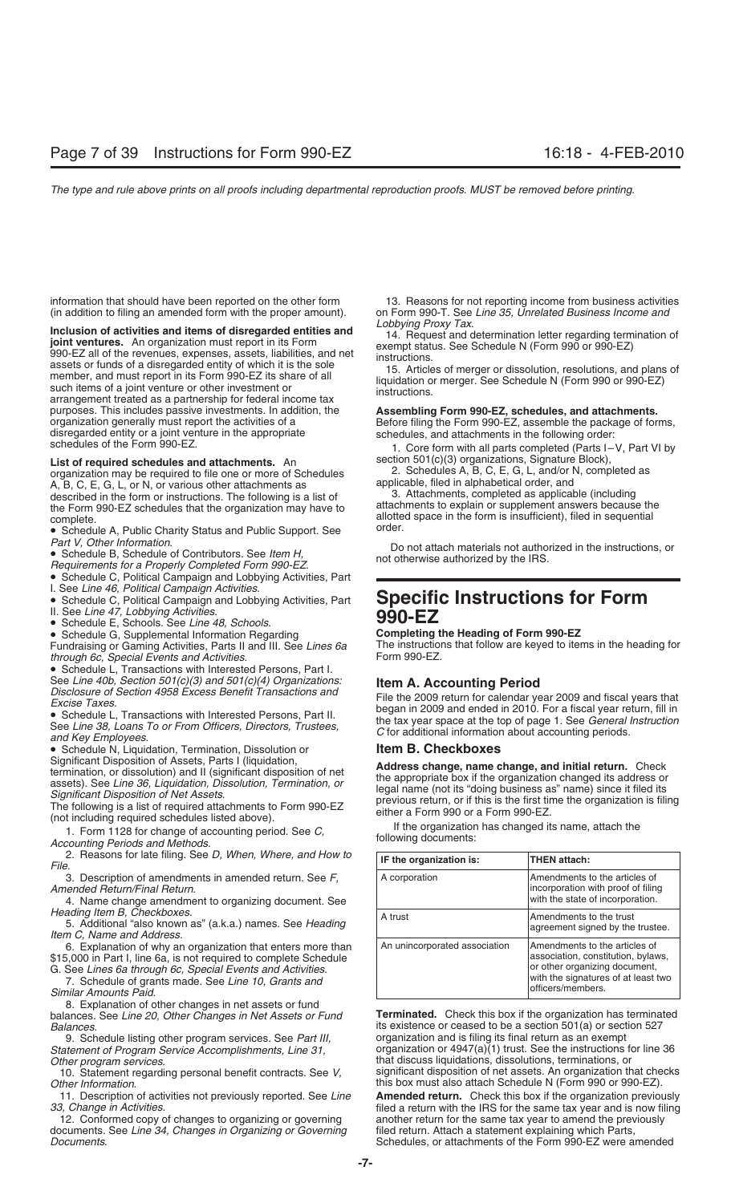information that should have been reported on the other form (in addition to filing an amended form with the proper amount).

**Inclusion of activities and items of disregarded entities and joint ventures.** An organization must report in its Form 990-EZ all of the revenues, expenses, assets, liabilities, and net assets or funds of a disregarded entity of which it is the sole member, and must report in its Form 990-EZ its share of all such items of a joint venture or other investment or arrangement treated as a partnership for federal income tax purposes. This includes passive investments. In addition, the organization generally must report the activities of a disregarded entity or a joint venture in the appropriate schedules of the Form 990-EZ.

**List of required schedules and attachments.** An organization may be required to file one or more of Schedules A, B, C, E, G, L, or N, or various other attachments as described in the form or instructions. The following is a list of the Form 990-EZ schedules that the organization may have to complete.

- Schedule A, Public Charity Status and Public Support. See *Part V, Other Information*.
- Schedule B, Schedule of Contributors. See *Item H, Requirements for a Properly Completed Form 990-EZ*.
- Schedule C, Political Campaign and Lobbying Activities, Part I. See *Line 46, Political Campaign Activities*.
- Schedule C, Political Campaign and Lobbying Activities, Part II. See *Line 47, Lobbying Activities*.
- Schedule E, Schools. See *Line 48, Schools*.
- Schedule G, Supplemental Information Regarding Fundraising or Gaming Activities, Parts II and III. See *Lines 6a through 6c, Special Events and Activities*.
- Schedule L, Transactions with Interested Persons, Part I. See *Line 40b, Section 501(c)(3) and 501(c)(4) Organizations: Disclosure of Section 4958 Excess Benefit Transactions and Excise Taxes*.
- Schedule L, Transactions with Interested Persons, Part II. See *Line 38, Loans To or From Officers, Directors, Trustees, and Key Employees*.
- Schedule N, Liquidation, Termination, Dissolution or Significant Disposition of Assets, Parts I (liquidation, termination, or dissolution) and II (significant disposition of net assets). See *Line 36, Liquidation, Dissolution, Termination, or Significant Disposition of Net Assets*.

The following is a list of required attachments to Form 990-EZ (not including required schedules listed above).

1. Form 1128 for change of accounting period. See *C, Accounting Periods and Methods*.
2. Reasons for late filing. See *D, When, Where, and How to File*.
3. Description of amendments in amended return. See *F, Amended Return/Final Return*.
4. Name change amendment to organizing document. See *Heading Item B, Checkboxes*.
5. Additional "also known as" (a.k.a.) names. See *Heading Item C, Name and Address*.
6. Explanation of why an organization that enters more than $15,000 in Part I, line 6a, is not required to complete Schedule G. See *Lines 6a through 6c, Special Events and Activities*.
7. Schedule of grants made. See *Line 10, Grants and Similar Amounts Paid*.
8. Explanation of other changes in net assets or fund balances. See *Line 20, Other Changes in Net Assets or Fund Balances*.
9. Schedule listing other program services. See *Part III, Statement of Program Service Accomplishments, Line 31, Other program services*.
10. Statement regarding personal benefit contracts. See *V, Other Information*.
11. Description of activities not previously reported. See *Line 33, Change in Activities*.
12. Conformed copy of changes to organizing or governing documents. See *Line 34, Changes in Organizing or Governing Documents*.
13. Reasons for not reporting income from business activities on Form 990-T. See *Line 35, Unrelated Business Income and Lobbying Proxy Tax*.
14. Request and determination letter regarding termination of exempt status. See Schedule N (Form 990 or 990-EZ) instructions.
15. Articles of merger or dissolution, resolutions, and plans of liquidation or merger. See Schedule N (Form 990 or 990-EZ) instructions.

**Assembling Form 990-EZ, schedules, and attachments.** Before filing the Form 990-EZ, assemble the package of forms, schedules, and attachments in the following order:

1. Core form with all parts completed (Parts I–V, Part VI by section 501(c)(3) organizations, Signature Block),
2. Schedules A, B, C, E, G, L, and/or N, completed as applicable, filed in alphabetical order, and
3. Attachments, completed as applicable (including attachments to explain or supplement answers because the allotted space in the form is insufficient), filed in sequential order.

Do not attach materials not authorized in the instructions, or not otherwise authorized by the IRS.

# Specific Instructions for Form 990-EZ

**Completing the Heading of Form 990-EZ**

The instructions that follow are keyed to items in the heading for Form 990-EZ.

## Item A. Accounting Period

File the 2009 return for calendar year 2009 and fiscal years that began in 2009 and ended in 2010. For a fiscal year return, fill in the tax year space at the top of page 1. See *General Instruction C* for additional information about accounting periods.

## Item B. Checkboxes

**Address change, name change, and initial return.** Check the appropriate box if the organization changed its address or legal name (not its "doing business as" name) since it filed its previous return, or if this is the first time the organization is filing either a Form 990 or a Form 990-EZ.

If the organization has changed its name, attach the following documents:

| IF the organization is: | THEN attach: |
|---|---|
| A corporation | Amendments to the articles of incorporation with proof of filing with the state of incorporation. |
| A trust | Amendments to the trust agreement signed by the trustee. |
| An unincorporated association | Amendments to the articles of association, constitution, bylaws, or other organizing document, with the signatures of at least two officers/members. |

**Terminated.** Check this box if the organization has terminated its existence or ceased to be a section 501(a) or section 527 organization and is filing its final return as an exempt organization or 4947(a)(1) trust. See the instructions for line 36 that discuss liquidations, dissolutions, terminations, or significant disposition of net assets. An organization that checks this box must also attach Schedule N (Form 990 or 990-EZ).

**Amended return.** Check this box if the organization previously filed a return with the IRS for the same tax year and is now filing another return for the same tax year to amend the previously filed return. Attach a statement explaining which Parts, Schedules, or attachments of the Form 990-EZ were amended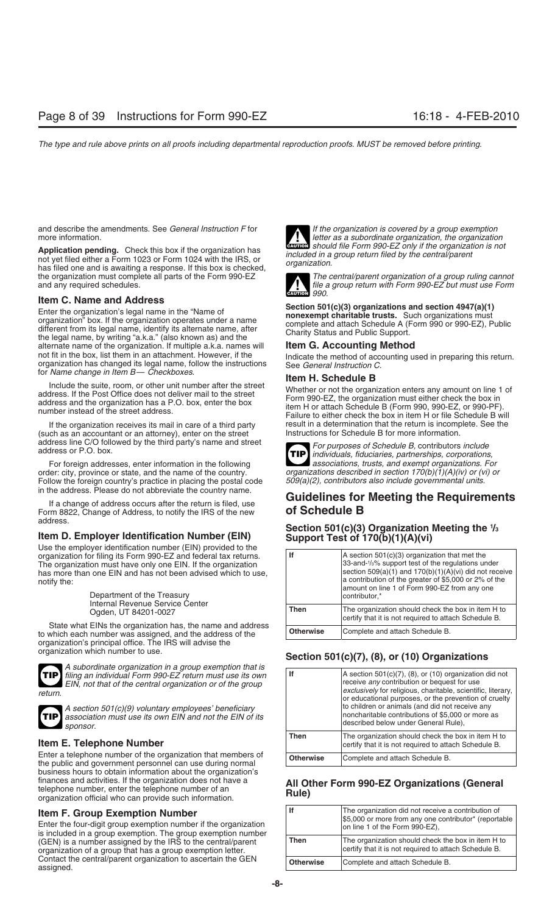and describe the amendments. See *General Instruction F* for more information.

**Application pending.** Check this box if the organization has not yet filed either a Form 1023 or Form 1024 with the IRS, or has filed one and is awaiting a response. If this box is checked, the organization must complete all parts of the Form 990-EZ and any required schedules.

### Item C. Name and Address

Enter the organization's legal name in the "Name of organization" box. If the organization operates under a name different from its legal name, identify its alternate name, after the legal name, by writing "a.k.a." (also known as) and the alternate name of the organization. If multiple a.k.a. names will not fit in the box, list them in an attachment. However, if the organization has changed its legal name, follow the instructions for *Name change in Item B— Checkboxes*.

Include the suite, room, or other unit number after the street address. If the Post Office does not deliver mail to the street address and the organization has a P.O. box, enter the box number instead of the street address.

If the organization receives its mail in care of a third party (such as an accountant or an attorney), enter on the street address line C/O followed by the third party's name and street address or P.O. box.

For foreign addresses, enter information in the following order: city, province or state, and the name of the country. Follow the foreign country's practice in placing the postal code in the address. Please do not abbreviate the country name.

If a change of address occurs after the return is filed, use Form 8822, Change of Address, to notify the IRS of the new address.

### Item D. Employer Identification Number (EIN)

Use the employer identification number (EIN) provided to the organization for filing its Form 990-EZ and federal tax returns. The organization must have only one EIN. If the organization has more than one EIN and has not been advised which to use, notify the:

Department of the Treasury
Internal Revenue Service Center
Ogden, UT 84201-0027

State what EINs the organization has, the name and address to which each number was assigned, and the address of the organization's principal office. The IRS will advise the organization which number to use.

**TIP** *A subordinate organization in a group exemption that is filing an individual Form 990-EZ return must use its own EIN, not that of the central organization or of the group return.*

**TIP** *A section 501(c)(9) voluntary employees' beneficiary association must use its own EIN and not the EIN of its sponsor.*

### Item E. Telephone Number

Enter a telephone number of the organization that members of the public and government personnel can use during normal business hours to obtain information about the organization's finances and activities. If the organization does not have a telephone number, enter the telephone number of an organization official who can provide such information.

### Item F. Group Exemption Number

Enter the four-digit group exemption number if the organization is included in a group exemption. The group exemption number (GEN) is a number assigned by the IRS to the central/parent organization of a group that has a group exemption letter. Contact the central/parent organization to ascertain the GEN assigned.

**CAUTION** *If the organization is covered by a group exemption letter as a subordinate organization, the organization should file Form 990-EZ only if the organization is not included in a group return filed by the central/parent organization.*

**CAUTION** *The central/parent organization of a group ruling cannot file a group return with Form 990-EZ but must use Form 990.*

**Section 501(c)(3) organizations and section 4947(a)(1) nonexempt charitable trusts.** Such organizations must complete and attach Schedule A (Form 990 or 990-EZ), Public Charity Status and Public Support.

### Item G. Accounting Method

Indicate the method of accounting used in preparing this return. See *General Instruction C*.

### Item H. Schedule B

Whether or not the organization enters any amount on line 1 of Form 990-EZ, the organization must either check the box in item H or attach Schedule B (Form 990, 990-EZ, or 990-PF). Failure to either check the box in item H or file Schedule B will result in a determination that the return is incomplete. See the Instructions for Schedule B for more information.

**TIP** *For purposes of Schedule B,* contributors *include individuals, fiduciaries, partnerships, corporations, associations, trusts, and exempt organizations. For organizations described in section 170(b)(1)(A)(iv) or (vi) or 509(a)(2), contributors also include governmental units.*

## Guidelines for Meeting the Requirements of Schedule B

### Section 501(c)(3) Organization Meeting the $^1/_3$ Support Test of 170(b)(1)(A)(vi)

| | |
|---|---|
| **If** | A section 501(c)(3) organization that met the 33-and-$^1/_3$% support test of the regulations under section 509(a)(1) and 170(b)(1)(A)(vi) did not receive a contribution of the greater of $5,000 or 2% of the amount on line 1 of Form 990-EZ from any one contributor,* |
| **Then** | The organization should check the box in item H to certify that it is not required to attach Schedule B. |
| **Otherwise** | Complete and attach Schedule B. |

### Section 501(c)(7), (8), or (10) Organizations

| | |
|---|---|
| **If** | A section 501(c)(7), (8), or (10) organization did not receive *any* contribution or bequest for use *exclusively* for religious, charitable, scientific, literary, or educational purposes, or the prevention of cruelty to children or animals (and did not receive any noncharitable contributions of $5,000 or more as described below under General Rule), |
| **Then** | The organization should check the box in item H to certify that it is not required to attach Schedule B. |
| **Otherwise** | Complete and attach Schedule B. |

### All Other Form 990-EZ Organizations (General Rule)

| | |
|---|---|
| **If** | The organization did not receive a contribution of $5,000 or more from any one contributor* (reportable on line 1 of the Form 990-EZ), |
| **Then** | The organization should check the box in item H to certify that it is not required to attach Schedule B. |
| **Otherwise** | Complete and attach Schedule B. |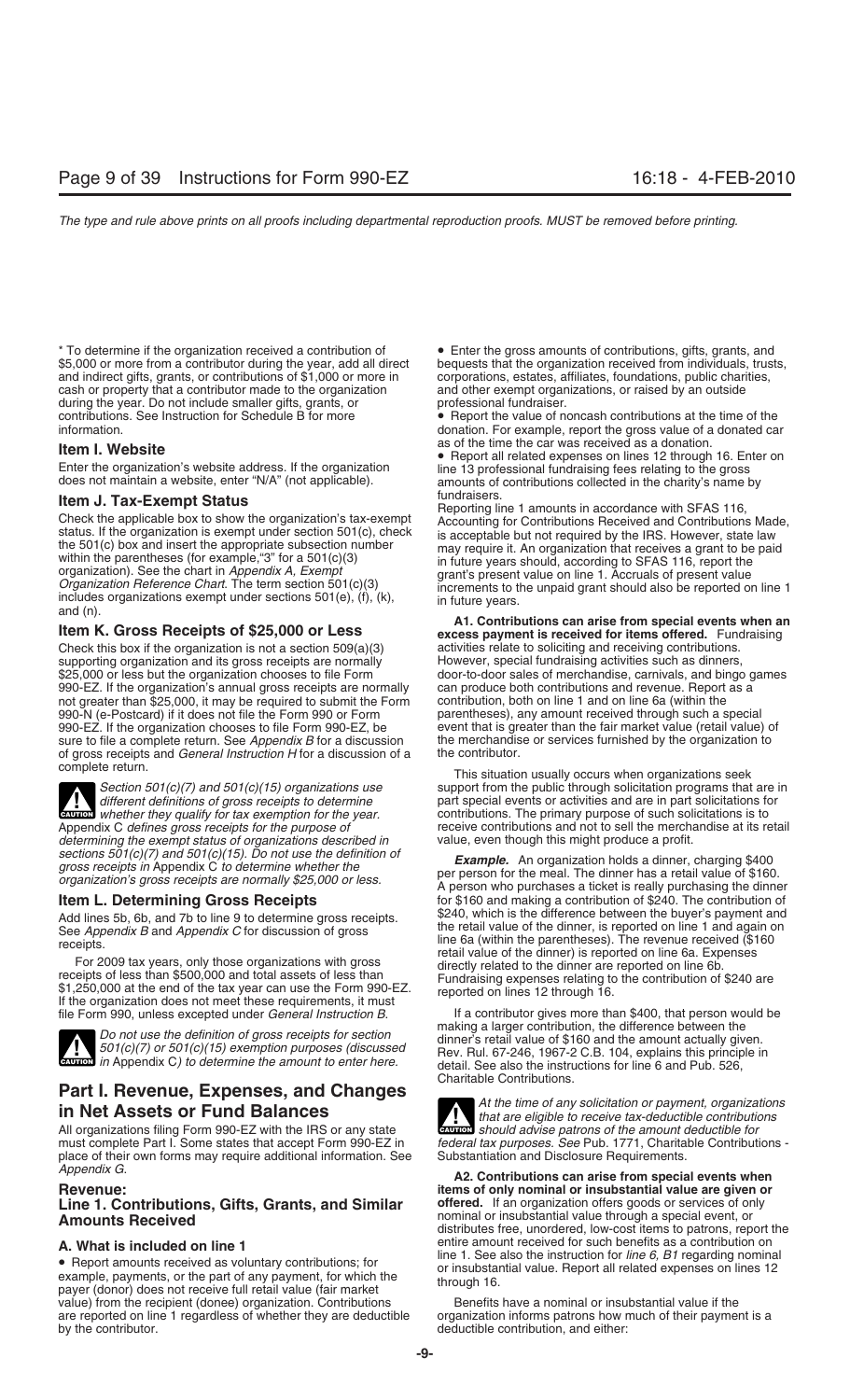\* To determine if the organization received a contribution of $5,000 or more from a contributor during the year, add all direct and indirect gifts, grants, or contributions of $1,000 or more in cash or property that a contributor made to the organization during the year. Do not include smaller gifts, grants, or contributions. See Instruction for Schedule B for more information.

### Item I. Website

Enter the organization's website address. If the organization does not maintain a website, enter "N/A" (not applicable).

### Item J. Tax-Exempt Status

Check the applicable box to show the organization's tax-exempt status. If the organization is exempt under section 501(c), check the 501(c) box and insert the appropriate subsection number within the parentheses (for example,"3" for a 501(c)(3) organization). See the chart in *Appendix A, Exempt Organization Reference Chart*. The term section 501(c)(3) includes organizations exempt under sections 501(e), (f), (k), and (n).

### Item K. Gross Receipts of $25,000 or Less

Check this box if the organization is not a section 509(a)(3) supporting organization and its gross receipts are normally $25,000 or less but the organization chooses to file Form 990-EZ. If the organization's annual gross receipts are normally not greater than $25,000, it may be required to submit the Form 990-N (e-Postcard) if it does not file the Form 990 or Form 990-EZ. If the organization chooses to file Form 990-EZ, be sure to file a complete return. See *Appendix B* for a discussion of gross receipts and *General Instruction H* for a discussion of a complete return.

**CAUTION:** *Section 501(c)(7) and 501(c)(15) organizations use different definitions of gross receipts to determine whether they qualify for tax exemption for the year.* Appendix C *defines gross receipts for the purpose of determining the exempt status of organizations described in sections 501(c)(7) and 501(c)(15). Do not use the definition of gross receipts in* Appendix C *to determine whether the organization's gross receipts are normally $25,000 or less.*

### Item L. Determining Gross Receipts

Add lines 5b, 6b, and 7b to line 9 to determine gross receipts. See *Appendix B* and *Appendix C* for discussion of gross receipts.

For 2009 tax years, only those organizations with gross receipts of less than $500,000 and total assets of less than $1,250,000 at the end of the tax year can use the Form 990-EZ. If the organization does not meet these requirements, it must file Form 990, unless excepted under *General Instruction B*.

**CAUTION:** *Do not use the definition of gross receipts for section 501(c)(7) or 501(c)(15) exemption purposes (discussed in* Appendix C*) to determine the amount to enter here.*

## Part I. Revenue, Expenses, and Changes in Net Assets or Fund Balances

All organizations filing Form 990-EZ with the IRS or any state must complete Part I. Some states that accept Form 990-EZ in place of their own forms may require additional information. See *Appendix G*.

### Revenue:

### Line 1. Contributions, Gifts, Grants, and Similar Amounts Received

#### A. What is included on line 1

- Report amounts received as voluntary contributions; for example, payments, or the part of any payment, for which the payer (donor) does not receive full retail value (fair market value) from the recipient (donee) organization. Contributions are reported on line 1 regardless of whether they are deductible by the contributor.
- Enter the gross amounts of contributions, gifts, grants, and bequests that the organization received from individuals, trusts, corporations, estates, affiliates, foundations, public charities, and other exempt organizations, or raised by an outside professional fundraiser.
- Report the value of noncash contributions at the time of the donation. For example, report the gross value of a donated car as of the time the car was received as a donation.
- Report all related expenses on lines 12 through 16. Enter on line 13 professional fundraising fees relating to the gross amounts of contributions collected in the charity's name by fundraisers.

Reporting line 1 amounts in accordance with SFAS 116, Accounting for Contributions Received and Contributions Made, is acceptable but not required by the IRS. However, state law may require it. An organization that receives a grant to be paid in future years should, according to SFAS 116, report the grant's present value on line 1. Accruals of present value increments to the unpaid grant should also be reported on line 1 in future years.

**A1. Contributions can arise from special events when an excess payment is received for items offered.** Fundraising activities relate to soliciting and receiving contributions. However, special fundraising activities such as dinners, door-to-door sales of merchandise, carnivals, and bingo games can produce both contributions and revenue. Report as a contribution, both on line 1 and on line 6a (within the parentheses), any amount received through such a special event that is greater than the fair market value (retail value) of the merchandise or services furnished by the organization to the contributor.

This situation usually occurs when organizations seek support from the public through solicitation programs that are in part special events or activities and are in part solicitations for contributions. The primary purpose of such solicitations is to receive contributions and not to sell the merchandise at its retail value, even though this might produce a profit.

***Example.*** An organization holds a dinner, charging $400 per person for the meal. The dinner has a retail value of $160. A person who purchases a ticket is really purchasing the dinner for $160 and making a contribution of $240. The contribution of $240, which is the difference between the buyer's payment and the retail value of the dinner, is reported on line 1 and again on line 6a (within the parentheses). The revenue received ($160 retail value of the dinner) is reported on line 6a. Expenses directly related to the dinner are reported on line 6b. Fundraising expenses relating to the contribution of $240 are reported on lines 12 through 16.

If a contributor gives more than $400, that person would be making a larger contribution, the difference between the dinner's retail value of $160 and the amount actually given. Rev. Rul. 67-246, 1967-2 C.B. 104, explains this principle in detail. See also the instructions for line 6 and Pub. 526, Charitable Contributions.

**CAUTION:** *At the time of any solicitation or payment, organizations that are eligible to receive tax-deductible contributions should advise patrons of the amount deductible for federal tax purposes. See* Pub. 1771, Charitable Contributions - Substantiation and Disclosure Requirements.

**A2. Contributions can arise from special events when items of only nominal or insubstantial value are given or offered.** If an organization offers goods or services of only nominal or insubstantial value through a special event, or distributes free, unordered, low-cost items to patrons, report the entire amount received for such benefits as a contribution on line 1. See also the instruction for *line 6, B1* regarding nominal or insubstantial value. Report all related expenses on lines 12 through 16.

Benefits have a nominal or insubstantial value if the organization informs patrons how much of their payment is a deductible contribution, and either: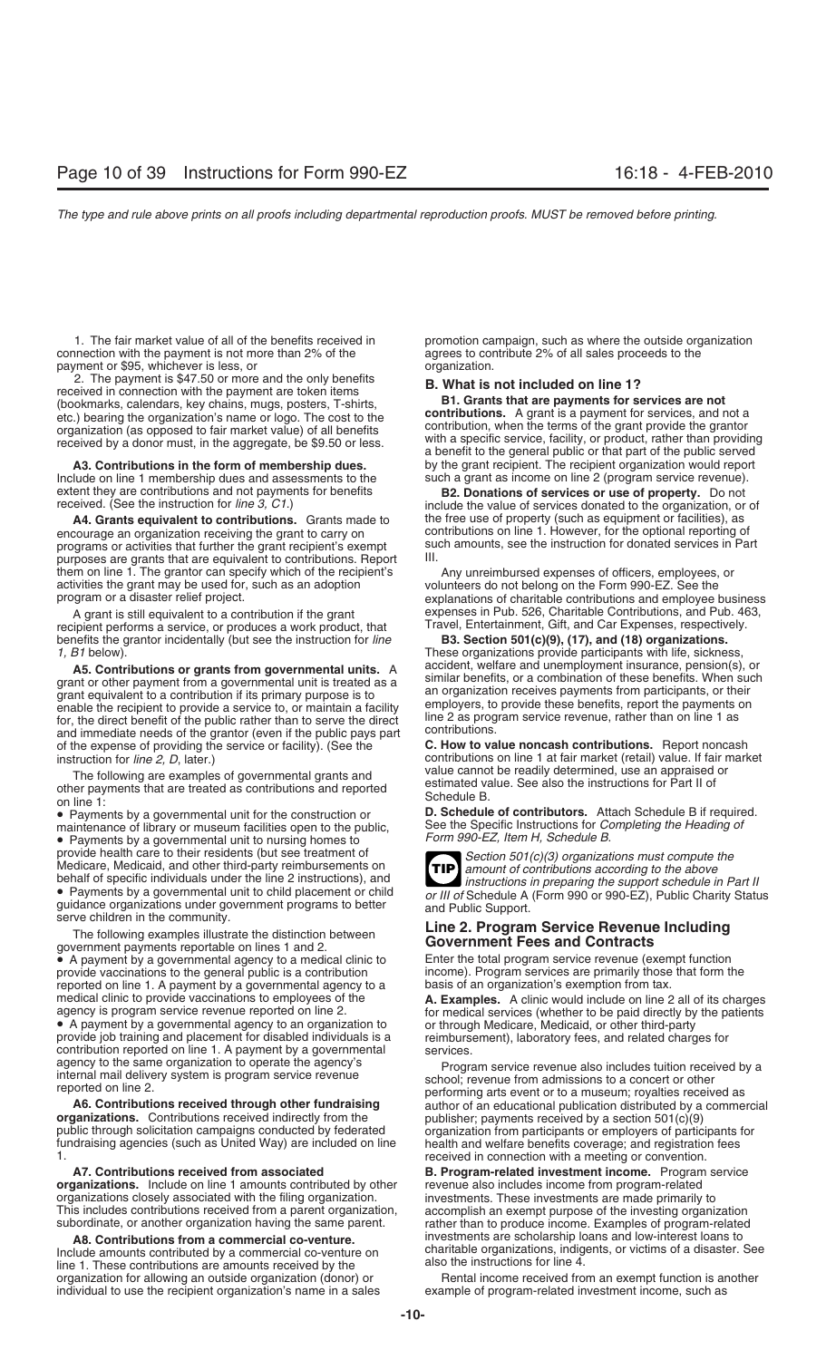1. The fair market value of all of the benefits received in connection with the payment is not more than 2% of the payment or $95, whichever is less, or

2. The payment is $47.50 or more and the only benefits received in connection with the payment are token items (bookmarks, calendars, key chains, mugs, posters, T-shirts, etc.) bearing the organization's name or logo. The cost to the organization (as opposed to fair market value) of all benefits received by a donor must, in the aggregate, be $9.50 or less.

**A3. Contributions in the form of membership dues.** Include on line 1 membership dues and assessments to the extent they are contributions and not payments for benefits received. (See the instruction for *line 3, C1*.)

**A4. Grants equivalent to contributions.** Grants made to encourage an organization receiving the grant to carry on programs or activities that further the grant recipient's exempt purposes are grants that are equivalent to contributions. Report them on line 1. The grantor can specify which of the recipient's activities the grant may be used for, such as an adoption program or a disaster relief project.

A grant is still equivalent to a contribution if the grant recipient performs a service, or produces a work product, that benefits the grantor incidentally (but see the instruction for *line 1, B1* below).

**A5. Contributions or grants from governmental units.** A grant or other payment from a governmental unit is treated as a grant equivalent to a contribution if its primary purpose is to enable the recipient to provide a service to, or maintain a facility for, the direct benefit of the public rather than to serve the direct and immediate needs of the grantor (even if the public pays part of the expense of providing the service or facility). (See the instruction for *line 2, D*, later.)

The following are examples of governmental grants and other payments that are treated as contributions and reported on line 1:

- Payments by a governmental unit for the construction or maintenance of library or museum facilities open to the public,
- Payments by a governmental unit to nursing homes to provide health care to their residents (but see treatment of Medicare, Medicaid, and other third-party reimbursements on behalf of specific individuals under the line 2 instructions), and
- Payments by a governmental unit to child placement or child guidance organizations under government programs to better serve children in the community.

The following examples illustrate the distinction between government payments reportable on lines 1 and 2.

- A payment by a governmental agency to a medical clinic to provide vaccinations to the general public is a contribution reported on line 1. A payment by a governmental agency to a medical clinic to provide vaccinations to employees of the agency is program service revenue reported on line 2.
- A payment by a governmental agency to an organization to provide job training and placement for disabled individuals is a contribution reported on line 1. A payment by a governmental agency to the same organization to operate the agency's internal mail delivery system is program service revenue reported on line 2.

**A6. Contributions received through other fundraising organizations.** Contributions received indirectly from the public through solicitation campaigns conducted by federated fundraising agencies (such as United Way) are included on line 1.

**A7. Contributions received from associated organizations.** Include on line 1 amounts contributed by other organizations closely associated with the filing organization. This includes contributions received from a parent organization, subordinate, or another organization having the same parent.

**A8. Contributions from a commercial co-venture.** Include amounts contributed by a commercial co-venture on line 1. These contributions are amounts received by the organization for allowing an outside organization (donor) or individual to use the recipient organization's name in a sales promotion campaign, such as where the outside organization agrees to contribute 2% of all sales proceeds to the organization.

### B. What is not included on line 1?

**B1. Grants that are payments for services are not contributions.** A grant is a payment for services, and not a contribution, when the terms of the grant provide the grantor with a specific service, facility, or product, rather than providing a benefit to the general public or that part of the public served by the grant recipient. The recipient organization would report such a grant as income on line 2 (program service revenue).

**B2. Donations of services or use of property.** Do not include the value of services donated to the organization, or of the free use of property (such as equipment or facilities), as contributions on line 1. However, for the optional reporting of such amounts, see the instruction for donated services in Part III.

Any unreimbursed expenses of officers, employees, or volunteers do not belong on the Form 990-EZ. See the explanations of charitable contributions and employee business expenses in Pub. 526, Charitable Contributions, and Pub. 463, Travel, Entertainment, Gift, and Car Expenses, respectively.

**B3. Section 501(c)(9), (17), and (18) organizations.** These organizations provide participants with life, sickness, accident, welfare and unemployment insurance, pension(s), or similar benefits, or a combination of these benefits. When such an organization receives payments from participants, or their employers, to provide these benefits, report the payments on line 2 as program service revenue, rather than on line 1 as contributions.

**C. How to value noncash contributions.** Report noncash contributions on line 1 at fair market (retail) value. If fair market value cannot be readily determined, use an appraised or estimated value. See also the instructions for Part II of Schedule B.

**D. Schedule of contributors.** Attach Schedule B if required. See the Specific Instructions for *Completing the Heading of Form 990-EZ, Item H, Schedule B.*

**TIP** *Section 501(c)(3) organizations must compute the amount of contributions according to the above instructions in preparing the support schedule in Part II or III of* Schedule A (Form 990 or 990-EZ), Public Charity Status and Public Support.

## Line 2. Program Service Revenue Including Government Fees and Contracts

Enter the total program service revenue (exempt function income). Program services are primarily those that form the basis of an organization's exemption from tax.

**A. Examples.** A clinic would include on line 2 all of its charges for medical services (whether to be paid directly by the patients or through Medicare, Medicaid, or other third-party reimbursement), laboratory fees, and related charges for services.

Program service revenue also includes tuition received by a school; revenue from admissions to a concert or other performing arts event or to a museum; royalties received as author of an educational publication distributed by a commercial publisher; payments received by a section 501(c)(9) organization from participants or employers of participants for health and welfare benefits coverage; and registration fees received in connection with a meeting or convention.

**B. Program-related investment income.** Program service revenue also includes income from program-related investments. These investments are made primarily to accomplish an exempt purpose of the investing organization rather than to produce income. Examples of program-related investments are scholarship loans and low-interest loans to charitable organizations, indigents, or victims of a disaster. See also the instructions for line 4.

Rental income received from an exempt function is another example of program-related investment income, such as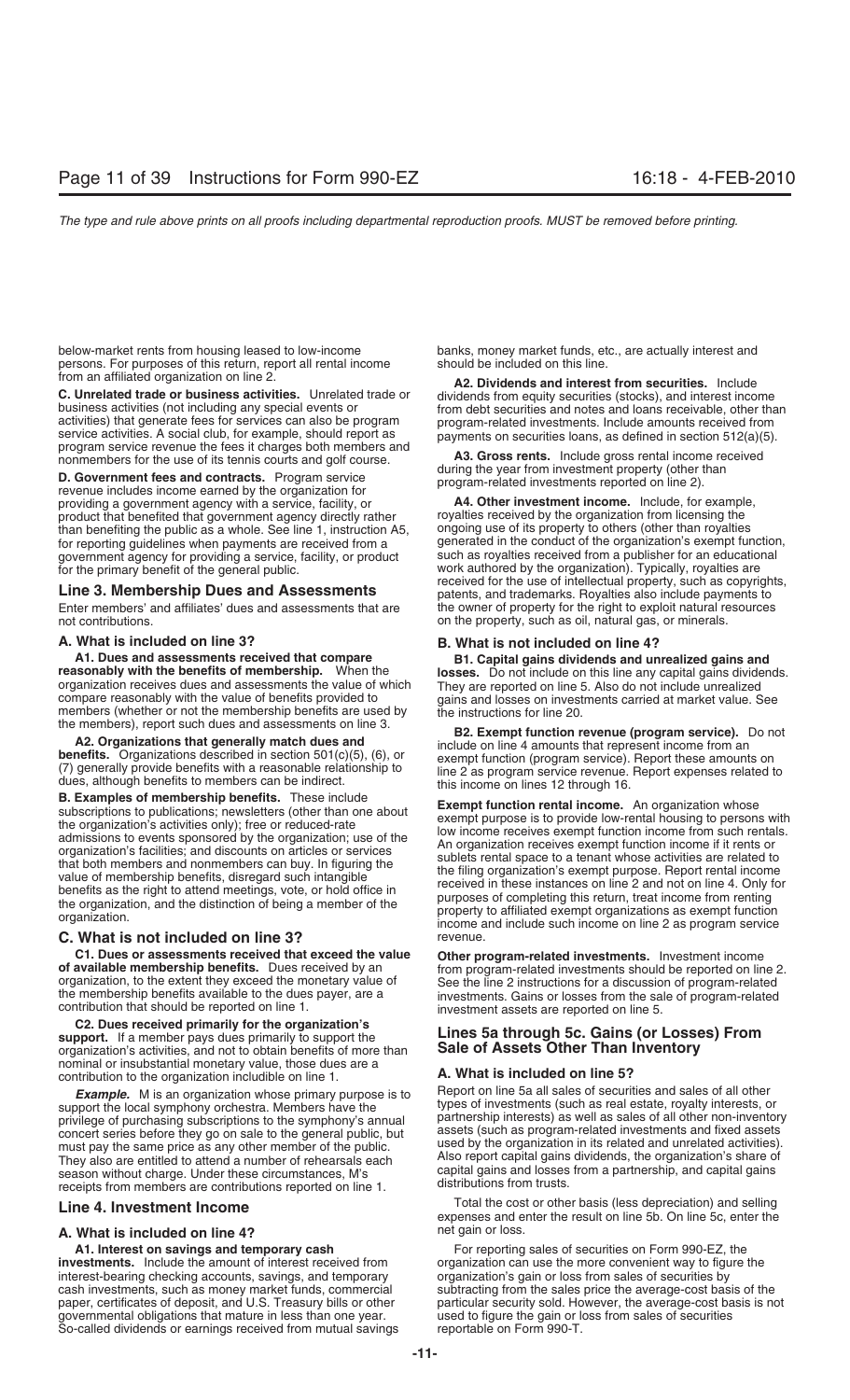below-market rents from housing leased to low-income persons. For purposes of this return, report all rental income from an affiliated organization on line 2.

**C. Unrelated trade or business activities.** Unrelated trade or business activities (not including any special events or activities) that generate fees for services can also be program service activities. A social club, for example, should report as program service revenue the fees it charges both members and nonmembers for the use of its tennis courts and golf course.

**D. Government fees and contracts.** Program service revenue includes income earned by the organization for providing a government agency with a service, facility, or product that benefited that government agency directly rather than benefiting the public as a whole. See line 1, instruction A5, for reporting guidelines when payments are received from a government agency for providing a service, facility, or product for the primary benefit of the general public.

## Line 3. Membership Dues and Assessments

Enter members' and affiliates' dues and assessments that are not contributions.

### A. What is included on line 3?

**A1. Dues and assessments received that compare reasonably with the benefits of membership.** When the organization receives dues and assessments the value of which compare reasonably with the value of benefits provided to members (whether or not the membership benefits are used by the members), report such dues and assessments on line 3.

**A2. Organizations that generally match dues and benefits.** Organizations described in section 501(c)(5), (6), or (7) generally provide benefits with a reasonable relationship to dues, although benefits to members can be indirect.

**B. Examples of membership benefits.** These include subscriptions to publications; newsletters (other than one about the organization's activities only); free or reduced-rate admissions to events sponsored by the organization; use of the organization's facilities; and discounts on articles or services that both members and nonmembers can buy. In figuring the value of membership benefits, disregard such intangible benefits as the right to attend meetings, vote, or hold office in the organization, and the distinction of being a member of the organization.

### C. What is not included on line 3?

**C1. Dues or assessments received that exceed the value of available membership benefits.** Dues received by an organization, to the extent they exceed the monetary value of the membership benefits available to the dues payer, are a contribution that should be reported on line 1.

**C2. Dues received primarily for the organization's support.** If a member pays dues primarily to support the organization's activities, and not to obtain benefits of more than nominal or insubstantial monetary value, those dues are a contribution to the organization includible on line 1.

***Example.*** M is an organization whose primary purpose is to support the local symphony orchestra. Members have the privilege of purchasing subscriptions to the symphony's annual concert series before they go on sale to the general public, but must pay the same price as any other member of the public. They also are entitled to attend a number of rehearsals each season without charge. Under these circumstances, M's receipts from members are contributions reported on line 1.

## Line 4. Investment Income

### A. What is included on line 4?

**A1. Interest on savings and temporary cash investments.** Include the amount of interest received from interest-bearing checking accounts, savings, and temporary cash investments, such as money market funds, commercial paper, certificates of deposit, and U.S. Treasury bills or other governmental obligations that mature in less than one year. So-called dividends or earnings received from mutual savings banks, money market funds, etc., are actually interest and should be included on this line.

**A2. Dividends and interest from securities.** Include dividends from equity securities (stocks), and interest income from debt securities and notes and loans receivable, other than program-related investments. Include amounts received from payments on securities loans, as defined in section 512(a)(5).

**A3. Gross rents.** Include gross rental income received during the year from investment property (other than program-related investments reported on line 2).

**A4. Other investment income.** Include, for example, royalties received by the organization from licensing the ongoing use of its property to others (other than royalties generated in the conduct of the organization's exempt function, such as royalties received from a publisher for an educational work authored by the organization). Typically, royalties are received for the use of intellectual property, such as copyrights, patents, and trademarks. Royalties also include payments to the owner of property for the right to exploit natural resources on the property, such as oil, natural gas, or minerals.

### B. What is not included on line 4?

**B1. Capital gains dividends and unrealized gains and losses.** Do not include on this line any capital gains dividends. They are reported on line 5. Also do not include unrealized gains and losses on investments carried at market value. See the instructions for line 20.

**B2. Exempt function revenue (program service).** Do not include on line 4 amounts that represent income from an exempt function (program service). Report these amounts on line 2 as program service revenue. Report expenses related to this income on lines 12 through 16.

**Exempt function rental income.** An organization whose exempt purpose is to provide low-rental housing to persons with low income receives exempt function income from such rentals. An organization receives exempt function income if it rents or sublets rental space to a tenant whose activities are related to the filing organization's exempt purpose. Report rental income received in these instances on line 2 and not on line 4. Only for purposes of completing this return, treat income from renting property to affiliated exempt organizations as exempt function income and include such income on line 2 as program service revenue.

**Other program-related investments.** Investment income from program-related investments should be reported on line 2. See the line 2 instructions for a discussion of program-related investments. Gains or losses from the sale of program-related investment assets are reported on line 5.

## Lines 5a through 5c. Gains (or Losses) From Sale of Assets Other Than Inventory

### A. What is included on line 5?

Report on line 5a all sales of securities and sales of all other types of investments (such as real estate, royalty interests, or partnership interests) as well as sales of all other non-inventory assets (such as program-related investments and fixed assets used by the organization in its related and unrelated activities). Also report capital gains dividends, the organization's share of capital gains and losses from a partnership, and capital gains distributions from trusts.

Total the cost or other basis (less depreciation) and selling expenses and enter the result on line 5b. On line 5c, enter the net gain or loss.

For reporting sales of securities on Form 990-EZ, the organization can use the more convenient way to figure the organization's gain or loss from sales of securities by subtracting from the sales price the average-cost basis of the particular security sold. However, the average-cost basis is not used to figure the gain or loss from sales of securities reportable on Form 990-T.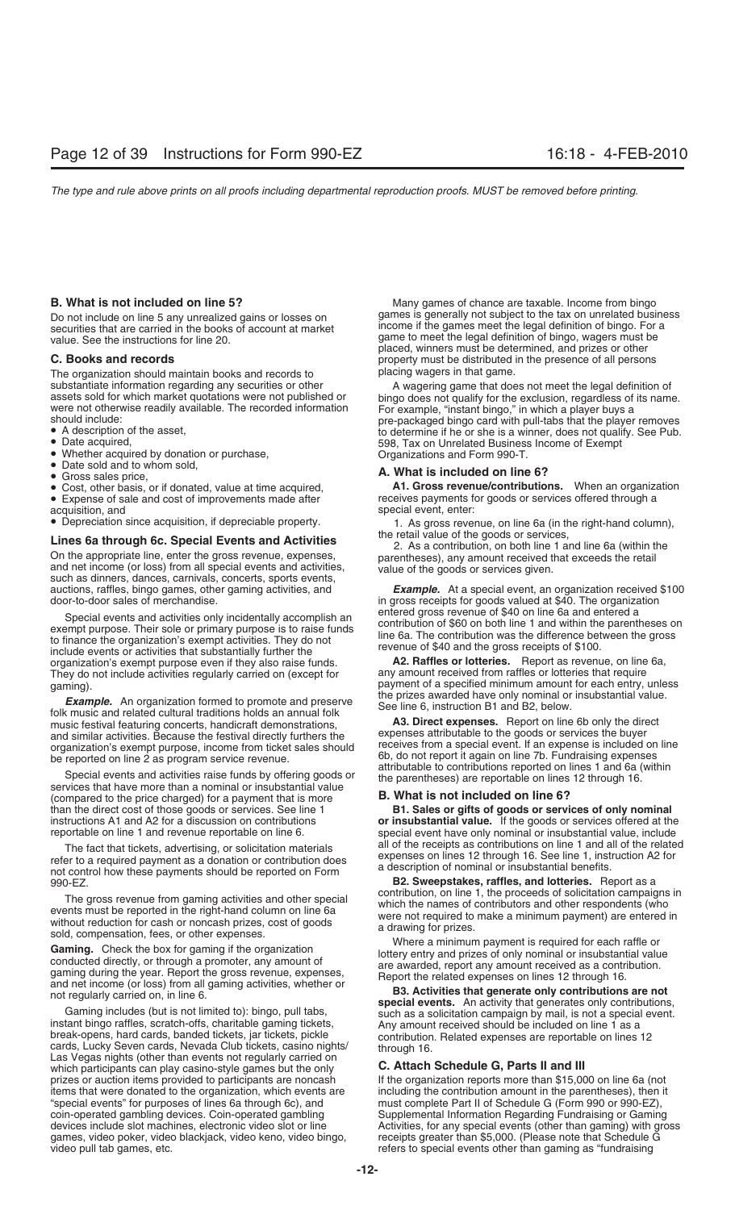**B. What is not included on line 5?**

Do not include on line 5 any unrealized gains or losses on securities that are carried in the books of account at market value. See the instructions for line 20.

**C. Books and records**

The organization should maintain books and records to substantiate information regarding any securities or other assets sold for which market quotations were not published or were not otherwise readily available. The recorded information should include:

- A description of the asset,
- Date acquired,
- Whether acquired by donation or purchase,
- Date sold and to whom sold,
- Gross sales price,
- Cost, other basis, or if donated, value at time acquired,
- Expense of sale and cost of improvements made after acquisition, and
- Depreciation since acquisition, if depreciable property.

## Lines 6a through 6c. Special Events and Activities

On the appropriate line, enter the gross revenue, expenses, and net income (or loss) from all special events and activities, such as dinners, dances, carnivals, concerts, sports events, auctions, raffles, bingo games, other gaming activities, and door-to-door sales of merchandise.

Special events and activities only incidentally accomplish an exempt purpose. Their sole or primary purpose is to raise funds to finance the organization's exempt activities. They do not include events or activities that substantially further the organization's exempt purpose even if they also raise funds. They do not include activities regularly carried on (except for gaming).

***Example.*** An organization formed to promote and preserve folk music and related cultural traditions holds an annual folk music festival featuring concerts, handicraft demonstrations, and similar activities. Because the festival directly furthers the organization's exempt purpose, income from ticket sales should be reported on line 2 as program service revenue.

Special events and activities raise funds by offering goods or services that have more than a nominal or insubstantial value (compared to the price charged) for a payment that is more than the direct cost of those goods or services. See line 1 instructions A1 and A2 for a discussion on contributions reportable on line 1 and revenue reportable on line 6.

The fact that tickets, advertising, or solicitation materials refer to a required payment as a donation or contribution does not control how these payments should be reported on Form 990-EZ.

The gross revenue from gaming activities and other special events must be reported in the right-hand column on line 6a without reduction for cash or noncash prizes, cost of goods sold, compensation, fees, or other expenses.

**Gaming.** Check the box for gaming if the organization conducted directly, or through a promoter, any amount of gaming during the year. Report the gross revenue, expenses, and net income (or loss) from all gaming activities, whether or not regularly carried on, in line 6.

Gaming includes (but is not limited to): bingo, pull tabs, instant bingo raffles, scratch-offs, charitable gaming tickets, break-opens, hard cards, banded tickets, jar tickets, pickle cards, Lucky Seven cards, Nevada Club tickets, casino nights/Las Vegas nights (other than events not regularly carried on which participants can play casino-style games but the only prizes or auction items provided to participants are noncash items that were donated to the organization, which events are "special events" for purposes of lines 6a through 6c), and coin-operated gambling devices. Coin-operated gambling devices include slot machines, electronic video slot or line games, video poker, video blackjack, video keno, video bingo, video pull tab games, etc.

Many games of chance are taxable. Income from bingo games is generally not subject to the tax on unrelated business income if the games meet the legal definition of bingo. For a game to meet the legal definition of bingo, wagers must be placed, winners must be determined, and prizes or other property must be distributed in the presence of all persons placing wagers in that game.

A wagering game that does not meet the legal definition of bingo does not qualify for the exclusion, regardless of its name. For example, "instant bingo," in which a player buys a pre-packaged bingo card with pull-tabs that the player removes to determine if he or she is a winner, does not qualify. See Pub. 598, Tax on Unrelated Business Income of Exempt Organizations and Form 990-T.

**A. What is included on line 6?**

**A1. Gross revenue/contributions.** When an organization receives payments for goods or services offered through a special event, enter:

1. As gross revenue, on line 6a (in the right-hand column), the retail value of the goods or services,
2. As a contribution, on both line 1 and line 6a (within the parentheses), any amount received that exceeds the retail value of the goods or services given.

***Example.*** At a special event, an organization received $100 in gross receipts for goods valued at $40. The organization entered gross revenue of $40 on line 6a and entered a contribution of $60 on both line 1 and within the parentheses on line 6a. The contribution was the difference between the gross revenue of $40 and the gross receipts of $100.

**A2. Raffles or lotteries.** Report as revenue, on line 6a, any amount received from raffles or lotteries that require payment of a specified minimum amount for each entry, unless the prizes awarded have only nominal or insubstantial value. See line 6, instruction B1 and B2, below.

**A3. Direct expenses.** Report on line 6b only the direct expenses attributable to the goods or services the buyer receives from a special event. If an expense is included on line 6b, do not report it again on line 7b. Fundraising expenses attributable to contributions reported on lines 1 and 6a (within the parentheses) are reportable on lines 12 through 16.

**B. What is not included on line 6?**

**B1. Sales or gifts of goods or services of only nominal or insubstantial value.** If the goods or services offered at the special event have only nominal or insubstantial value, include all of the receipts as contributions on line 1 and all of the related expenses on lines 12 through 16. See line 1, instruction A2 for a description of nominal or insubstantial benefits.

**B2. Sweepstakes, raffles, and lotteries.** Report as a contribution, on line 1, the proceeds of solicitation campaigns in which the names of contributors and other respondents (who were not required to make a minimum payment) are entered in a drawing for prizes.

Where a minimum payment is required for each raffle or lottery entry and prizes of only nominal or insubstantial value are awarded, report any amount received as a contribution. Report the related expenses on lines 12 through 16.

**B3. Activities that generate only contributions are not special events.** An activity that generates only contributions, such as a solicitation campaign by mail, is not a special event. Any amount received should be included on line 1 as a contribution. Related expenses are reportable on lines 12 through 16.

**C. Attach Schedule G, Parts II and III**

If the organization reports more than $15,000 on line 6a (not including the contribution amount in the parentheses), then it must complete Part II of Schedule G (Form 990 or 990-EZ), Supplemental Information Regarding Fundraising or Gaming Activities, for any special events (other than gaming) with gross receipts greater than $5,000. (Please note that Schedule G refers to special events other than gaming as "fundraising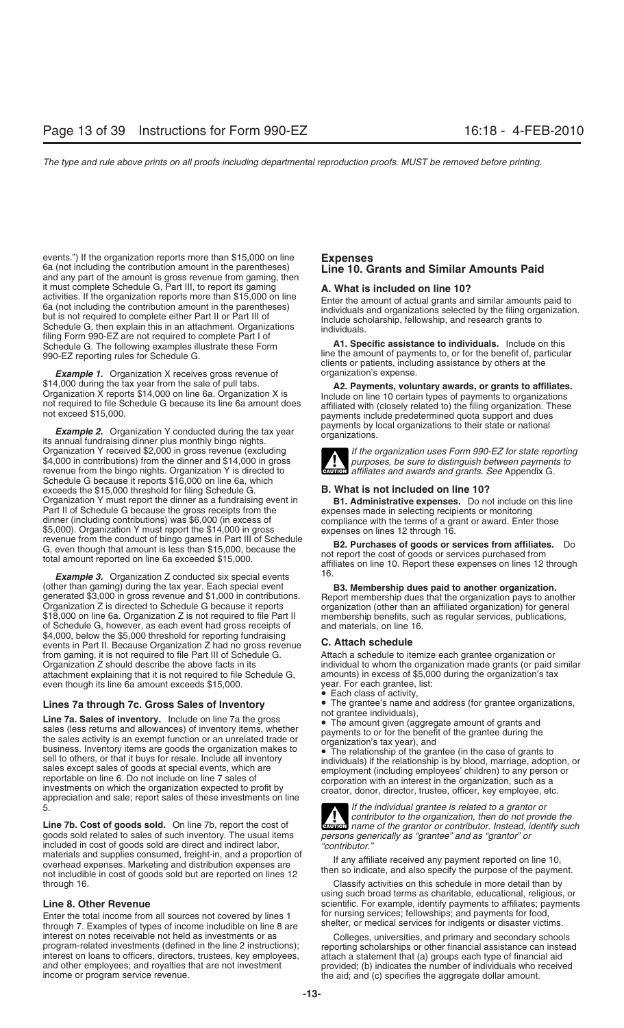events.") If the organization reports more than $15,000 on line 6a (not including the contribution amount in the parentheses) and any part of the amount is gross revenue from gaming, then it must complete Schedule G, Part III, to report its gaming activities. If the organization reports more than $15,000 on line 6a (not including the contribution amount in the parentheses) but is not required to complete either Part II or Part III of Schedule G, then explain this in an attachment. Organizations filing Form 990-EZ are not required to complete Part I of Schedule G. The following examples illustrate these Form 990-EZ reporting rules for Schedule G.

***Example 1.*** Organization X receives gross revenue of $14,000 during the tax year from the sale of pull tabs. Organization X reports $14,000 on line 6a. Organization X is not required to file Schedule G because its line 6a amount does not exceed $15,000.

***Example 2.*** Organization Y conducted during the tax year its annual fundraising dinner plus monthly bingo nights. Organization Y received $2,000 in gross revenue (excluding $4,000 in contributions) from the dinner and $14,000 in gross revenue from the bingo nights. Organization Y is directed to Schedule G because it reports $16,000 on line 6a, which exceeds the $15,000 threshold for filing Schedule G. Organization Y must report the dinner as a fundraising event in Part II of Schedule G because the gross receipts from the dinner (including contributions) was $6,000 (in excess of $5,000). Organization Y must report the $14,000 in gross revenue from the conduct of bingo games in Part III of Schedule G, even though that amount is less than $15,000, because the total amount reported on line 6a exceeded $15,000.

***Example 3.*** Organization Z conducted six special events (other than gaming) during the tax year. Each special event generated $3,000 in gross revenue and $1,000 in contributions. Organization Z is directed to Schedule G because it reports $18,000 on line 6a. Organization Z is not required to file Part II of Schedule G, however, as each event had gross receipts of $4,000, below the $5,000 threshold for reporting fundraising events in Part II. Because Organization Z had no gross revenue from gaming, it is not required to file Part III of Schedule G. Organization Z should describe the above facts in its attachment explaining that it is not required to file Schedule G, even though its line 6a amount exceeds $15,000.

## Lines 7a through 7c. Gross Sales of Inventory

**Line 7a. Sales of inventory.** Include on line 7a the gross sales (less returns and allowances) of inventory items, whether the sales activity is an exempt function or an unrelated trade or business. Inventory items are goods the organization makes to sell to others, or that it buys for resale. Include all inventory sales except sales of goods at special events, which are reportable on line 6. Do not include on line 7 sales of investments on which the organization expected to profit by appreciation and sale; report sales of these investments on line 5.

**Line 7b. Cost of goods sold.** On line 7b, report the cost of goods sold related to sales of such inventory. The usual items included in cost of goods sold are direct and indirect labor, materials and supplies consumed, freight-in, and a proportion of overhead expenses. Marketing and distribution expenses are not includible in cost of goods sold but are reported on lines 12 through 16.

## Line 8. Other Revenue

Enter the total income from all sources not covered by lines 1 through 7. Examples of types of income includible on line 8 are interest on notes receivable not held as investments or as program-related investments (defined in the line 2 instructions); interest on loans to officers, directors, trustees, key employees, and other employees; and royalties that are not investment income or program service revenue.

# Expenses

## Line 10. Grants and Similar Amounts Paid

### A. What is included on line 10?

Enter the amount of actual grants and similar amounts paid to individuals and organizations selected by the filing organization. Include scholarship, fellowship, and research grants to individuals.

**A1. Specific assistance to individuals.** Include on this line the amount of payments to, or for the benefit of, particular clients or patients, including assistance by others at the organization's expense.

**A2. Payments, voluntary awards, or grants to affiliates.** Include on line 10 certain types of payments to organizations affiliated with (closely related to) the filing organization. These payments include predetermined quota support and dues payments by local organizations to their state or national organizations.

**CAUTION:** *If the organization uses Form 990-EZ for state reporting purposes, be sure to distinguish between payments to affiliates and awards and grants. See Appendix G.*

### B. What is not included on line 10?

**B1. Administrative expenses.** Do not include on this line expenses made in selecting recipients or monitoring compliance with the terms of a grant or award. Enter those expenses on lines 12 through 16.

**B2. Purchases of goods or services from affiliates.** Do not report the cost of goods or services purchased from affiliates on line 10. Report these expenses on lines 12 through 16.

**B3. Membership dues paid to another organization.** Report membership dues that the organization pays to another organization (other than an affiliated organization) for general membership benefits, such as regular services, publications, and materials, on line 16.

### C. Attach schedule

Attach a schedule to itemize each grantee organization or individual to whom the organization made grants (or paid similar amounts) in excess of $5,000 during the organization's tax year. For each grantee, list:

- Each class of activity,
- The grantee's name and address (for grantee organizations, not grantee individuals),
- The amount given (aggregate amount of grants and payments to or for the benefit of the grantee during the organization's tax year), and
- The relationship of the grantee (in the case of grants to individuals) if the relationship is by blood, marriage, adoption, or employment (including employees' children) to any person or corporation with an interest in the organization, such as a creator, donor, director, trustee, officer, key employee, etc.

**CAUTION:** *If the individual grantee is related to a grantor or contributor to the organization, then do not provide the name of the grantor or contributor. Instead, identify such persons generically as "grantee" and as "grantor" or "contributor."*

If any affiliate received any payment reported on line 10, then so indicate, and also specify the purpose of the payment.

Classify activities on this schedule in more detail than by using such broad terms as charitable, educational, religious, or scientific. For example, identify payments to affiliates; payments for nursing services; fellowships; and payments for food, shelter, or medical services for indigents or disaster victims.

Colleges, universities, and primary and secondary schools reporting scholarships or other financial assistance can instead attach a statement that (a) groups each type of financial aid provided; (b) indicates the number of individuals who received the aid; and (c) specifies the aggregate dollar amount.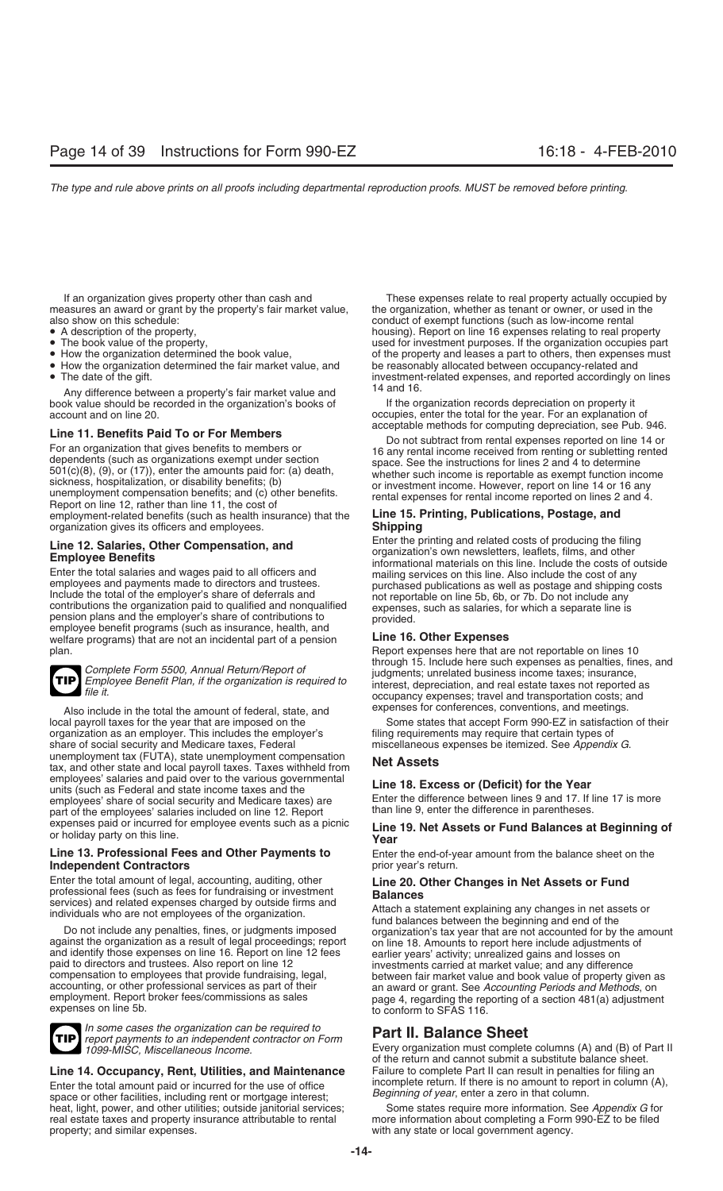If an organization gives property other than cash and measures an award or grant by the property's fair market value, also show on this schedule:

- A description of the property,
- The book value of the property,
- How the organization determined the book value,
- How the organization determined the fair market value, and
- The date of the gift.

Any difference between a property's fair market value and book value should be recorded in the organization's books of account and on line 20.

### Line 11. Benefits Paid To or For Members

For an organization that gives benefits to members or dependents (such as organizations exempt under section 501(c)(8), (9), or (17)), enter the amounts paid for: (a) death, sickness, hospitalization, or disability benefits; (b) unemployment compensation benefits; and (c) other benefits. Report on line 12, rather than line 11, the cost of employment-related benefits (such as health insurance) that the organization gives its officers and employees.

### Line 12. Salaries, Other Compensation, and Employee Benefits

Enter the total salaries and wages paid to all officers and employees and payments made to directors and trustees. Include the total of the employer's share of deferrals and contributions the organization paid to qualified and nonqualified pension plans and the employer's share of contributions to employee benefit programs (such as insurance, health, and welfare programs) that are not an incidental part of a pension plan.

**TIP** *Complete Form 5500, Annual Return/Report of Employee Benefit Plan, if the organization is required to file it.*

Also include in the total the amount of federal, state, and local payroll taxes for the year that are imposed on the organization as an employer. This includes the employer's share of social security and Medicare taxes, Federal unemployment tax (FUTA), state unemployment compensation tax, and other state and local payroll taxes. Taxes withheld from employees' salaries and paid over to the various governmental units (such as Federal and state income taxes and the employees' share of social security and Medicare taxes) are part of the employees' salaries included on line 12. Report expenses paid or incurred for employee events such as a picnic or holiday party on this line.

### Line 13. Professional Fees and Other Payments to Independent Contractors

Enter the total amount of legal, accounting, auditing, other professional fees (such as fees for fundraising or investment services) and related expenses charged by outside firms and individuals who are not employees of the organization.

Do not include any penalties, fines, or judgments imposed against the organization as a result of legal proceedings; report and identify those expenses on line 16. Report on line 12 fees paid to directors and trustees. Also report on line 12 compensation to employees that provide fundraising, legal, accounting, or other professional services as part of their employment. Report broker fees/commissions as sales expenses on line 5b.

**TIP** *In some cases the organization can be required to report payments to an independent contractor on Form 1099-MISC, Miscellaneous Income.*

### Line 14. Occupancy, Rent, Utilities, and Maintenance

Enter the total amount paid or incurred for the use of office space or other facilities, including rent or mortgage interest; heat, light, power, and other utilities; outside janitorial services; real estate taxes and property insurance attributable to rental property; and similar expenses.

These expenses relate to real property actually occupied by the organization, whether as tenant or owner, or used in the conduct of exempt functions (such as low-income rental housing). Report on line 16 expenses relating to real property used for investment purposes. If the organization occupies part of the property and leases a part to others, then expenses must be reasonably allocated between occupancy-related and investment-related expenses, and reported accordingly on lines 14 and 16.

If the organization records depreciation on property it occupies, enter the total for the year. For an explanation of acceptable methods for computing depreciation, see Pub. 946.

Do not subtract from rental expenses reported on line 14 or 16 any rental income received from renting or subletting rented space. See the instructions for lines 2 and 4 to determine whether such income is reportable as exempt function income or investment income. However, report on line 14 or 16 any rental expenses for rental income reported on lines 2 and 4.

### Line 15. Printing, Publications, Postage, and Shipping

Enter the printing and related costs of producing the filing organization's own newsletters, leaflets, films, and other informational materials on this line. Include the costs of outside mailing services on this line. Also include the cost of any purchased publications as well as postage and shipping costs not reportable on line 5b, 6b, or 7b. Do not include any expenses, such as salaries, for which a separate line is provided.

### Line 16. Other Expenses

Report expenses here that are not reportable on lines 10 through 15. Include here such expenses as penalties, fines, and judgments; unrelated business income taxes; insurance, interest, depreciation, and real estate taxes not reported as occupancy expenses; travel and transportation costs; and expenses for conferences, conventions, and meetings.

Some states that accept Form 990-EZ in satisfaction of their filing requirements may require that certain types of miscellaneous expenses be itemized. See *Appendix G*.

## Net Assets

### Line 18. Excess or (Deficit) for the Year

Enter the difference between lines 9 and 17. If line 17 is more than line 9, enter the difference in parentheses.

### Line 19. Net Assets or Fund Balances at Beginning of Year

Enter the end-of-year amount from the balance sheet on the prior year's return.

### Line 20. Other Changes in Net Assets or Fund Balances

Attach a statement explaining any changes in net assets or fund balances between the beginning and end of the organization's tax year that are not accounted for by the amount on line 18. Amounts to report here include adjustments of earlier years' activity; unrealized gains and losses on investments carried at market value; and any difference between fair market value and book value of property given as an award or grant. See *Accounting Periods and Methods*, on page 4, regarding the reporting of a section 481(a) adjustment to conform to SFAS 116.

## Part II. Balance Sheet

Every organization must complete columns (A) and (B) of Part II of the return and cannot submit a substitute balance sheet. Failure to complete Part II can result in penalties for filing an incomplete return. If there is no amount to report in column (A), *Beginning of year*, enter a zero in that column.

Some states require more information. See *Appendix G* for more information about completing a Form 990-EZ to be filed with any state or local government agency.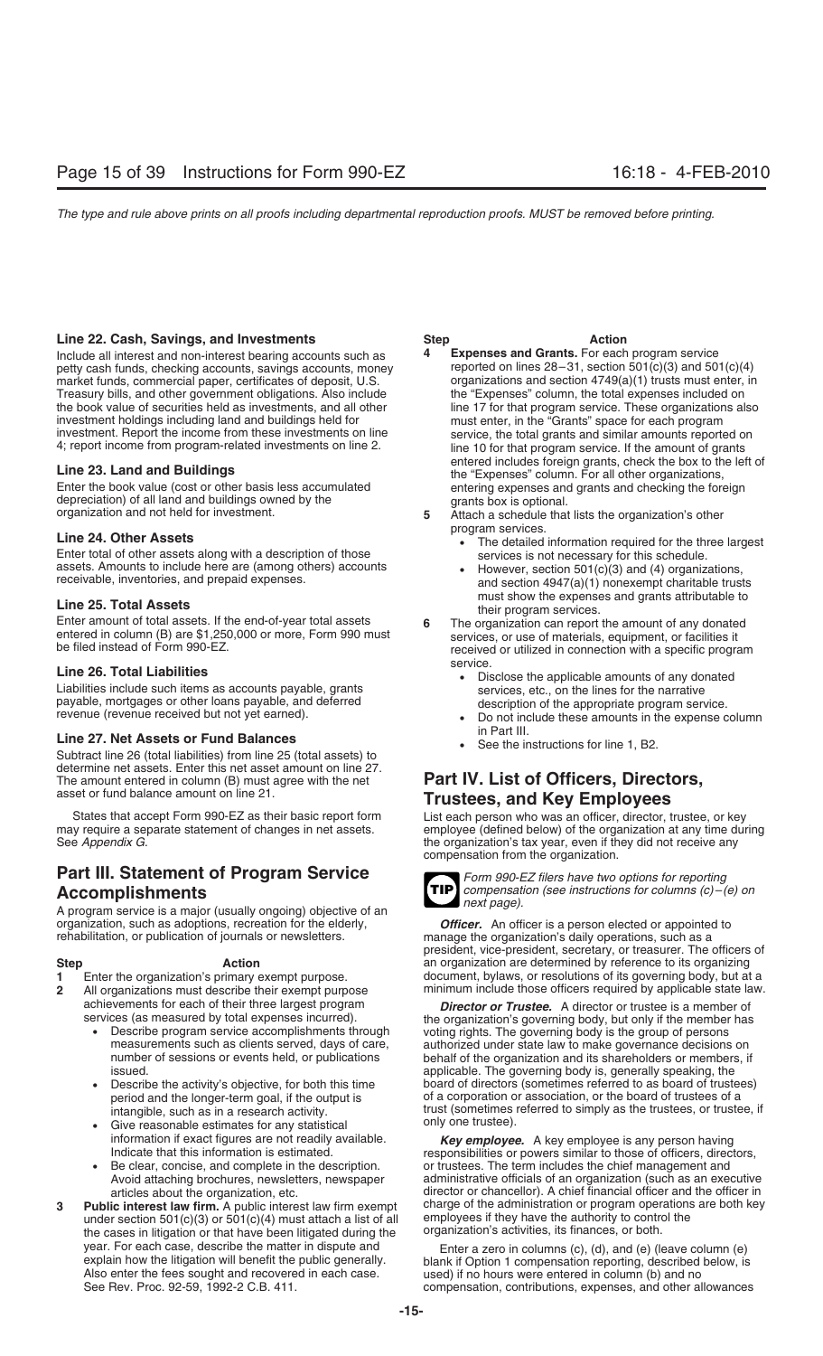**Line 22. Cash, Savings, and Investments**

Include all interest and non-interest bearing accounts such as petty cash funds, checking accounts, savings accounts, money market funds, commercial paper, certificates of deposit, U.S. Treasury bills, and other government obligations. Also include the book value of securities held as investments, and all other investment holdings including land and buildings held for investment. Report the income from these investments on line 4; report income from program-related investments on line 2.

**Line 23. Land and Buildings**

Enter the book value (cost or other basis less accumulated depreciation) of all land and buildings owned by the organization and not held for investment.

**Line 24. Other Assets**

Enter total of other assets along with a description of those assets. Amounts to include here are (among others) accounts receivable, inventories, and prepaid expenses.

**Line 25. Total Assets**

Enter amount of total assets. If the end-of-year total assets entered in column (B) are $1,250,000 or more, Form 990 must be filed instead of Form 990-EZ.

**Line 26. Total Liabilities**

Liabilities include such items as accounts payable, grants payable, mortgages or other loans payable, and deferred revenue (revenue received but not yet earned).

**Line 27. Net Assets or Fund Balances**

Subtract line 26 (total liabilities) from line 25 (total assets) to determine net assets. Enter this net asset amount on line 27. The amount entered in column (B) must agree with the net asset or fund balance amount on line 21.

States that accept Form 990-EZ as their basic report form may require a separate statement of changes in net assets. See *Appendix G*.

## Part III. Statement of Program Service Accomplishments

A program service is a major (usually ongoing) objective of an organization, such as adoptions, recreation for the elderly, rehabilitation, or publication of journals or newsletters.

| Step | Action |
|---|---|
| 1 | Enter the organization's primary exempt purpose. |
| 2 | All organizations must describe their exempt purpose achievements for each of their three largest program services (as measured by total expenses incurred).<br>• Describe program service accomplishments through measurements such as clients served, days of care, number of sessions or events held, or publications issued.<br>• Describe the activity's objective, for both this time period and the longer-term goal, if the output is intangible, such as in a research activity.<br>• Give reasonable estimates for any statistical information if exact figures are not readily available. Indicate that this information is estimated.<br>• Be clear, concise, and complete in the description. Avoid attaching brochures, newsletters, newspaper articles about the organization, etc. |
| 3 | **Public interest law firm.** A public interest law firm exempt under section 501(c)(3) or 501(c)(4) must attach a list of all the cases in litigation or that have been litigated during the year. For each case, describe the matter in dispute and explain how the litigation will benefit the public generally. Also enter the fees sought and recovered in each case. See Rev. Proc. 92-59, 1992-2 C.B. 411. |
| 4 | **Expenses and Grants.** For each program service reported on lines 28–31, section 501(c)(3) and 501(c)(4) organizations and section 4749(a)(1) trusts must enter, in the "Expenses" column, the total expenses included on line 17 for that program service. These organizations also must enter, in the "Grants" space for each program service, the total grants and similar amounts reported on line 10 for that program service. If the amount of grants entered includes foreign grants, check the box to the left of the "Expenses" column. For all other organizations, entering expenses and grants and checking the foreign grants box is optional. |
| 5 | Attach a schedule that lists the organization's other program services.<br>• The detailed information required for the three largest services is not necessary for this schedule.<br>• However, section 501(c)(3) and (4) organizations, and section 4947(a)(1) nonexempt charitable trusts must show the expenses and grants attributable to their program services. |
| 6 | The organization can report the amount of any donated services, or use of materials, equipment, or facilities it received or utilized in connection with a specific program service.<br>• Disclose the applicable amounts of any donated services, etc., on the lines for the narrative description of the appropriate program service.<br>• Do not include these amounts in the expense column in Part III.<br>• See the instructions for line 1, B2. |

## Part IV. List of Officers, Directors, Trustees, and Key Employees

List each person who was an officer, director, trustee, or key employee (defined below) of the organization at any time during the organization's tax year, even if they did not receive any compensation from the organization.

**TIP** *Form 990-EZ filers have two options for reporting compensation (see instructions for columns (c)–(e) on next page).*

***Officer.*** An officer is a person elected or appointed to manage the organization's daily operations, such as a president, vice-president, secretary, or treasurer. The officers of an organization are determined by reference to its organizing document, bylaws, or resolutions of its governing body, but at a minimum include those officers required by applicable state law.

***Director or Trustee.*** A director or trustee is a member of the organization's governing body, but only if the member has voting rights. The governing body is the group of persons authorized under state law to make governance decisions on behalf of the organization and its shareholders or members, if applicable. The governing body is, generally speaking, the board of directors (sometimes referred to as board of trustees) of a corporation or association, or the board of trustees of a trust (sometimes referred to simply as the trustees, or trustee, if only one trustee).

***Key employee.*** A key employee is any person having responsibilities or powers similar to those of officers, directors, or trustees. The term includes the chief management and administrative officials of an organization (such as an executive director or chancellor). A chief financial officer and the officer in charge of the administration or program operations are both key employees if they have the authority to control the organization's activities, its finances, or both.

Enter a zero in columns (c), (d), and (e) (leave column (e) blank if Option 1 compensation reporting, described below, is used) if no hours were entered in column (b) and no compensation, contributions, expenses, and other allowances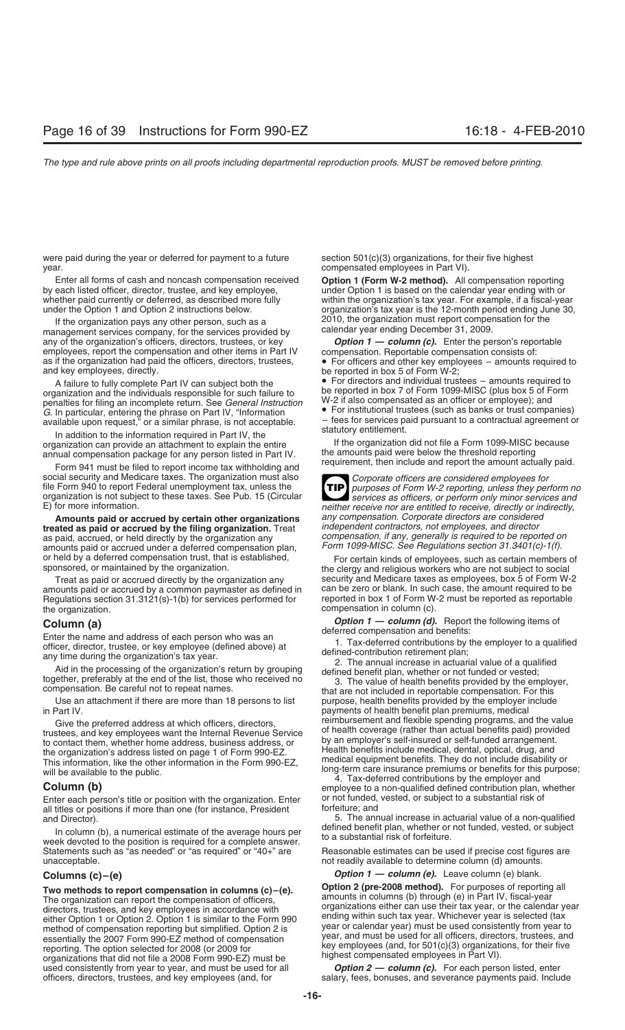were paid during the year or deferred for payment to a future year.

Enter all forms of cash and noncash compensation received by each listed officer, director, trustee, and key employee, whether paid currently or deferred, as described more fully under the Option 1 and Option 2 instructions below.

If the organization pays any other person, such as a management services company, for the services provided by any of the organization's officers, directors, trustees, or key employees, report the compensation and other items in Part IV as if the organization had paid the officers, directors, trustees, and key employees, directly.

A failure to fully complete Part IV can subject both the organization and the individuals responsible for such failure to penalties for filing an incomplete return. See *General Instruction G*. In particular, entering the phrase on Part IV, "Information available upon request," or a similar phrase, is not acceptable.

In addition to the information required in Part IV, the organization can provide an attachment to explain the entire annual compensation package for any person listed in Part IV.

Form 941 must be filed to report income tax withholding and social security and Medicare taxes. The organization must also file Form 940 to report Federal unemployment tax, unless the organization is not subject to these taxes. See Pub. 15 (Circular E) for more information.

**Amounts paid or accrued by certain other organizations treated as paid or accrued by the filing organization.** Treat as paid, accrued, or held directly by the organization any amounts paid or accrued under a deferred compensation plan, or held by a deferred compensation trust, that is established, sponsored, or maintained by the organization.

Treat as paid or accrued directly by the organization any amounts paid or accrued by a common paymaster as defined in Regulations section 31.3121(s)-1(b) for services performed for the organization.

## Column (a)

Enter the name and address of each person who was an officer, director, trustee, or key employee (defined above) at any time during the organization's tax year.

Aid in the processing of the organization's return by grouping together, preferably at the end of the list, those who received no compensation. Be careful not to repeat names.

Use an attachment if there are more than 18 persons to list in Part IV.

Give the preferred address at which officers, directors, trustees, and key employees want the Internal Revenue Service to contact them, whether home address, business address, or the organization's address listed on page 1 of Form 990-EZ. This information, like the other information in the Form 990-EZ, will be available to the public.

## Column (b)

Enter each person's title or position with the organization. Enter all titles or positions if more than one (for instance, President and Director).

In column (b), a numerical estimate of the average hours per week devoted to the position is required for a complete answer. Statements such as "as needed" or "as required" or "40+" are unacceptable.

## Columns (c)–(e)

**Two methods to report compensation in columns (c)–(e).** The organization can report the compensation of officers, directors, trustees, and key employees in accordance with either Option 1 or Option 2. Option 1 is similar to the Form 990 method of compensation reporting but simplified. Option 2 is essentially the 2007 Form 990-EZ method of compensation reporting. The option selected for 2008 (or 2009 for organizations that did not file a 2008 Form 990-EZ) must be used consistently from year to year, and must be used for all officers, directors, trustees, and key employees (and, for section 501(c)(3) organizations, for their five highest compensated employees in Part VI).

**Option 1 (Form W-2 method).** All compensation reporting under Option 1 is based on the calendar year ending with or within the organization's tax year. For example, if a fiscal-year organization's tax year is the 12-month period ending June 30, 2010, the organization must report compensation for the calendar year ending December 31, 2009.

***Option 1 — column (c).*** Enter the person's reportable compensation. Reportable compensation consists of:

- For officers and other key employees – amounts required to be reported in box 5 of Form W-2;
- For directors and individual trustees – amounts required to be reported in box 7 of Form 1099-MISC (plus box 5 of Form W-2 if also compensated as an officer or employee); and
- For institutional trustees (such as banks or trust companies) – fees for services paid pursuant to a contractual agreement or statutory entitlement.

If the organization did not file a Form 1099-MISC because the amounts paid were below the threshold reporting requirement, then include and report the amount actually paid.

**TIP** *Corporate officers are considered employees for purposes of Form W-2 reporting, unless they perform no services as officers, or perform only minor services and neither receive nor are entitled to receive, directly or indirectly, any compensation. Corporate directors are considered independent contractors, not employees, and director compensation, if any, generally is required to be reported on Form 1099-MISC. See Regulations section 31.3401(c)-1(f).*

For certain kinds of employees, such as certain members of the clergy and religious workers who are not subject to social security and Medicare taxes as employees, box 5 of Form W-2 can be zero or blank. In such case, the amount required to be reported in box 1 of Form W-2 must be reported as reportable compensation in column (c).

***Option 1 — column (d).*** Report the following items of deferred compensation and benefits:

1. Tax-deferred contributions by the employer to a qualified defined-contribution retirement plan;
2. The annual increase in actuarial value of a qualified defined benefit plan, whether or not funded or vested;
3. The value of health benefits provided by the employer, that are not included in reportable compensation. For this purpose, health benefits provided by the employer include payments of health benefit plan premiums, medical reimbursement and flexible spending programs, and the value of health coverage (rather than actual benefits paid) provided by an employer's self-insured or self-funded arrangement. Health benefits include medical, dental, optical, drug, and medical equipment benefits. They do not include disability or long-term care insurance premiums or benefits for this purpose;
4. Tax-deferred contributions by the employer and employee to a non-qualified defined contribution plan, whether or not funded, vested, or subject to a substantial risk of forfeiture; and
5. The annual increase in actuarial value of a non-qualified defined benefit plan, whether or not funded, vested, or subject to a substantial risk of forfeiture.

Reasonable estimates can be used if precise cost figures are not readily available to determine column (d) amounts.

***Option 1 — column (e).*** Leave column (e) blank.

**Option 2 (pre-2008 method).** For purposes of reporting all amounts in columns (b) through (e) in Part IV, fiscal-year organizations either can use their tax year, or the calendar year ending within such tax year. Whichever year is selected (tax year or calendar year) must be used consistently from year to year, and must be used for all officers, directors, trustees, and key employees (and, for 501(c)(3) organizations, for their five highest compensated employees in Part VI).

***Option 2 — column (c).*** For each person listed, enter salary, fees, bonuses, and severance payments paid. Include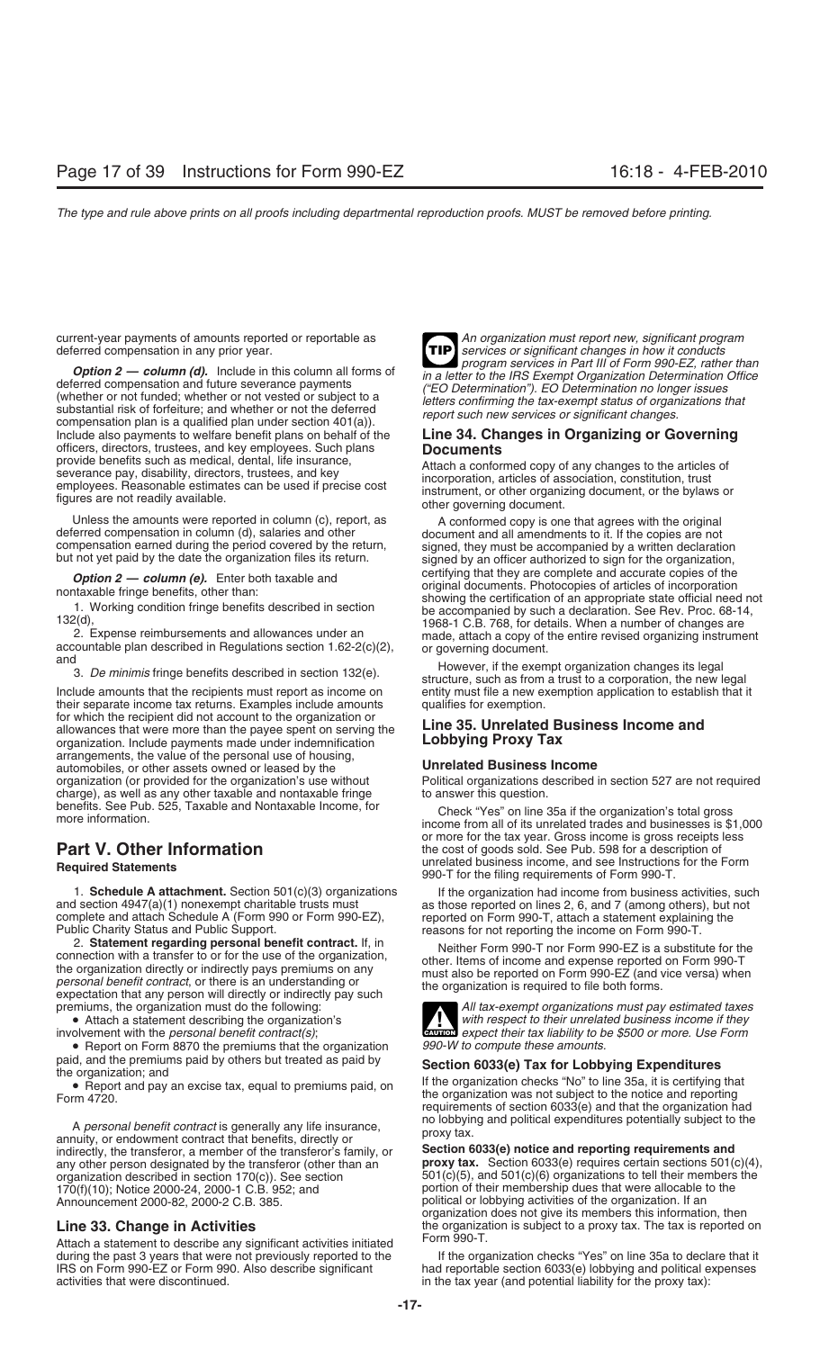current-year payments of amounts reported or reportable as deferred compensation in any prior year.

***Option 2 — column (d).*** Include in this column all forms of deferred compensation and future severance payments (whether or not funded; whether or not vested or subject to a substantial risk of forfeiture; and whether or not the deferred compensation plan is a qualified plan under section 401(a)). Include also payments to welfare benefit plans on behalf of the officers, directors, trustees, and key employees. Such plans provide benefits such as medical, dental, life insurance, severance pay, disability, directors, trustees, and key employees. Reasonable estimates can be used if precise cost figures are not readily available.

Unless the amounts were reported in column (c), report, as deferred compensation in column (d), salaries and other compensation earned during the period covered by the return, but not yet paid by the date the organization files its return.

***Option 2 — column (e).*** Enter both taxable and nontaxable fringe benefits, other than:

1. Working condition fringe benefits described in section 132(d),
2. Expense reimbursements and allowances under an accountable plan described in Regulations section 1.62-2(c)(2), and
3. *De minimis* fringe benefits described in section 132(e).

Include amounts that the recipients must report as income on their separate income tax returns. Examples include amounts for which the recipient did not account to the organization or allowances that were more than the payee spent on serving the organization. Include payments made under indemnification arrangements, the value of the personal use of housing, automobiles, or other assets owned or leased by the organization (or provided for the organization's use without charge), as well as any other taxable and nontaxable fringe benefits. See Pub. 525, Taxable and Nontaxable Income, for more information.

## Part V. Other Information

### Required Statements

1. **Schedule A attachment.** Section 501(c)(3) organizations and section 4947(a)(1) nonexempt charitable trusts must complete and attach Schedule A (Form 990 or Form 990-EZ), Public Charity Status and Public Support.

2. **Statement regarding personal benefit contract.** If, in connection with a transfer to or for the use of the organization, the organization directly or indirectly pays premiums on any *personal benefit contract*, or there is an understanding or expectation that any person will directly or indirectly pay such premiums, the organization must do the following:

- Attach a statement describing the organization's involvement with the *personal benefit contract(s)*;
- Report on Form 8870 the premiums that the organization paid, and the premiums paid by others but treated as paid by the organization; and
- Report and pay an excise tax, equal to premiums paid, on Form 4720.

A *personal benefit contract* is generally any life insurance, annuity, or endowment contract that benefits, directly or indirectly, the transferor, a member of the transferor's family, or any other person designated by the transferor (other than an organization described in section 170(c)). See section 170(f)(10); Notice 2000-24, 2000-1 C.B. 952; and Announcement 2000-82, 2000-2 C.B. 385.

### Line 33. Change in Activities

Attach a statement to describe any significant activities initiated during the past 3 years that were not previously reported to the IRS on Form 990-EZ or Form 990. Also describe significant activities that were discontinued.

**TIP** *An organization must report new, significant program services or significant changes in how it conducts program services in Part III of Form 990-EZ, rather than in a letter to the IRS Exempt Organization Determination Office ("EO Determination"). EO Determination no longer issues letters confirming the tax-exempt status of organizations that report such new services or significant changes.*

### Line 34. Changes in Organizing or Governing Documents

Attach a conformed copy of any changes to the articles of incorporation, articles of association, constitution, trust instrument, or other organizing document, or the bylaws or other governing document.

A conformed copy is one that agrees with the original document and all amendments to it. If the copies are not signed, they must be accompanied by a written declaration signed by an officer authorized to sign for the organization, certifying that they are complete and accurate copies of the original documents. Photocopies of articles of incorporation showing the certification of an appropriate state official need not be accompanied by such a declaration. See Rev. Proc. 68-14, 1968-1 C.B. 768, for details. When a number of changes are made, attach a copy of the entire revised organizing instrument or governing document.

However, if the exempt organization changes its legal structure, such as from a trust to a corporation, the new legal entity must file a new exemption application to establish that it qualifies for exemption.

### Line 35. Unrelated Business Income and Lobbying Proxy Tax

#### Unrelated Business Income

Political organizations described in section 527 are not required to answer this question.

Check "Yes" on line 35a if the organization's total gross income from all of its unrelated trades and businesses is $1,000 or more for the tax year. Gross income is gross receipts less the cost of goods sold. See Pub. 598 for a description of unrelated business income, and see Instructions for the Form 990-T for the filing requirements of Form 990-T.

If the organization had income from business activities, such as those reported on lines 2, 6, and 7 (among others), but not reported on Form 990-T, attach a statement explaining the reasons for not reporting the income on Form 990-T.

Neither Form 990-T nor Form 990-EZ is a substitute for the other. Items of income and expense reported on Form 990-T must also be reported on Form 990-EZ (and vice versa) when the organization is required to file both forms.

**CAUTION** *All tax-exempt organizations must pay estimated taxes with respect to their unrelated business income if they expect their tax liability to be $500 or more. Use Form 990-W to compute these amounts.*

#### Section 6033(e) Tax for Lobbying Expenditures

If the organization checks "No" to line 35a, it is certifying that the organization was not subject to the notice and reporting requirements of section 6033(e) and that the organization had no lobbying and political expenditures potentially subject to the proxy tax.

**Section 6033(e) notice and reporting requirements and proxy tax.** Section 6033(e) requires certain sections 501(c)(4), 501(c)(5), and 501(c)(6) organizations to tell their members the portion of their membership dues that were allocable to the political or lobbying activities of the organization. If an organization does not give its members this information, then the organization is subject to a proxy tax. The tax is reported on Form 990-T.

If the organization checks "Yes" on line 35a to declare that it had reportable section 6033(e) lobbying and political expenses in the tax year (and potential liability for the proxy tax):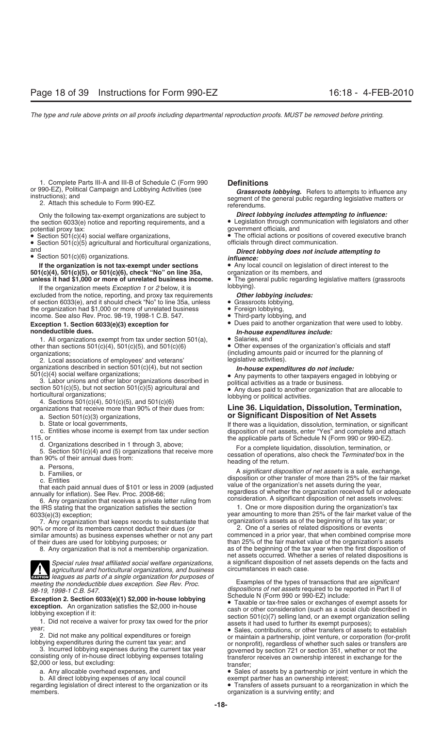1. Complete Parts III-A and III-B of Schedule C (Form 990 or 990-EZ), Political Campaign and Lobbying Activities (see instructions); and

2. Attach this schedule to Form 990-EZ.

Only the following tax-exempt organizations are subject to the section 6033(e) notice and reporting requirements, and a potential proxy tax:

- Section 501(c)(4) social welfare organizations,
- Section 501(c)(5) agricultural and horticultural organizations, and
- Section 501(c)(6) organizations.

**If the organization is not tax-exempt under sections 501(c)(4), 501(c)(5), or 501(c)(6), check "No" on line 35a, unless it had $1,000 or more of unrelated business income.**

If the organization meets *Exception 1* or *2* below, it is excluded from the notice, reporting, and proxy tax requirements of section 6033(e), and it should check "No" to line 35a, unless the organization had $1,000 or more of unrelated business income. See also Rev. Proc. 98-19, 1998-1 C.B. 547.

**Exception 1. Section 6033(e)(3) exception for nondeductible dues.**

1. All organizations exempt from tax under section 501(a), other than sections 501(c)(4), 501(c)(5), and 501(c)(6) organizations;
2. Local associations of employees' and veterans' organizations described in section 501(c)(4), but not section 501(c)(4) social welfare organizations;
3. Labor unions and other labor organizations described in section 501(c)(5), but not section 501(c)(5) agricultural and horticultural organizations;
4. Sections 501(c)(4), 501(c)(5), and 501(c)(6) organizations that receive more than 90% of their dues from:
   a. Section 501(c)(3) organizations,
   b. State or local governments,
   c. Entities whose income is exempt from tax under section 115, or
   d. Organizations described in 1 through 3, above;
5. Section 501(c)(4) and (5) organizations that receive more than 90% of their annual dues from:
   a. Persons,
   b. Families, or
   c. Entities

   that each paid annual dues of $101 or less in 2009 (adjusted annually for inflation). See Rev. Proc. 2008-66;
6. Any organization that receives a private letter ruling from the IRS stating that the organization satisfies the section 6033(e)(3) exception;
7. Any organization that keeps records to substantiate that 90% or more of its members cannot deduct their dues (or similar amounts) as business expenses whether or not any part of their dues are used for lobbying purposes; or
8. Any organization that is not a membership organization.

**CAUTION:** *Special rules treat affiliated social welfare organizations, agricultural and horticultural organizations, and business leagues as parts of a single organization for purposes of meeting the nondeductible dues exception. See Rev. Proc. 98-19, 1998-1 C.B. 547.*

**Exception 2. Section 6033(e)(1) $2,000 in-house lobbying exception.** An organization satisfies the $2,000 in-house lobbying exception if it:

1. Did not receive a waiver for proxy tax owed for the prior year;
2. Did not make any political expenditures or foreign lobbying expenditures during the current tax year; and
3. Incurred lobbying expenses during the current tax year consisting only of in-house direct lobbying expenses totaling $2,000 or less, but excluding:
   a. Any allocable overhead expenses, and
   b. All direct lobbying expenses of any local council regarding legislation of direct interest to the organization or its members.

## Definitions

***Grassroots lobbying.*** Refers to attempts to influence any segment of the general public regarding legislative matters or referendums.

***Direct lobbying includes attempting to influence:***

- Legislation through communication with legislators and other government officials, and
- The official actions or positions of covered executive branch officials through direct communication.

***Direct lobbying does not include attempting to influence:***

- Any local council on legislation of direct interest to the organization or its members, and
- The general public regarding legislative matters (grassroots lobbying).

***Other lobbying includes:***

- Grassroots lobbying,
- Foreign lobbying,
- Third-party lobbying, and
- Dues paid to another organization that were used to lobby.

***In-house expenditures include:***

- Salaries, and
- Other expenses of the organization's officials and staff (including amounts paid or incurred for the planning of legislative activities).

***In-house expenditures do not include:***

- Any payments to other taxpayers engaged in lobbying or political activities as a trade or business.
- Any dues paid to another organization that are allocable to lobbying or political activities.

## Line 36. Liquidation, Dissolution, Termination, or Significant Disposition of Net Assets

If there was a liquidation, dissolution, termination, or significant disposition of net assets, enter "Yes" and complete and attach the applicable parts of Schedule N (Form 990 or 990-EZ).

For a complete liquidation, dissolution, termination, or cessation of operations, also check the *Terminated* box in the heading of the return.

A *significant disposition of net assets* is a sale, exchange, disposition or other transfer of more than 25% of the fair market value of the organization's net assets during the year, regardless of whether the organization received full or adequate consideration. A significant disposition of net assets involves:

1. One or more disposition during the organization's tax year amounting to more than 25% of the fair market value of the organization's assets as of the beginning of its tax year; or
2. One of a series of related dispositions or events commenced in a prior year, that when combined comprise more than 25% of the fair market value of the organization's assets as of the beginning of the tax year when the first disposition of net assets occurred. Whether a series of related dispositions is a significant disposition of net assets depends on the facts and circumstances in each case.

Examples of the types of transactions that are *significant dispositions of net assets* required to be reported in Part II of Schedule N (Form 990 or 990-EZ) include:

- Taxable or tax-free sales or exchanges of exempt assets for cash or other consideration (such as a social club described in section 501(c)(7) selling land, or an exempt organization selling assets it had used to further its exempt purposes);
- Sales, contributions, or other transfers of assets to establish or maintain a partnership, joint venture, or corporation (for-profit or nonprofit), regardless of whether such sales or transfers are governed by section 721 or section 351, whether or not the transferor receives an ownership interest in exchange for the transfer;
- Sales of assets by a partnership or joint venture in which the exempt partner has an ownership interest;
- Transfers of assets pursuant to a reorganization in which the organization is a surviving entity; and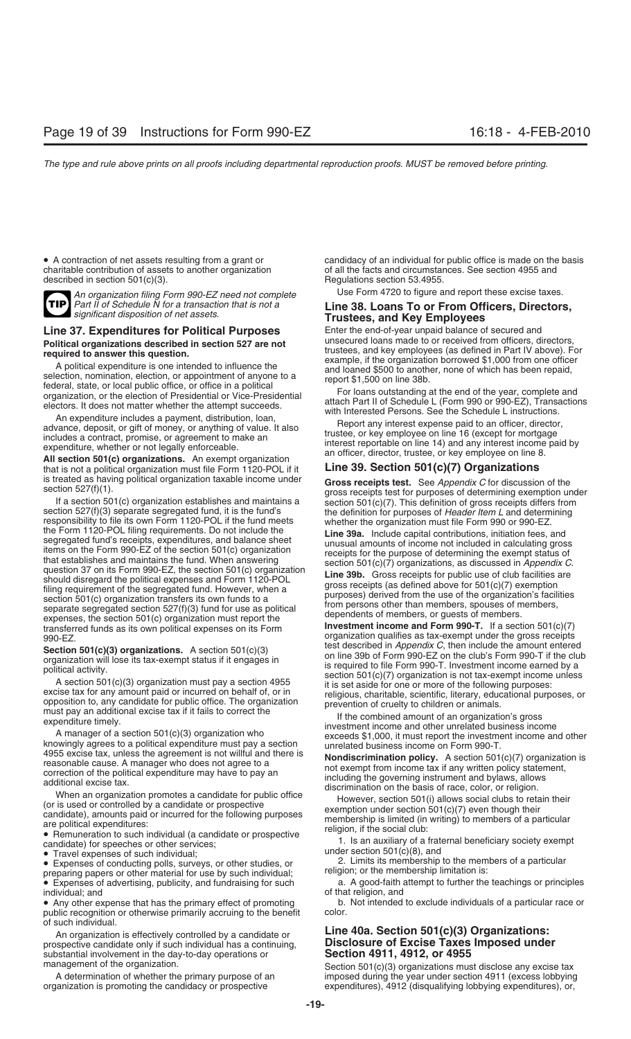- A contraction of net assets resulting from a grant or charitable contribution of assets to another organization described in section 501(c)(3).

**TIP** *An organization filing Form 990-EZ need not complete Part II of Schedule N for a transaction that is not a significant disposition of net assets.*

## Line 37. Expenditures for Political Purposes

**Political organizations described in section 527 are not required to answer this question.**

A political expenditure is one intended to influence the selection, nomination, election, or appointment of anyone to a federal, state, or local public office, or office in a political organization, or the election of Presidential or Vice-Presidential electors. It does not matter whether the attempt succeeds.

An expenditure includes a payment, distribution, loan, advance, deposit, or gift of money, or anything of value. It also includes a contract, promise, or agreement to make an expenditure, whether or not legally enforceable.

**All section 501(c) organizations.** An exempt organization that is not a political organization must file Form 1120-POL if it is treated as having political organization taxable income under section 527(f)(1).

If a section 501(c) organization establishes and maintains a section 527(f)(3) separate segregated fund, it is the fund's responsibility to file its own Form 1120-POL if the fund meets the Form 1120-POL filing requirements. Do not include the segregated fund's receipts, expenditures, and balance sheet items on the Form 990-EZ of the section 501(c) organization that establishes and maintains the fund. When answering question 37 on its Form 990-EZ, the section 501(c) organization should disregard the political expenses and Form 1120-POL filing requirement of the segregated fund. However, when a section 501(c) organization transfers its own funds to a separate segregated section 527(f)(3) fund for use as political expenses, the section 501(c) organization must report the transferred funds as its own political expenses on its Form 990-EZ.

**Section 501(c)(3) organizations.** A section 501(c)(3) organization will lose its tax-exempt status if it engages in political activity.

A section 501(c)(3) organization must pay a section 4955 excise tax for any amount paid or incurred on behalf of, or in opposition to, any candidate for public office. The organization must pay an additional excise tax if it fails to correct the expenditure timely.

A manager of a section 501(c)(3) organization who knowingly agrees to a political expenditure must pay a section 4955 excise tax, unless the agreement is not willful and there is reasonable cause. A manager who does not agree to a correction of the political expenditure may have to pay an additional excise tax.

When an organization promotes a candidate for public office (or is used or controlled by a candidate or prospective candidate), amounts paid or incurred for the following purposes are political expenditures:

- Remuneration to such individual (a candidate or prospective candidate) for speeches or other services;
- Travel expenses of such individual;
- Expenses of conducting polls, surveys, or other studies, or preparing papers or other material for use by such individual;
- Expenses of advertising, publicity, and fundraising for such individual; and
- Any other expense that has the primary effect of promoting public recognition or otherwise primarily accruing to the benefit of such individual.

An organization is effectively controlled by a candidate or prospective candidate only if such individual has a continuing, substantial involvement in the day-to-day operations or management of the organization.

A determination of whether the primary purpose of an organization is promoting the candidacy or prospective candidacy of an individual for public office is made on the basis of all the facts and circumstances. See section 4955 and Regulations section 53.4955.

Use Form 4720 to figure and report these excise taxes.

## Line 38. Loans To or From Officers, Directors, Trustees, and Key Employees

Enter the end-of-year unpaid balance of secured and unsecured loans made to or received from officers, directors, trustees, and key employees (as defined in Part IV above). For example, if the organization borrowed $1,000 from one officer and loaned $500 to another, none of which has been repaid, report $1,500 on line 38b.

For loans outstanding at the end of the year, complete and attach Part II of Schedule L (Form 990 or 990-EZ), Transactions with Interested Persons. See the Schedule L instructions.

Report any interest expense paid to an officer, director, trustee, or key employee on line 16 (except for mortgage interest reportable on line 14) and any interest income paid by an officer, director, trustee, or key employee on line 8.

## Line 39. Section 501(c)(7) Organizations

**Gross receipts test.** See *Appendix C* for discussion of the gross receipts test for purposes of determining exemption under section 501(c)(7). This definition of gross receipts differs from the definition for purposes of *Header Item L* and determining whether the organization must file Form 990 or 990-EZ.

**Line 39a.** Include capital contributions, initiation fees, and unusual amounts of income not included in calculating gross receipts for the purpose of determining the exempt status of section 501(c)(7) organizations, as discussed in *Appendix C*.

**Line 39b.** Gross receipts for public use of club facilities are gross receipts (as defined above for 501(c)(7) exemption purposes) derived from the use of the organization's facilities from persons other than members, spouses of members, dependents of members, or guests of members.

**Investment income and Form 990-T.** If a section 501(c)(7) organization qualifies as tax-exempt under the gross receipts test described in *Appendix C*, then include the amount entered on line 39b of Form 990-EZ on the club's Form 990-T if the club is required to file Form 990-T. Investment income earned by a section 501(c)(7) organization is not tax-exempt income unless it is set aside for one or more of the following purposes: religious, charitable, scientific, literary, educational purposes, or prevention of cruelty to children or animals.

If the combined amount of an organization's gross investment income and other unrelated business income exceeds $1,000, it must report the investment income and other unrelated business income on Form 990-T.

**Nondiscrimination policy.** A section 501(c)(7) organization is not exempt from income tax if any written policy statement, including the governing instrument and bylaws, allows discrimination on the basis of race, color, or religion.

However, section 501(i) allows social clubs to retain their exemption under section 501(c)(7) even though their membership is limited (in writing) to members of a particular religion, if the social club:

1. Is an auxiliary of a fraternal beneficiary society exempt under section 501(c)(8), and
2. Limits its membership to the members of a particular religion; or the membership limitation is:

a. A good-faith attempt to further the teachings or principles of that religion, and

b. Not intended to exclude individuals of a particular race or color.

## Line 40a. Section 501(c)(3) Organizations: Disclosure of Excise Taxes Imposed under Section 4911, 4912, or 4955

Section 501(c)(3) organizations must disclose any excise tax imposed during the year under section 4911 (excess lobbying expenditures), 4912 (disqualifying lobbying expenditures), or,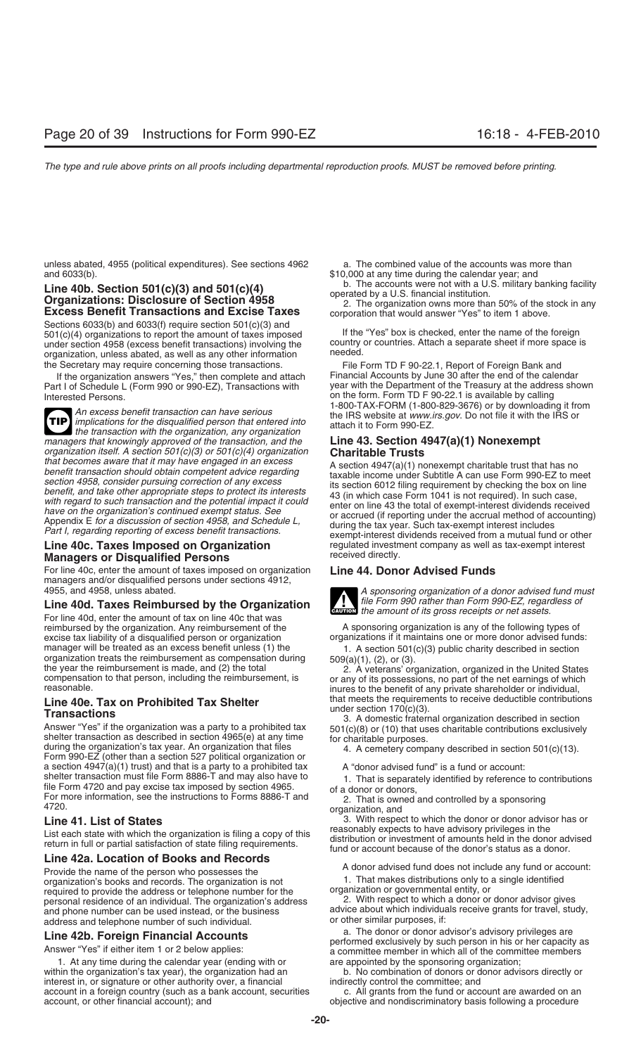unless abated, 4955 (political expenditures). See sections 4962 and 6033(b).

### Line 40b. Section 501(c)(3) and 501(c)(4) Organizations: Disclosure of Section 4958 Excess Benefit Transactions and Excise Taxes

Sections 6033(b) and 6033(f) require section 501(c)(3) and 501(c)(4) organizations to report the amount of taxes imposed under section 4958 (excess benefit transactions) involving the organization, unless abated, as well as any other information the Secretary may require concerning those transactions.

If the organization answers "Yes," then complete and attach Part I of Schedule L (Form 990 or 990-EZ), Transactions with Interested Persons.

**TIP** *An excess benefit transaction can have serious implications for the disqualified person that entered into the transaction with the organization, any organization managers that knowingly approved of the transaction, and the organization itself. A section 501(c)(3) or 501(c)(4) organization that becomes aware that it may have engaged in an excess benefit transaction should obtain competent advice regarding section 4958, consider pursuing correction of any excess benefit, and take other appropriate steps to protect its interests with regard to such transaction and the potential impact it could have on the organization's continued exempt status. See Appendix E for a discussion of section 4958, and Schedule L, Part I, regarding reporting of excess benefit transactions.*

### Line 40c. Taxes Imposed on Organization Managers or Disqualified Persons

For line 40c, enter the amount of taxes imposed on organization managers and/or disqualified persons under sections 4912, 4955, and 4958, unless abated.

### Line 40d. Taxes Reimbursed by the Organization

For line 40d, enter the amount of tax on line 40c that was reimbursed by the organization. Any reimbursement of the excise tax liability of a disqualified person or organization manager will be treated as an excess benefit unless (1) the organization treats the reimbursement as compensation during the year the reimbursement is made, and (2) the total compensation to that person, including the reimbursement, is reasonable.

### Line 40e. Tax on Prohibited Tax Shelter Transactions

Answer "Yes" if the organization was a party to a prohibited tax shelter transaction as described in section 4965(e) at any time during the organization's tax year. An organization that files Form 990-EZ (other than a section 527 political organization or a section 4947(a)(1) trust) and that is a party to a prohibited tax shelter transaction must file Form 8886-T and may also have to file Form 4720 and pay excise tax imposed by section 4965. For more information, see the instructions to Forms 8886-T and 4720.

### Line 41. List of States

List each state with which the organization is filing a copy of this return in full or partial satisfaction of state filing requirements.

### Line 42a. Location of Books and Records

Provide the name of the person who possesses the organization's books and records. The organization is not required to provide the address or telephone number for the personal residence of an individual. The organization's address and phone number can be used instead, or the business address and telephone number of such individual.

### Line 42b. Foreign Financial Accounts

Answer "Yes" if either item 1 or 2 below applies:

1. At any time during the calendar year (ending with or within the organization's tax year), the organization had an interest in, or signature or other authority over, a financial account in a foreign country (such as a bank account, securities account, or other financial account); and

   a. The combined value of the accounts was more than $10,000 at any time during the calendar year; and

   b. The accounts were not with a U.S. military banking facility operated by a U.S. financial institution.

2. The organization owns more than 50% of the stock in any corporation that would answer "Yes" to item 1 above.

If the "Yes" box is checked, enter the name of the foreign country or countries. Attach a separate sheet if more space is needed.

File Form TD F 90-22.1, Report of Foreign Bank and Financial Accounts by June 30 after the end of the calendar year with the Department of the Treasury at the address shown on the form. Form TD F 90-22.1 is available by calling 1-800-TAX-FORM (1-800-829-3676) or by downloading it from the IRS website at *www.irs.gov*. Do not file it with the IRS or attach it to Form 990-EZ.

### Line 43. Section 4947(a)(1) Nonexempt Charitable Trusts

A section 4947(a)(1) nonexempt charitable trust that has no taxable income under Subtitle A can use Form 990-EZ to meet its section 6012 filing requirement by checking the box on line 43 (in which case Form 1041 is not required). In such case, enter on line 43 the total of exempt-interest dividends received or accrued (if reporting under the accrual method of accounting) during the tax year. Such tax-exempt interest includes exempt-interest dividends received from a mutual fund or other regulated investment company as well as tax-exempt interest received directly.

### Line 44. Donor Advised Funds

**CAUTION** *A sponsoring organization of a donor advised fund must file Form 990 rather than Form 990-EZ, regardless of the amount of its gross receipts or net assets.*

A sponsoring organization is any of the following types of organizations if it maintains one or more donor advised funds:

1. A section 501(c)(3) public charity described in section 509(a)(1), (2), or (3).
2. A veterans' organization, organized in the United States or any of its possessions, no part of the net earnings of which inures to the benefit of any private shareholder or individual, that meets the requirements to receive deductible contributions under section 170(c)(3).
3. A domestic fraternal organization described in section 501(c)(8) or (10) that uses charitable contributions exclusively for charitable purposes.
4. A cemetery company described in section 501(c)(13).

A "donor advised fund" is a fund or account:

1. That is separately identified by reference to contributions of a donor or donors,
2. That is owned and controlled by a sponsoring organization, and
3. With respect to which the donor or donor advisor has or reasonably expects to have advisory privileges in the distribution or investment of amounts held in the donor advised fund or account because of the donor's status as a donor.

A donor advised fund does not include any fund or account:

1. That makes distributions only to a single identified organization or governmental entity, or
2. With respect to which a donor or donor advisor gives advice about which individuals receive grants for travel, study, or other similar purposes, if:

   a. The donor or donor advisor's advisory privileges are performed exclusively by such person in his or her capacity as a committee member in which all of the committee members are appointed by the sponsoring organization;

   b. No combination of donors or donor advisors directly or indirectly control the committee; and

   c. All grants from the fund or account are awarded on an objective and nondiscriminatory basis following a procedure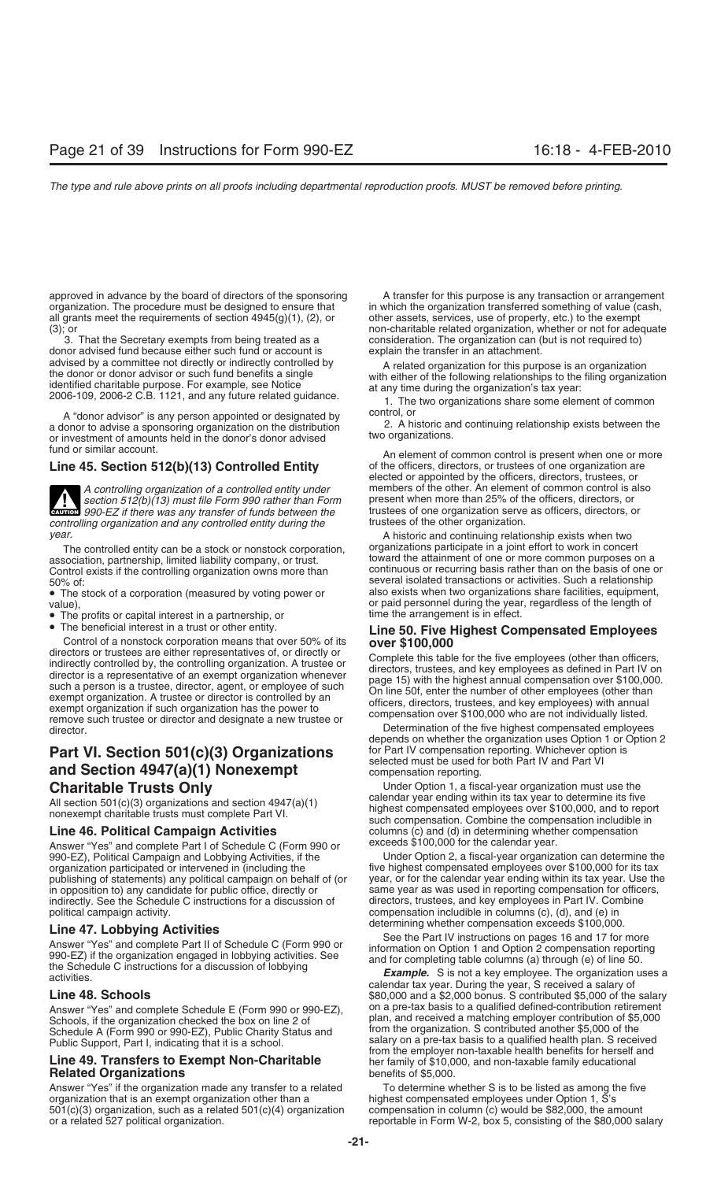approved in advance by the board of directors of the sponsoring organization. The procedure must be designed to ensure that all grants meet the requirements of section 4945(g)(1), (2), or (3); or

3. That the Secretary exempts from being treated as a donor advised fund because either such fund or account is advised by a committee not directly or indirectly controlled by the donor or donor advisor or such fund benefits a single identified charitable purpose. For example, see Notice 2006-109, 2006-2 C.B. 1121, and any future related guidance.

A "donor advisor" is any person appointed or designated by a donor to advise a sponsoring organization on the distribution or investment of amounts held in the donor's donor advised fund or similar account.

### Line 45. Section 512(b)(13) Controlled Entity

**CAUTION** *A controlling organization of a controlled entity under section 512(b)(13) must file Form 990 rather than Form 990-EZ if there was any transfer of funds between the controlling organization and any controlled entity during the year.*

The controlled entity can be a stock or nonstock corporation, association, partnership, limited liability company, or trust. Control exists if the controlling organization owns more than 50% of:

- The stock of a corporation (measured by voting power or value),
- The profits or capital interest in a partnership, or
- The beneficial interest in a trust or other entity.

Control of a nonstock corporation means that over 50% of its directors or trustees are either representatives of, or directly or indirectly controlled by, the controlling organization. A trustee or director is a representative of an exempt organization whenever such a person is a trustee, director, agent, or employee of such exempt organization. A trustee or director is controlled by an exempt organization if such organization has the power to remove such trustee or director and designate a new trustee or director.

## Part VI. Section 501(c)(3) Organizations and Section 4947(a)(1) Nonexempt Charitable Trusts Only

All section 501(c)(3) organizations and section 4947(a)(1) nonexempt charitable trusts must complete Part VI.

### Line 46. Political Campaign Activities

Answer "Yes" and complete Part I of Schedule C (Form 990 or 990-EZ), Political Campaign and Lobbying Activities, if the organization participated or intervened in (including the publishing of statements) any political campaign on behalf of (or in opposition to) any candidate for public office, directly or indirectly. See the Schedule C instructions for a discussion of political campaign activity.

### Line 47. Lobbying Activities

Answer "Yes" and complete Part II of Schedule C (Form 990 or 990-EZ) if the organization engaged in lobbying activities. See the Schedule C instructions for a discussion of lobbying activities.

### Line 48. Schools

Answer "Yes" and complete Schedule E (Form 990 or 990-EZ), Schools, if the organization checked the box on line 2 of Schedule A (Form 990 or 990-EZ), Public Charity Status and Public Support, Part I, indicating that it is a school.

### Line 49. Transfers to Exempt Non-Charitable Related Organizations

Answer "Yes" if the organization made any transfer to a related organization that is an exempt organization other than a 501(c)(3) organization, such as a related 501(c)(4) organization or a related 527 political organization.

A transfer for this purpose is any transaction or arrangement in which the organization transferred something of value (cash, other assets, services, use of property, etc.) to the exempt non-charitable related organization, whether or not for adequate consideration. The organization can (but is not required to) explain the transfer in an attachment.

A related organization for this purpose is an organization with either of the following relationships to the filing organization at any time during the organization's tax year:

1. The two organizations share some element of common control, or
2. A historic and continuing relationship exists between the two organizations.

An element of common control is present when one or more of the officers, directors, or trustees of one organization are elected or appointed by the officers, directors, trustees, or members of the other. An element of common control is also present when more than 25% of the officers, directors, or trustees of one organization serve as officers, directors, or trustees of the other organization.

A historic and continuing relationship exists when two organizations participate in a joint effort to work in concert toward the attainment of one or more common purposes on a continuous or recurring basis rather than on the basis of one or several isolated transactions or activities. Such a relationship also exists when two organizations share facilities, equipment, or paid personnel during the year, regardless of the length of time the arrangement is in effect.

### Line 50. Five Highest Compensated Employees over $100,000

Complete this table for the five employees (other than officers, directors, trustees, and key employees as defined in Part IV on page 15) with the highest annual compensation over $100,000. On line 50f, enter the number of other employees (other than officers, directors, trustees, and key employees) with annual compensation over $100,000 who are not individually listed.

Determination of the five highest compensated employees depends on whether the organization uses Option 1 or Option 2 for Part IV compensation reporting. Whichever option is selected must be used for both Part IV and Part VI compensation reporting.

Under Option 1, a fiscal-year organization must use the calendar year ending within its tax year to determine its five highest compensated employees over $100,000, and to report such compensation. Combine the compensation includible in columns (c) and (d) in determining whether compensation exceeds $100,000 for the calendar year.

Under Option 2, a fiscal-year organization can determine the five highest compensated employees over $100,000 for its tax year, or for the calendar year ending within its tax year. Use the same year as was used in reporting compensation for officers, directors, trustees, and key employees in Part IV. Combine compensation includible in columns (c), (d), and (e) in determining whether compensation exceeds $100,000.

See the Part IV instructions on pages 16 and 17 for more information on Option 1 and Option 2 compensation reporting and for completing table columns (a) through (e) of line 50.

***Example.*** S is not a key employee. The organization uses a calendar tax year. During the year, S received a salary of $80,000 and a $2,000 bonus. S contributed $5,000 of the salary on a pre-tax basis to a qualified defined-contribution retirement plan, and received a matching employer contribution of $5,000 from the organization. S contributed another $5,000 of the salary on a pre-tax basis to a qualified health plan. S received from the employer non-taxable health benefits for herself and her family of $10,000, and non-taxable family educational benefits of $5,000.

To determine whether S is to be listed as among the five highest compensated employees under Option 1, S's compensation in column (c) would be $82,000, the amount reportable in Form W-2, box 5, consisting of the $80,000 salary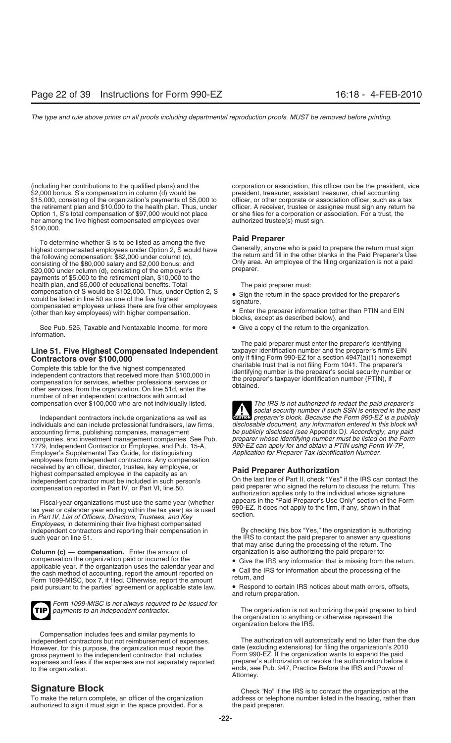(including her contributions to the qualified plans) and the $2,000 bonus. S's compensation in column (d) would be $15,000, consisting of the organization's payments of $5,000 to the retirement plan and $10,000 to the health plan. Thus, under Option 1, S's total compensation of $97,000 would not place her among the five highest compensated employees over $100,000.

To determine whether S is to be listed as among the five highest compensated employees under Option 2, S would have the following compensation: $82,000 under column (c), consisting of the $80,000 salary and $2,000 bonus; and $20,000 under column (d), consisting of the employer's payments of $5,000 to the retirement plan, $10,000 to the health plan, and $5,000 of educational benefits. Total compensation of S would be $102,000. Thus, under Option 2, S would be listed in line 50 as one of the five highest compensated employees unless there are five other employees (other than key employees) with higher compensation.

See Pub. 525, Taxable and Nontaxable Income, for more information.

## Line 51. Five Highest Compensated Independent Contractors over $100,000

Complete this table for the five highest compensated independent contractors that received more than $100,000 in compensation for services, whether professional services or other services, from the organization. On line 51d, enter the number of other independent contractors with annual compensation over $100,000 who are not individually listed.

Independent contractors include organizations as well as individuals and can include professional fundraisers, law firms, accounting firms, publishing companies, management companies, and investment management companies. See Pub. 1779, Independent Contractor or Employee, and Pub. 15-A, Employer's Supplemental Tax Guide, for distinguishing employees from independent contractors. Any compensation received by an officer, director, trustee, key employee, or highest compensated employee in the capacity as an independent contractor must be included in such person's compensation reported in Part IV, or Part VI, line 50.

Fiscal-year organizations must use the same year (whether tax year or calendar year ending within the tax year) as is used in *Part IV, List of Officers, Directors, Trustees, and Key Employees*, in determining their five highest compensated independent contractors and reporting their compensation in such year on line 51.

**Column (c) — compensation.** Enter the amount of compensation the organization paid or incurred for the applicable year. If the organization uses the calendar year and the cash method of accounting, report the amount reported on Form 1099-MISC, box 7, if filed. Otherwise, report the amount paid pursuant to the parties' agreement or applicable state law.

**TIP** *Form 1099-MISC is not always required to be issued for payments to an independent contractor.*

Compensation includes fees and similar payments to independent contractors but not reimbursement of expenses. However, for this purpose, the organization must report the gross payment to the independent contractor that includes expenses and fees if the expenses are not separately reported to the organization.

## Signature Block

To make the return complete, an officer of the organization authorized to sign it must sign in the space provided. For a corporation or association, this officer can be the president, vice president, treasurer, assistant treasurer, chief accounting officer, or other corporate or association officer, such as a tax officer. A receiver, trustee or assignee must sign any return he or she files for a corporation or association. For a trust, the authorized trustee(s) must sign.

### Paid Preparer

Generally, anyone who is paid to prepare the return must sign the return and fill in the other blanks in the Paid Preparer's Use Only area. An employee of the filing organization is not a paid preparer.

The paid preparer must:

- Sign the return in the space provided for the preparer's signature,
- Enter the preparer information (other than PTIN and EIN blocks, except as described below), and
- Give a copy of the return to the organization.

The paid preparer must enter the preparer's identifying taxpayer identification number and the preparer's firm's EIN only if filing Form 990-EZ for a section 4947(a)(1) nonexempt charitable trust that is not filing Form 1041. The preparer's identifying number is the preparer's social security number or the preparer's taxpayer identification number (PTIN), if obtained.

**CAUTION** *The IRS is not authorized to redact the paid preparer's social security number if such SSN is entered in the paid preparer's block. Because the Form 990-EZ is a publicly disclosable document, any information entered in this block will be publicly disclosed (see* Appendix D*). Accordingly, any paid preparer whose identifying number must be listed on the Form 990-EZ can apply for and obtain a PTIN using Form W-7P, Application for Preparer Tax Identification Number.*

### Paid Preparer Authorization

On the last line of Part II, check "Yes" if the IRS can contact the paid preparer who signed the return to discuss the return. This authorization applies only to the individual whose signature appears in the "Paid Preparer's Use Only" section of the Form 990-EZ. It does not apply to the firm, if any, shown in that section.

By checking this box "Yes," the organization is authorizing the IRS to contact the paid preparer to answer any questions that may arise during the processing of the return. The organization is also authorizing the paid preparer to:

- Give the IRS any information that is missing from the return,
- Call the IRS for information about the processing of the return, and
- Respond to certain IRS notices about math errors, offsets, and return preparation.

The organization is not authorizing the paid preparer to bind the organization to anything or otherwise represent the organization before the IRS.

The authorization will automatically end no later than the due date (excluding extensions) for filing the organization's 2010 Form 990-EZ. If the organization wants to expand the paid preparer's authorization or revoke the authorization before it ends, see Pub. 947, Practice Before the IRS and Power of Attorney.

Check "No" if the IRS is to contact the organization at the address or telephone number listed in the heading, rather than the paid preparer.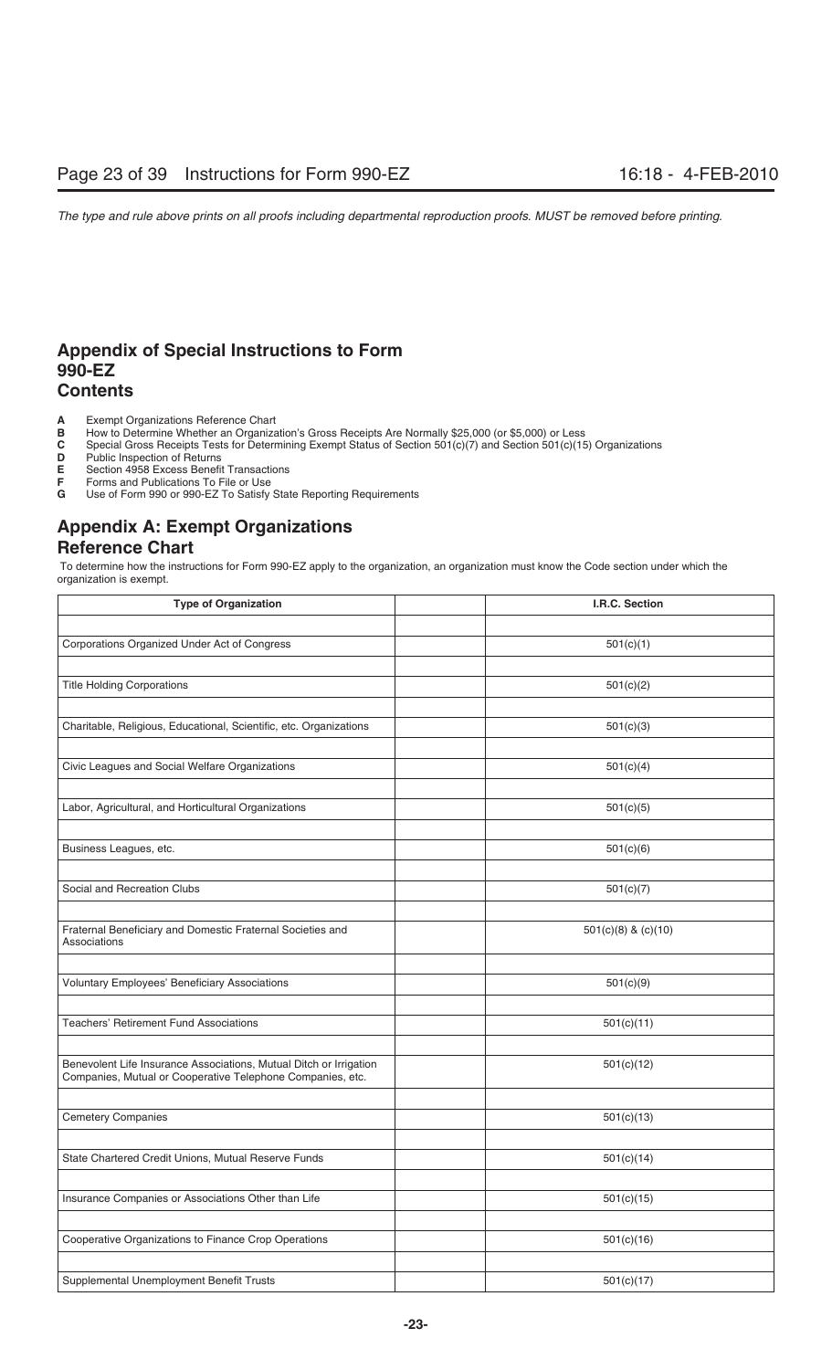## Appendix of Special Instructions to Form 990-EZ

### Contents

**A** Exempt Organizations Reference Chart
**B** How to Determine Whether an Organization's Gross Receipts Are Normally $25,000 (or $5,000) or Less
**C** Special Gross Receipts Tests for Determining Exempt Status of Section 501(c)(7) and Section 501(c)(15) Organizations
**D** Public Inspection of Returns
**E** Section 4958 Excess Benefit Transactions
**F** Forms and Publications To File or Use
**G** Use of Form 990 or 990-EZ To Satisfy State Reporting Requirements

## Appendix A: Exempt Organizations Reference Chart

To determine how the instructions for Form 990-EZ apply to the organization, an organization must know the Code section under which the organization is exempt.

| Type of Organization | | I.R.C. Section |
|---|---|---|
| Corporations Organized Under Act of Congress | | 501(c)(1) |
| Title Holding Corporations | | 501(c)(2) |
| Charitable, Religious, Educational, Scientific, etc. Organizations | | 501(c)(3) |
| Civic Leagues and Social Welfare Organizations | | 501(c)(4) |
| Labor, Agricultural, and Horticultural Organizations | | 501(c)(5) |
| Business Leagues, etc. | | 501(c)(6) |
| Social and Recreation Clubs | | 501(c)(7) |
| Fraternal Beneficiary and Domestic Fraternal Societies and Associations | | 501(c)(8) & (c)(10) |
| Voluntary Employees' Beneficiary Associations | | 501(c)(9) |
| Teachers' Retirement Fund Associations | | 501(c)(11) |
| Benevolent Life Insurance Associations, Mutual Ditch or Irrigation Companies, Mutual or Cooperative Telephone Companies, etc. | | 501(c)(12) |
| Cemetery Companies | | 501(c)(13) |
| State Chartered Credit Unions, Mutual Reserve Funds | | 501(c)(14) |
| Insurance Companies or Associations Other than Life | | 501(c)(15) |
| Cooperative Organizations to Finance Crop Operations | | 501(c)(16) |
| Supplemental Unemployment Benefit Trusts | | 501(c)(17) |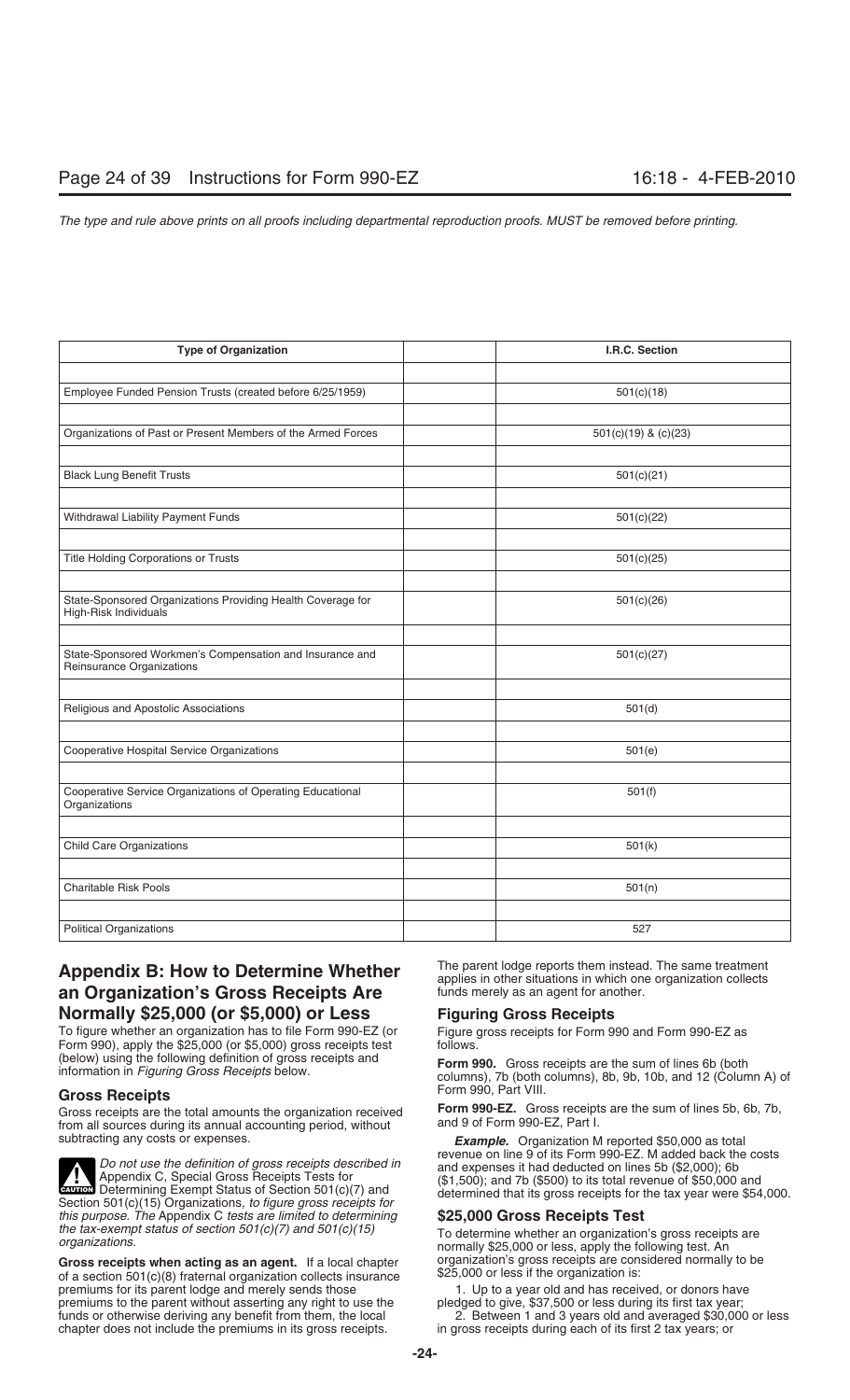| Type of Organization | I.R.C. Section |
|---|---|
| Employee Funded Pension Trusts (created before 6/25/1959) | 501(c)(18) |
| Organizations of Past or Present Members of the Armed Forces | 501(c)(19) & (c)(23) |
| Black Lung Benefit Trusts | 501(c)(21) |
| Withdrawal Liability Payment Funds | 501(c)(22) |
| Title Holding Corporations or Trusts | 501(c)(25) |
| State-Sponsored Organizations Providing Health Coverage for High-Risk Individuals | 501(c)(26) |
| State-Sponsored Workmen's Compensation and Insurance and Reinsurance Organizations | 501(c)(27) |
| Religious and Apostolic Associations | 501(d) |
| Cooperative Hospital Service Organizations | 501(e) |
| Cooperative Service Organizations of Operating Educational Organizations | 501(f) |
| Child Care Organizations | 501(k) |
| Charitable Risk Pools | 501(n) |
| Political Organizations | 527 |

## Appendix B: How to Determine Whether an Organization's Gross Receipts Are Normally $25,000 (or $5,000) or Less

To figure whether an organization has to file Form 990-EZ (or Form 990), apply the $25,000 (or $5,000) gross receipts test (below) using the following definition of gross receipts and information in *Figuring Gross Receipts* below.

### Gross Receipts

Gross receipts are the total amounts the organization received from all sources during its annual accounting period, without subtracting any costs or expenses.

**CAUTION** *Do not use the definition of gross receipts described in* Appendix C, Special Gross Receipts Tests for Determining Exempt Status of Section 501(c)(7) and Section 501(c)(15) Organizations, *to figure gross receipts for this purpose. The* Appendix C *tests are limited to determining the tax-exempt status of section 501(c)(7) and 501(c)(15) organizations.*

**Gross receipts when acting as an agent.** If a local chapter of a section 501(c)(8) fraternal organization collects insurance premiums for its parent lodge and merely sends those premiums to the parent without asserting any right to use the funds or otherwise deriving any benefit from them, the local chapter does not include the premiums in its gross receipts. The parent lodge reports them instead. The same treatment applies in other situations in which one organization collects funds merely as an agent for another.

### Figuring Gross Receipts

Figure gross receipts for Form 990 and Form 990-EZ as follows.

**Form 990.** Gross receipts are the sum of lines 6b (both columns), 7b (both columns), 8b, 9b, 10b, and 12 (Column A) of Form 990, Part VIII.

**Form 990-EZ.** Gross receipts are the sum of lines 5b, 6b, 7b, and 9 of Form 990-EZ, Part I.

***Example.*** Organization M reported $50,000 as total revenue on line 9 of its Form 990-EZ. M added back the costs and expenses it had deducted on lines 5b ($2,000); 6b ($1,500); and 7b ($500) to its total revenue of $50,000 and determined that its gross receipts for the tax year were $54,000.

### $25,000 Gross Receipts Test

To determine whether an organization's gross receipts are normally $25,000 or less, apply the following test. An organization's gross receipts are considered normally to be $25,000 or less if the organization is:

1. Up to a year old and has received, or donors have pledged to give, $37,500 or less during its first tax year;
2. Between 1 and 3 years old and averaged $30,000 or less in gross receipts during each of its first 2 tax years; or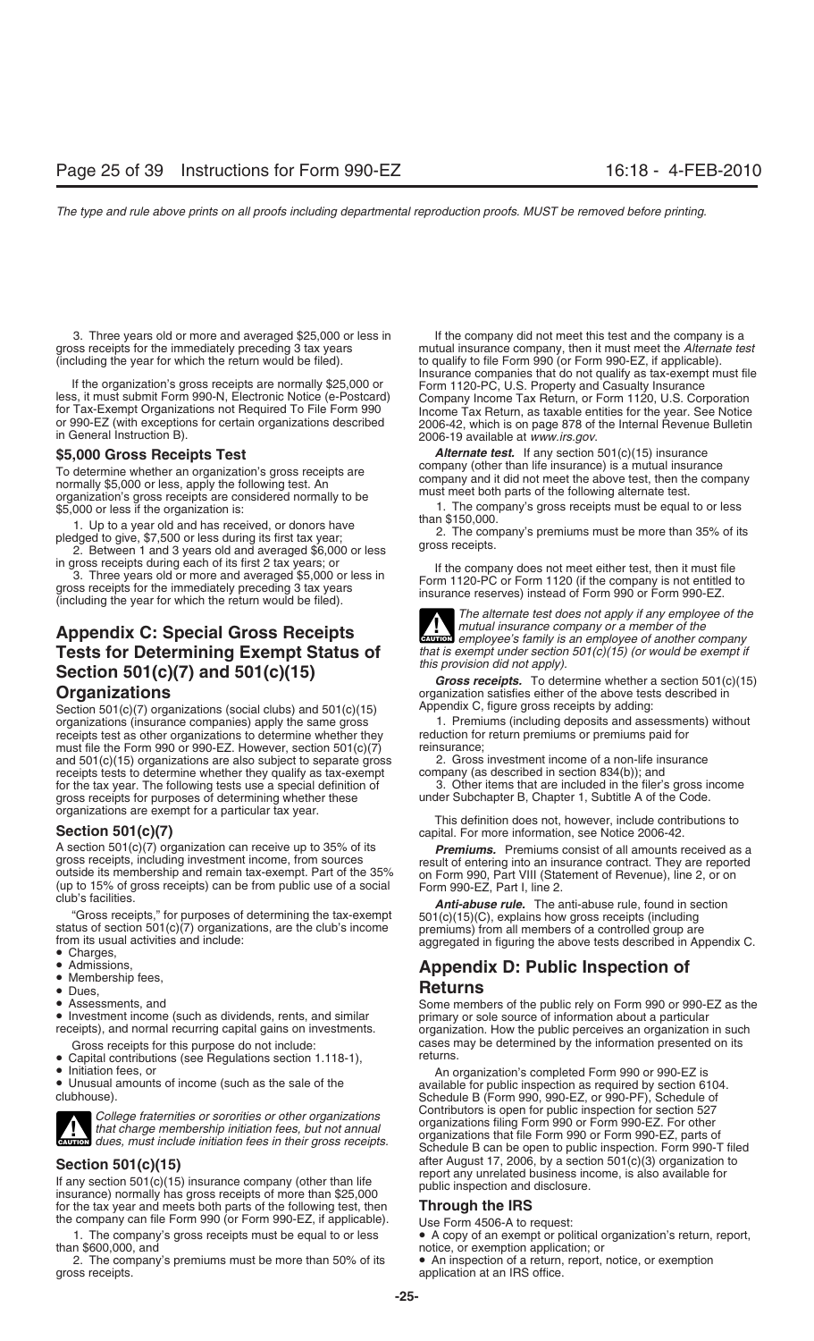3. Three years old or more and averaged $25,000 or less in gross receipts for the immediately preceding 3 tax years (including the year for which the return would be filed).

If the organization's gross receipts are normally $25,000 or less, it must submit Form 990-N, Electronic Notice (e-Postcard) for Tax-Exempt Organizations not Required To File Form 990 or 990-EZ (with exceptions for certain organizations described in General Instruction B).

**$5,000 Gross Receipts Test**

To determine whether an organization's gross receipts are normally $5,000 or less, apply the following test. An organization's gross receipts are considered normally to be $5,000 or less if the organization is:

1. Up to a year old and has received, or donors have pledged to give, $7,500 or less during its first tax year;
2. Between 1 and 3 years old and averaged $6,000 or less in gross receipts during each of its first 2 tax years; or
3. Three years old or more and averaged $5,000 or less in gross receipts for the immediately preceding 3 tax years (including the year for which the return would be filed).

## Appendix C: Special Gross Receipts Tests for Determining Exempt Status of Section 501(c)(7) and 501(c)(15) Organizations

Section 501(c)(7) organizations (social clubs) and 501(c)(15) organizations (insurance companies) apply the same gross receipts test as other organizations to determine whether they must file the Form 990 or 990-EZ. However, section 501(c)(7) and 501(c)(15) organizations are also subject to separate gross receipts tests to determine whether they qualify as tax-exempt for the tax year. The following tests use a special definition of gross receipts for purposes of determining whether these organizations are exempt for a particular tax year.

### Section 501(c)(7)

A section 501(c)(7) organization can receive up to 35% of its gross receipts, including investment income, from sources outside its membership and remain tax-exempt. Part of the 35% (up to 15% of gross receipts) can be from public use of a social club's facilities.

"Gross receipts," for purposes of determining the tax-exempt status of section 501(c)(7) organizations, are the club's income from its usual activities and include:

- Charges,
- Admissions,
- Membership fees,
- Dues,
- Assessments, and
- Investment income (such as dividends, rents, and similar receipts), and normal recurring capital gains on investments.

Gross receipts for this purpose do not include:

- Capital contributions (see Regulations section 1.118-1),
- Initiation fees, or
- Unusual amounts of income (such as the sale of the clubhouse).

**CAUTION:** *College fraternities or sororities or other organizations that charge membership initiation fees, but not annual dues, must include initiation fees in their gross receipts.*

### Section 501(c)(15)

If any section 501(c)(15) insurance company (other than life insurance) normally has gross receipts of more than $25,000 for the tax year and meets both parts of the following test, then the company can file Form 990 (or Form 990-EZ, if applicable).

1. The company's gross receipts must be equal to or less than $600,000, and
2. The company's premiums must be more than 50% of its gross receipts.

If the company did not meet this test and the company is a mutual insurance company, then it must meet the *Alternate test* to qualify to file Form 990 (or Form 990-EZ, if applicable). Insurance companies that do not qualify as tax-exempt must file Form 1120-PC, U.S. Property and Casualty Insurance Company Income Tax Return, or Form 1120, U.S. Corporation Income Tax Return, as taxable entities for the year. See Notice 2006-42, which is on page 878 of the Internal Revenue Bulletin 2006-19 available at *www.irs.gov*.

***Alternate test.*** If any section 501(c)(15) insurance company (other than life insurance) is a mutual insurance company and it did not meet the above test, then the company must meet both parts of the following alternate test.

1. The company's gross receipts must be equal to or less than $150,000.
2. The company's premiums must be more than 35% of its gross receipts.

If the company does not meet either test, then it must file Form 1120-PC or Form 1120 (if the company is not entitled to insurance reserves) instead of Form 990 or Form 990-EZ.

**CAUTION:** *The alternate test does not apply if any employee of the mutual insurance company or a member of the employee's family is an employee of another company that is exempt under section 501(c)(15) (or would be exempt if this provision did not apply).*

***Gross receipts.*** To determine whether a section 501(c)(15) organization satisfies either of the above tests described in Appendix C, figure gross receipts by adding:

1. Premiums (including deposits and assessments) without reduction for return premiums or premiums paid for reinsurance;
2. Gross investment income of a non-life insurance company (as described in section 834(b)); and
3. Other items that are included in the filer's gross income under Subchapter B, Chapter 1, Subtitle A of the Code.

This definition does not, however, include contributions to capital. For more information, see Notice 2006-42.

***Premiums.*** Premiums consist of all amounts received as a result of entering into an insurance contract. They are reported on Form 990, Part VIII (Statement of Revenue), line 2, or on Form 990-EZ, Part I, line 2.

***Anti-abuse rule.*** The anti-abuse rule, found in section 501(c)(15)(C), explains how gross receipts (including premiums) from all members of a controlled group are aggregated in figuring the above tests described in Appendix C.

## Appendix D: Public Inspection of Returns

Some members of the public rely on Form 990 or 990-EZ as the primary or sole source of information about a particular organization. How the public perceives an organization in such cases may be determined by the information presented on its returns.

An organization's completed Form 990 or 990-EZ is available for public inspection as required by section 6104. Schedule B (Form 990, 990-EZ, or 990-PF), Schedule of Contributors is open for public inspection for section 527 organizations filing Form 990 or Form 990-EZ. For other organizations that file Form 990 or Form 990-EZ, parts of Schedule B can be open to public inspection. Form 990-T filed after August 17, 2006, by a section 501(c)(3) organization to report any unrelated business income, is also available for public inspection and disclosure.

### Through the IRS

Use Form 4506-A to request:

- A copy of an exempt or political organization's return, report, notice, or exemption application; or
- An inspection of a return, report, notice, or exemption application at an IRS office.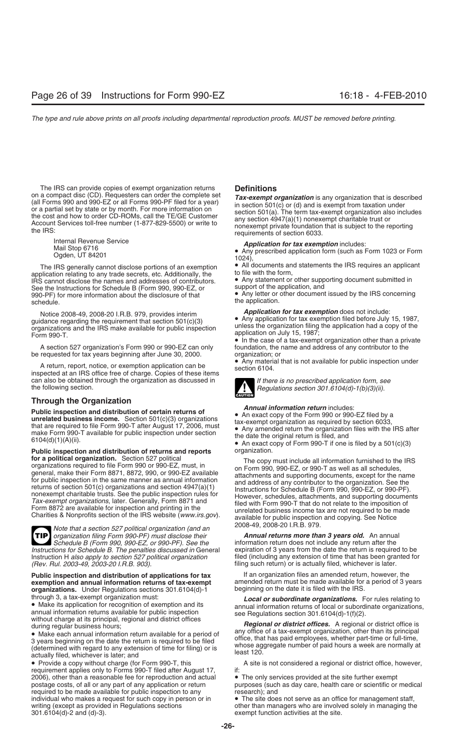The IRS can provide copies of exempt organization returns on a compact disc (CD). Requesters can order the complete set (all Forms 990 and 990-EZ or all Forms 990-PF filed for a year) or a partial set by state or by month. For more information on the cost and how to order CD-ROMs, call the TE/GE Customer Account Services toll-free number (1-877-829-5500) or write to the IRS:

Internal Revenue Service
Mail Stop 6716
Ogden, UT 84201

The IRS generally cannot disclose portions of an exemption application relating to any trade secrets, etc. Additionally, the IRS cannot disclose the names and addresses of contributors. See the Instructions for Schedule B (Form 990, 990-EZ, or 990-PF) for more information about the disclosure of that schedule.

Notice 2008-49, 2008-20 I.R.B. 979, provides interim guidance regarding the requirement that section 501(c)(3) organizations and the IRS make available for public inspection Form 990-T.

A section 527 organization's Form 990 or 990-EZ can only be requested for tax years beginning after June 30, 2000.

A return, report, notice, or exemption application can be inspected at an IRS office free of charge. Copies of these items can also be obtained through the organization as discussed in the following section.

## Through the Organization

**Public inspection and distribution of certain returns of unrelated business income.** Section 501(c)(3) organizations that are required to file Form 990-T after August 17, 2006, must make Form 990-T available for public inspection under section 6104(d)(1)(A)(ii).

**Public inspection and distribution of returns and reports for a political organization.** Section 527 political organizations required to file Form 990 or 990-EZ, must, in general, make their Form 8871, 8872, 990, or 990-EZ available for public inspection in the same manner as annual information returns of section 501(c) organizations and section 4947(a)(1) nonexempt charitable trusts. See the public inspection rules for *Tax-exempt organizations*, later. Generally, Form 8871 and Form 8872 are available for inspection and printing in the Charities & Nonprofits section of the IRS website (*www.irs.gov*).

**TIP** *Note that a section 527 political organization (and an organization filing Form 990-PF) must disclose their Schedule B (Form 990, 990-EZ, or 990-PF). See the Instructions for Schedule B. The penalties discussed in* General Instruction H *also apply to section 527 political organization (Rev. Rul. 2003-49, 2003-20 I.R.B. 903).*

**Public inspection and distribution of applications for tax exemption and annual information returns of tax-exempt organizations.** Under Regulations sections 301.6104(d)-1 through 3, a tax-exempt organization must:

- Make its application for recognition of exemption and its annual information returns available for public inspection without charge at its principal, regional and district offices during regular business hours;
- Make each annual information return available for a period of 3 years beginning on the date the return is required to be filed (determined with regard to any extension of time for filing) or is actually filed, whichever is later; and
- Provide a copy without charge (for Form 990-T, this requirement applies only to Forms 990-T filed after August 17, 2006), other than a reasonable fee for reproduction and actual postage costs, of all or any part of any application or return required to be made available for public inspection to any individual who makes a request for such copy in person or in writing (except as provided in Regulations sections 301.6104(d)-2 and (d)-3).

### Definitions

***Tax-exempt organization*** is any organization that is described in section 501(c) or (d) and is exempt from taxation under section 501(a). The term tax-exempt organization also includes any section 4947(a)(1) nonexempt charitable trust or nonexempt private foundation that is subject to the reporting requirements of section 6033.

***Application for tax exemption*** includes:

- Any prescribed application form (such as Form 1023 or Form 1024),
- All documents and statements the IRS requires an applicant to file with the form,
- Any statement or other supporting document submitted in support of the application, and
- Any letter or other document issued by the IRS concerning the application.

***Application for tax exemption*** does not include:

- Any application for tax exemption filed before July 15, 1987, unless the organization filing the application had a copy of the application on July 15, 1987;
- In the case of a tax-exempt organization other than a private foundation, the name and address of any contributor to the organization; or
- Any material that is not available for public inspection under section 6104.

**CAUTION** *If there is no prescribed application form, see Regulations section 301.6104(d)-1(b)(3)(ii).*

***Annual information return*** includes:

- An exact copy of the Form 990 or 990-EZ filed by a tax-exempt organization as required by section 6033,
- Any amended return the organization files with the IRS after the date the original return is filed, and
- An exact copy of Form 990-T if one is filed by a 501(c)(3) organization.

The copy must include all information furnished to the IRS on Form 990, 990-EZ, or 990-T as well as all schedules, attachments and supporting documents, except for the name and address of any contributor to the organization. See the Instructions for Schedule B (Form 990, 990-EZ, or 990-PF). However, schedules, attachments, and supporting documents filed with Form 990-T that do not relate to the imposition of unrelated business income tax are not required to be made available for public inspection and copying. See Notice 2008-49, 2008-20 I.R.B. 979.

***Annual returns more than 3 years old.*** An annual information return does not include any return after the expiration of 3 years from the date the return is required to be filed (including any extension of time that has been granted for filing such return) or is actually filed, whichever is later.

If an organization files an amended return, however, the amended return must be made available for a period of 3 years beginning on the date it is filed with the IRS.

***Local or subordinate organizations.*** For rules relating to annual information returns of local or subordinate organizations, see Regulations section 301.6104(d)-1(f)(2).

***Regional or district offices.*** A regional or district office is any office of a tax-exempt organization, other than its principal office, that has paid employees, whether part-time or full-time, whose aggregate number of paid hours a week are normally at least 120.

A site is not considered a regional or district office, however, if:

- The only services provided at the site further exempt purposes (such as day care, health care or scientific or medical research); and
- The site does not serve as an office for management staff, other than managers who are involved solely in managing the exempt function activities at the site.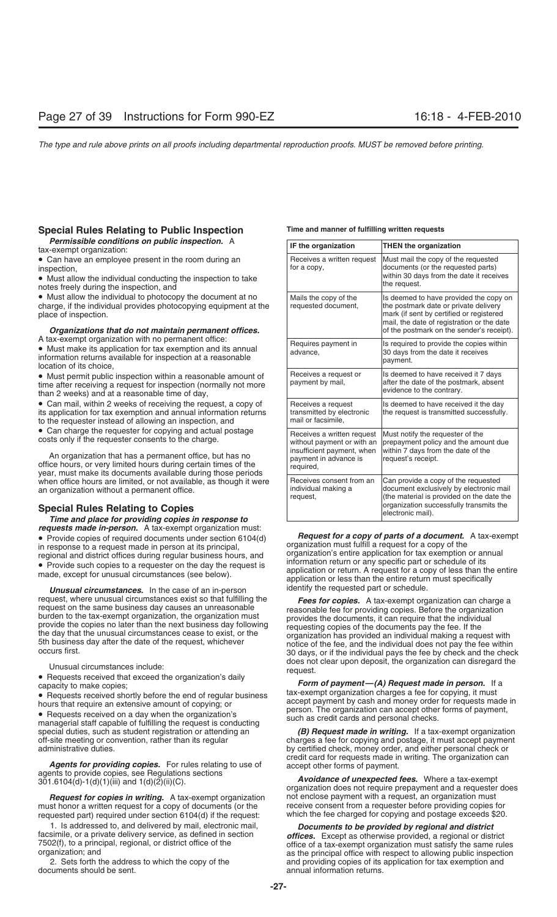## Special Rules Relating to Public Inspection

***Permissible conditions on public inspection.*** A tax-exempt organization:

- Can have an employee present in the room during an inspection,
- Must allow the individual conducting the inspection to take notes freely during the inspection, and
- Must allow the individual to photocopy the document at no charge, if the individual provides photocopying equipment at the place of inspection.

***Organizations that do not maintain permanent offices.*** A tax-exempt organization with no permanent office:

- Must make its application for tax exemption and its annual information returns available for inspection at a reasonable location of its choice,
- Must permit public inspection within a reasonable amount of time after receiving a request for inspection (normally not more than 2 weeks) and at a reasonable time of day,
- Can mail, within 2 weeks of receiving the request, a copy of its application for tax exemption and annual information returns to the requester instead of allowing an inspection, and
- Can charge the requester for copying and actual postage costs only if the requester consents to the charge.

An organization that has a permanent office, but has no office hours, or very limited hours during certain times of the year, must make its documents available during those periods when office hours are limited, or not available, as though it were an organization without a permanent office.

## Special Rules Relating to Copies

***Time and place for providing copies in response to requests made in-person.*** A tax-exempt organization must:

- Provide copies of required documents under section 6104(d) in response to a request made in person at its principal, regional and district offices during regular business hours, and
- Provide such copies to a requester on the day the request is made, except for unusual circumstances (see below).

***Unusual circumstances.*** In the case of an in-person request, where unusual circumstances exist so that fulfilling the request on the same business day causes an unreasonable burden to the tax-exempt organization, the organization must provide the copies no later than the next business day following the day that the unusual circumstances cease to exist, or the 5th business day after the date of the request, whichever occurs first.

Unusual circumstances include:

- Requests received that exceed the organization's daily capacity to make copies;
- Requests received shortly before the end of regular business hours that require an extensive amount of copying; or
- Requests received on a day when the organization's managerial staff capable of fulfilling the request is conducting special duties, such as student registration or attending an off-site meeting or convention, rather than its regular administrative duties.

***Agents for providing copies.*** For rules relating to use of agents to provide copies, see Regulations sections 301.6104(d)-1(d)(1)(iii) and 1(d)(2)(ii)(C).

***Request for copies in writing.*** A tax-exempt organization must honor a written request for a copy of documents (or the requested part) required under section 6104(d) if the request:

1. Is addressed to, and delivered by mail, electronic mail, facsimile, or a private delivery service, as defined in section 7502(f), to a principal, regional, or district office of the organization; and
2. Sets forth the address to which the copy of the documents should be sent.

**Time and manner of fulfilling written requests**

| IF the organization | THEN the organization |
|---|---|
| Receives a written request for a copy, | Must mail the copy of the requested documents (or the requested parts) within 30 days from the date it receives the request. |
| Mails the copy of the requested document, | Is deemed to have provided the copy on the postmark date or private delivery mark (if sent by certified or registered mail, the date of registration or the date of the postmark on the sender's receipt). |
| Requires payment in advance, | Is required to provide the copies within 30 days from the date it receives payment. |
| Receives a request or payment by mail, | Is deemed to have received it 7 days after the date of the postmark, absent evidence to the contrary. |
| Receives a request transmitted by electronic mail or facsimile, | Is deemed to have received it the day the request is transmitted successfully. |
| Receives a written request without payment or with an insufficient payment, when payment in advance is required, | Must notify the requester of the prepayment policy and the amount due within 7 days from the date of the request's receipt. |
| Receives consent from an individual making a request, | Can provide a copy of the requested document exclusively by electronic mail (the material is provided on the date the organization successfully transmits the electronic mail). |

***Request for a copy of parts of a document.*** A tax-exempt organization must fulfill a request for a copy of the organization's entire application for tax exemption or annual information return or any specific part or schedule of its application or return. A request for a copy of less than the entire application or less than the entire return must specifically identify the requested part or schedule.

***Fees for copies.*** A tax-exempt organization can charge a reasonable fee for providing copies. Before the organization provides the documents, it can require that the individual requesting copies of the documents pay the fee. If the organization has provided an individual making a request with notice of the fee, and the individual does not pay the fee within 30 days, or if the individual pays the fee by check and the check does not clear upon deposit, the organization can disregard the request.

***Form of payment—(A) Request made in person.*** If a tax-exempt organization charges a fee for copying, it must accept payment by cash and money order for requests made in person. The organization can accept other forms of payment, such as credit cards and personal checks.

***(B) Request made in writing.*** If a tax-exempt organization charges a fee for copying and postage, it must accept payment by certified check, money order, and either personal check or credit card for requests made in writing. The organization can accept other forms of payment.

***Avoidance of unexpected fees.*** Where a tax-exempt organization does not require prepayment and a requester does not enclose payment with a request, an organization must receive consent from a requester before providing copies for which the fee charged for copying and postage exceeds $20.

***Documents to be provided by regional and district offices.*** Except as otherwise provided, a regional or district office of a tax-exempt organization must satisfy the same rules as the principal office with respect to allowing public inspection and providing copies of its application for tax exemption and annual information returns.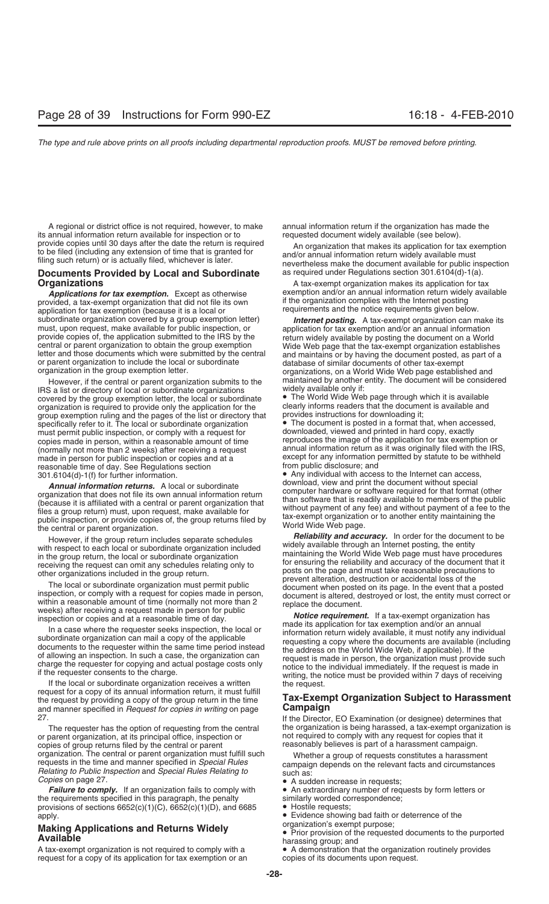A regional or district office is not required, however, to make its annual information return available for inspection or to provide copies until 30 days after the date the return is required to be filed (including any extension of time that is granted for filing such return) or is actually filed, whichever is later.

## Documents Provided by Local and Subordinate Organizations

***Applications for tax exemption.*** Except as otherwise provided, a tax-exempt organization that did not file its own application for tax exemption (because it is a local or subordinate organization covered by a group exemption letter) must, upon request, make available for public inspection, or provide copies of, the application submitted to the IRS by the central or parent organization to obtain the group exemption letter and those documents which were submitted by the central or parent organization to include the local or subordinate organization in the group exemption letter.

However, if the central or parent organization submits to the IRS a list or directory of local or subordinate organizations covered by the group exemption letter, the local or subordinate organization is required to provide only the application for the group exemption ruling and the pages of the list or directory that specifically refer to it. The local or subordinate organization must permit public inspection, or comply with a request for copies made in person, within a reasonable amount of time (normally not more than 2 weeks) after receiving a request made in person for public inspection or copies and at a reasonable time of day. See Regulations section 301.6104(d)-1(f) for further information.

***Annual information returns.*** A local or subordinate organization that does not file its own annual information return (because it is affiliated with a central or parent organization that files a group return) must, upon request, make available for public inspection, or provide copies of, the group returns filed by the central or parent organization.

However, if the group return includes separate schedules with respect to each local or subordinate organization included in the group return, the local or subordinate organization receiving the request can omit any schedules relating only to other organizations included in the group return.

The local or subordinate organization must permit public inspection, or comply with a request for copies made in person, within a reasonable amount of time (normally not more than 2 weeks) after receiving a request made in person for public inspection or copies and at a reasonable time of day.

In a case where the requester seeks inspection, the local or subordinate organization can mail a copy of the applicable documents to the requester within the same time period instead of allowing an inspection. In such a case, the organization can charge the requester for copying and actual postage costs only if the requester consents to the charge.

If the local or subordinate organization receives a written request for a copy of its annual information return, it must fulfill the request by providing a copy of the group return in the time and manner specified in *Request for copies in writing* on page 27.

The requester has the option of requesting from the central or parent organization, at its principal office, inspection or copies of group returns filed by the central or parent organization. The central or parent organization must fulfill such requests in the time and manner specified in *Special Rules Relating to Public Inspection* and *Special Rules Relating to Copies* on page 27.

***Failure to comply.*** If an organization fails to comply with the requirements specified in this paragraph, the penalty provisions of sections 6652(c)(1)(C), 6652(c)(1)(D), and 6685 apply.

## Making Applications and Returns Widely Available

A tax-exempt organization is not required to comply with a request for a copy of its application for tax exemption or an annual information return if the organization has made the requested document widely available (see below).

An organization that makes its application for tax exemption and/or annual information return widely available must nevertheless make the document available for public inspection as required under Regulations section 301.6104(d)-1(a).

A tax-exempt organization makes its application for tax exemption and/or an annual information return widely available if the organization complies with the Internet posting requirements and the notice requirements given below.

***Internet posting.*** A tax-exempt organization can make its application for tax exemption and/or an annual information return widely available by posting the document on a World Wide Web page that the tax-exempt organization establishes and maintains or by having the document posted, as part of a database of similar documents of other tax-exempt organizations, on a World Wide Web page established and maintained by another entity. The document will be considered widely available only if:

- The World Wide Web page through which it is available clearly informs readers that the document is available and provides instructions for downloading it;
- The document is posted in a format that, when accessed, downloaded, viewed and printed in hard copy, exactly reproduces the image of the application for tax exemption or annual information return as it was originally filed with the IRS, except for any information permitted by statute to be withheld from public disclosure; and
- Any individual with access to the Internet can access, download, view and print the document without special computer hardware or software required for that format (other than software that is readily available to members of the public without payment of any fee) and without payment of a fee to the tax-exempt organization or to another entity maintaining the World Wide Web page.

***Reliability and accuracy.*** In order for the document to be widely available through an Internet posting, the entity maintaining the World Wide Web page must have procedures for ensuring the reliability and accuracy of the document that it posts on the page and must take reasonable precautions to prevent alteration, destruction or accidental loss of the document when posted on its page. In the event that a posted document is altered, destroyed or lost, the entity must correct or replace the document.

***Notice requirement.*** If a tax-exempt organization has made its application for tax exemption and/or an annual information return widely available, it must notify any individual requesting a copy where the documents are available (including the address on the World Wide Web, if applicable). If the request is made in person, the organization must provide such notice to the individual immediately. If the request is made in writing, the notice must be provided within 7 days of receiving the request.

## Tax-Exempt Organization Subject to Harassment Campaign

If the Director, EO Examination (or designee) determines that the organization is being harassed, a tax-exempt organization is not required to comply with any request for copies that it reasonably believes is part of a harassment campaign.

Whether a group of requests constitutes a harassment campaign depends on the relevant facts and circumstances such as:

- A sudden increase in requests;
- An extraordinary number of requests by form letters or similarly worded correspondence;
- Hostile requests;
- Evidence showing bad faith or deterrence of the organization's exempt purpose;
- Prior provision of the requested documents to the purported harassing group; and
- A demonstration that the organization routinely provides copies of its documents upon request.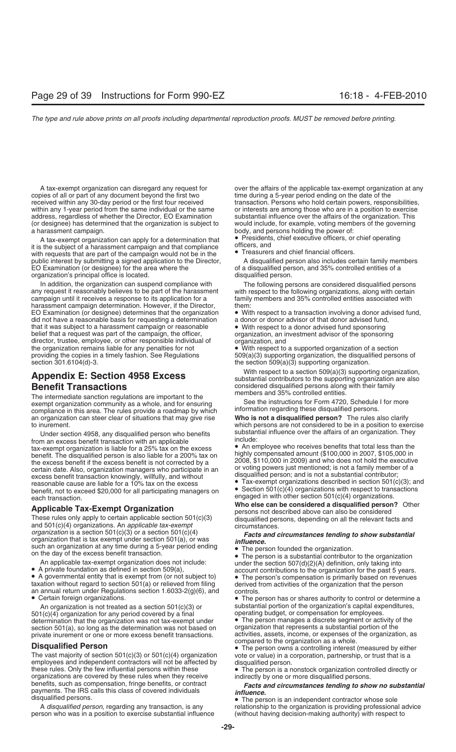A tax-exempt organization can disregard any request for copies of all or part of any document beyond the first two received within any 30-day period or the first four received within any 1-year period from the same individual or the same address, regardless of whether the Director, EO Examination (or designee) has determined that the organization is subject to a harassment campaign.

A tax-exempt organization can apply for a determination that it is the subject of a harassment campaign and that compliance with requests that are part of the campaign would not be in the public interest by submitting a signed application to the Director, EO Examination (or designee) for the area where the organization's principal office is located.

In addition, the organization can suspend compliance with any request it reasonably believes to be part of the harassment campaign until it receives a response to its application for a harassment campaign determination. However, if the Director, EO Examination (or designee) determines that the organization did not have a reasonable basis for requesting a determination that it was subject to a harassment campaign or reasonable belief that a request was part of the campaign, the officer, director, trustee, employee, or other responsible individual of the organization remains liable for any penalties for not providing the copies in a timely fashion. See Regulations section 301.6104(d)-3.

# Appendix E: Section 4958 Excess Benefit Transactions

The intermediate sanction regulations are important to the exempt organization community as a whole, and for ensuring compliance in this area. The rules provide a roadmap by which an organization can steer clear of situations that may give rise to inurement.

Under section 4958, any disqualified person who benefits from an excess benefit transaction with an applicable tax-exempt organization is liable for a 25% tax on the excess benefit. The disqualified person is also liable for a 200% tax on the excess benefit if the excess benefit is not corrected by a certain date. Also, organization managers who participate in an excess benefit transaction knowingly, willfully, and without reasonable cause are liable for a 10% tax on the excess benefit, not to exceed $20,000 for all participating managers on each transaction.

## Applicable Tax-Exempt Organization

These rules only apply to certain applicable section 501(c)(3) and 501(c)(4) organizations. An *applicable tax-exempt organization* is a section 501(c)(3) or a section 501(c)(4) organization that is tax exempt under section 501(a), or was such an organization at any time during a 5-year period ending on the day of the excess benefit transaction.

An applicable tax-exempt organization does not include:

- A private foundation as defined in section 509(a),
- A governmental entity that is exempt from (or not subject to) taxation without regard to section 501(a) or relieved from filing an annual return under Regulations section 1.6033-2(g)(6), and
- Certain foreign organizations.

An organization is not treated as a section 501(c)(3) or 501(c)(4) organization for any period covered by a final determination that the organization was not tax-exempt under section 501(a), so long as the determination was not based on private inurement or one or more excess benefit transactions.

## Disqualified Person

The vast majority of section 501(c)(3) or 501(c)(4) organization employees and independent contractors will not be affected by these rules. Only the few influential persons within these organizations are covered by these rules when they receive benefits, such as compensation, fringe benefits, or contract payments. The IRS calls this class of covered individuals disqualified persons.

A *disqualified person*, regarding any transaction, is any person who was in a position to exercise substantial influence over the affairs of the applicable tax-exempt organization at any time during a 5-year period ending on the date of the transaction. Persons who hold certain powers, responsibilities, or interests are among those who are in a position to exercise substantial influence over the affairs of the organization. This would include, for example, voting members of the governing body, and persons holding the power of:

- Presidents, chief executive officers, or chief operating officers, and
- Treasurers and chief financial officers.

A disqualified person also includes certain family members of a disqualified person, and 35% controlled entities of a disqualified person.

The following persons are considered disqualified persons with respect to the following organizations, along with certain family members and 35% controlled entities associated with them:

- With respect to a transaction involving a donor advised fund, a donor or donor advisor of that donor advised fund,
- With respect to a donor advised fund sponsoring organization, an investment advisor of the sponsoring organization, and
- With respect to a supported organization of a section 509(a)(3) supporting organization, the disqualified persons of the section 509(a)(3) supporting organization.

With respect to a section 509(a)(3) supporting organization, substantial contributors to the supporting organization are also considered disqualified persons along with their family members and 35% controlled entities.

See the instructions for Form 4720, Schedule I for more information regarding these disqualified persons.

**Who is not a disqualified person?** The rules also clarify which persons are not considered to be in a position to exercise substantial influence over the affairs of an organization. They include:

- An employee who receives benefits that total less than the highly compensated amount ($100,000 in 2007, $105,000 in 2008, $110,000 in 2009) and who does not hold the executive or voting powers just mentioned; is not a family member of a disqualified person; and is not a substantial contributor;
- Tax-exempt organizations described in section 501(c)(3); and
- Section 501(c)(4) organizations with respect to transactions engaged in with other section 501(c)(4) organizations.

**Who else can be considered a disqualified person?** Other persons not described above can also be considered disqualified persons, depending on all the relevant facts and circumstances.

***Facts and circumstances tending to show substantial influence.***

- The person founded the organization.
- The person is a substantial contributor to the organization under the section 507(d)(2)(A) definition, only taking into account contributions to the organization for the past 5 years.
- The person's compensation is primarily based on revenues derived from activities of the organization that the person controls.
- The person has or shares authority to control or determine a substantial portion of the organization's capital expenditures, operating budget, or compensation for employees.
- The person manages a discrete segment or activity of the organization that represents a substantial portion of the activities, assets, income, or expenses of the organization, as compared to the organization as a whole.
- The person owns a controlling interest (measured by either vote or value) in a corporation, partnership, or trust that is a disqualified person.
- The person is a nonstock organization controlled directly or indirectly by one or more disqualified persons.

***Facts and circumstances tending to show no substantial influence.***

- The person is an independent contractor whose sole relationship to the organization is providing professional advice (without having decision-making authority) with respect to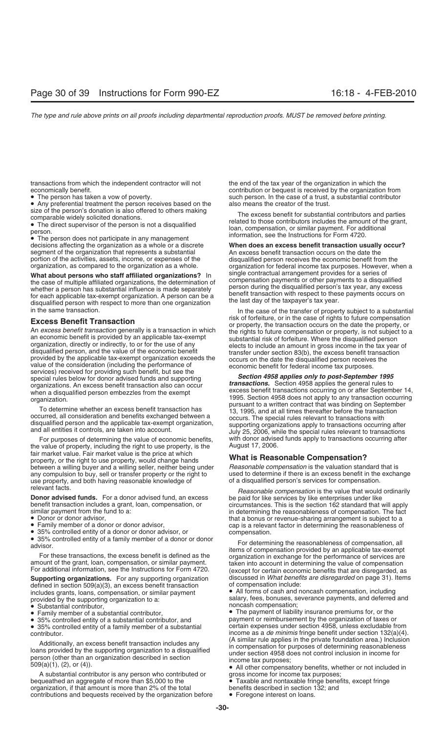transactions from which the independent contractor will not economically benefit.

- The person has taken a vow of poverty.
- Any preferential treatment the person receives based on the size of the person's donation is also offered to others making comparable widely solicited donations.
- The direct supervisor of the person is not a disqualified person.
- The person does not participate in any management decisions affecting the organization as a whole or a discrete segment of the organization that represents a substantial portion of the activities, assets, income, or expenses of the organization, as compared to the organization as a whole.

**What about persons who staff affiliated organizations?** In the case of multiple affiliated organizations, the determination of whether a person has substantial influence is made separately for each applicable tax-exempt organization. A person can be a disqualified person with respect to more than one organization in the same transaction.

## Excess Benefit Transaction

An *excess benefit transaction* generally is a transaction in which an economic benefit is provided by an applicable tax-exempt organization, directly or indirectly, to or for the use of any disqualified person, and the value of the economic benefit provided by the applicable tax-exempt organization exceeds the value of the consideration (including the performance of services) received for providing such benefit, but see the special rules below for donor advised funds and supporting organizations. An excess benefit transaction also can occur when a disqualified person embezzles from the exempt organization.

To determine whether an excess benefit transaction has occurred, all consideration and benefits exchanged between a disqualified person and the applicable tax-exempt organization, and all entities it controls, are taken into account.

For purposes of determining the value of economic benefits, the value of property, including the right to use property, is the fair market value. Fair market value is the price at which property, or the right to use property, would change hands between a willing buyer and a willing seller, neither being under any compulsion to buy, sell or transfer property or the right to use property, and both having reasonable knowledge of relevant facts.

**Donor advised funds.** For a donor advised fund, an excess benefit transaction includes a grant, loan, compensation, or similar payment from the fund to a:

- Donor or donor advisor,
- Family member of a donor or donor advisor,
- 35% controlled entity of a donor or donor advisor, or
- 35% controlled entity of a family member of a donor or donor advisor.

For these transactions, the excess benefit is defined as the amount of the grant, loan, compensation, or similar payment. For additional information, see the Instructions for Form 4720.

**Supporting organizations.** For any supporting organization defined in section 509(a)(3), an excess benefit transaction includes grants, loans, compensation, or similar payment provided by the supporting organization to a:

- Substantial contributor,
- Family member of a substantial contributor,
- 35% controlled entity of a substantial contributor, and
- 35% controlled entity of a family member of a substantial contributor.

Additionally, an excess benefit transaction includes any loans provided by the supporting organization to a disqualified person (other than an organization described in section 509(a)(1), (2), or (4)).

A substantial contributor is any person who contributed or bequeathed an aggregate of more than $5,000 to the organization, if that amount is more than 2% of the total contributions and bequests received by the organization before the end of the tax year of the organization in which the contribution or bequest is received by the organization from such person. In the case of a trust, a substantial contributor also means the creator of the trust.

The excess benefit for substantial contributors and parties related to those contributors includes the amount of the grant, loan, compensation, or similar payment. For additional information, see the Instructions for Form 4720.

**When does an excess benefit transaction usually occur?** An excess benefit transaction occurs on the date the disqualified person receives the economic benefit from the organization for federal income tax purposes. However, when a single contractual arrangement provides for a series of compensation payments or other payments to a disqualified person during the disqualified person's tax year, any excess benefit transaction with respect to these payments occurs on the last day of the taxpayer's tax year.

In the case of the transfer of property subject to a substantial risk of forfeiture, or in the case of rights to future compensation or property, the transaction occurs on the date the property, or the rights to future compensation or property, is not subject to a substantial risk of forfeiture. Where the disqualified person elects to include an amount in gross income in the tax year of transfer under section 83(b), the excess benefit transaction occurs on the date the disqualified person receives the economic benefit for federal income tax purposes.

***Section 4958 applies only to post-September 1995 transactions.*** Section 4958 applies the general rules to excess benefit transactions occurring on or after September 14, 1995. Section 4958 does not apply to any transaction occurring pursuant to a written contract that was binding on September 13, 1995, and at all times thereafter before the transaction occurs. The special rules relevant to transactions with supporting organizations apply to transactions occurring after July 25, 2006, while the special rules relevant to transactions with donor advised funds apply to transactions occurring after August 17, 2006.

## What is Reasonable Compensation?

*Reasonable compensation* is the valuation standard that is used to determine if there is an excess benefit in the exchange of a disqualified person's services for compensation.

*Reasonable compensation* is the value that would ordinarily be paid for like services by like enterprises under like circumstances. This is the section 162 standard that will apply in determining the reasonableness of compensation. The fact that a bonus or revenue-sharing arrangement is subject to a cap is a relevant factor in determining the reasonableness of compensation.

For determining the reasonableness of compensation, all items of compensation provided by an applicable tax-exempt organization in exchange for the performance of services are taken into account in determining the value of compensation (except for certain economic benefits that are disregarded, as discussed in *What benefits are disregarded* on page 31). Items of compensation include:

- All forms of cash and noncash compensation, including salary, fees, bonuses, severance payments, and deferred and noncash compensation;
- The payment of liability insurance premiums for, or the payment or reimbursement by the organization of taxes or certain expenses under section 4958, unless excludable from income as a *de minimis* fringe benefit under section 132(a)(4). (A similar rule applies in the private foundation area.) Inclusion in compensation for purposes of determining reasonableness under section 4958 does not control inclusion in income for income tax purposes;
- All other compensatory benefits, whether or not included in gross income for income tax purposes;
- Taxable and nontaxable fringe benefits, except fringe benefits described in section 132; and
- Foregone interest on loans.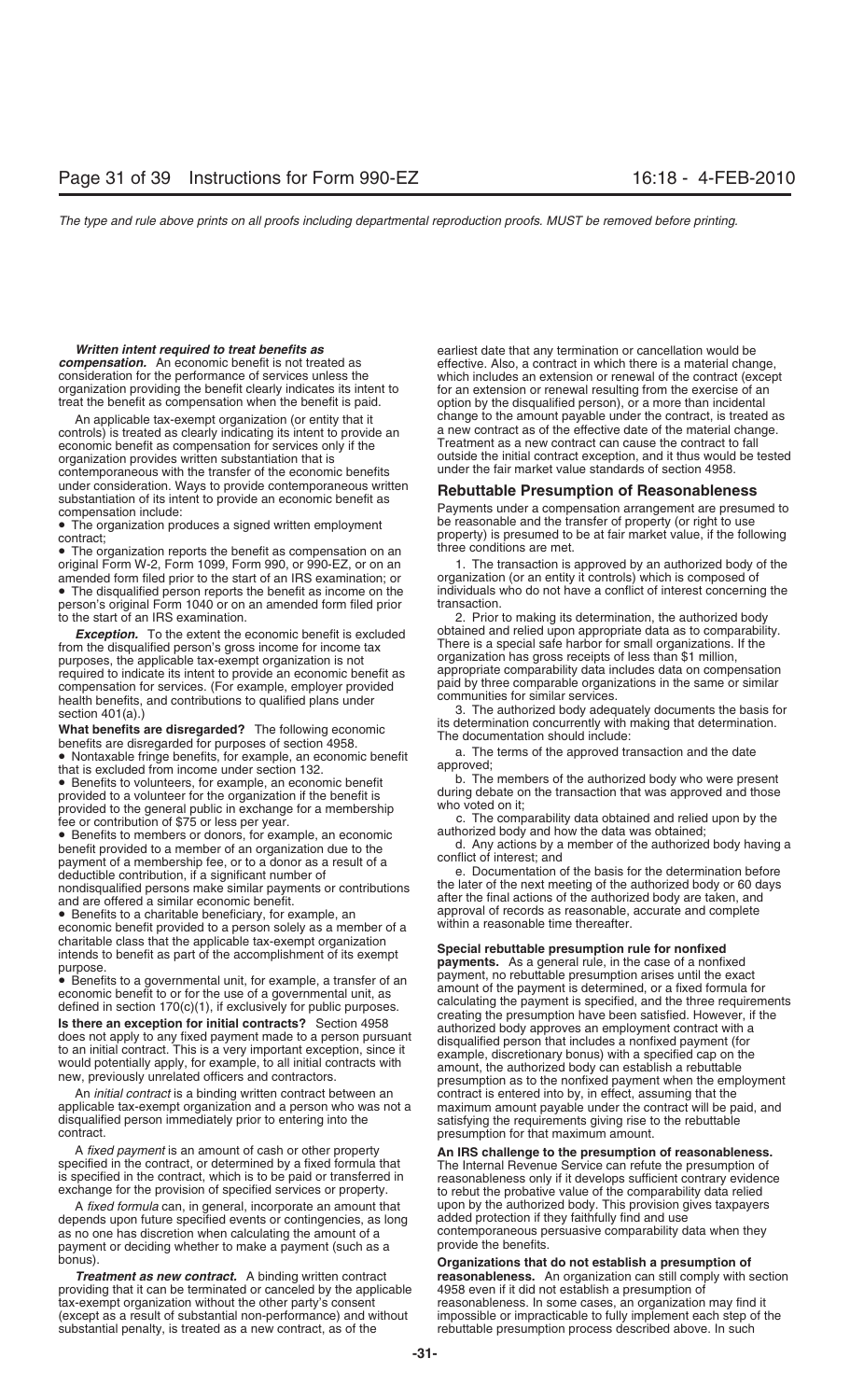***Written intent required to treat benefits as compensation.*** An economic benefit is not treated as consideration for the performance of services unless the organization providing the benefit clearly indicates its intent to treat the benefit as compensation when the benefit is paid.

An applicable tax-exempt organization (or entity that it controls) is treated as clearly indicating its intent to provide an economic benefit as compensation for services only if the organization provides written substantiation that is contemporaneous with the transfer of the economic benefits under consideration. Ways to provide contemporaneous written substantiation of its intent to provide an economic benefit as compensation include:

- The organization produces a signed written employment contract;
- The organization reports the benefit as compensation on an original Form W-2, Form 1099, Form 990, or 990-EZ, or on an amended form filed prior to the start of an IRS examination; or
- The disqualified person reports the benefit as income on the person's original Form 1040 or on an amended form filed prior to the start of an IRS examination.

***Exception.*** To the extent the economic benefit is excluded from the disqualified person's gross income for income tax purposes, the applicable tax-exempt organization is not required to indicate its intent to provide an economic benefit as compensation for services. (For example, employer provided health benefits, and contributions to qualified plans under section 401(a).)

**What benefits are disregarded?** The following economic benefits are disregarded for purposes of section 4958.

- Nontaxable fringe benefits, for example, an economic benefit that is excluded from income under section 132.
- Benefits to volunteers, for example, an economic benefit provided to a volunteer for the organization if the benefit is provided to the general public in exchange for a membership fee or contribution of $75 or less per year.
- Benefits to members or donors, for example, an economic benefit provided to a member of an organization due to the payment of a membership fee, or to a donor as a result of a deductible contribution, if a significant number of nondisqualified persons make similar payments or contributions and are offered a similar economic benefit.
- Benefits to a charitable beneficiary, for example, an economic benefit provided to a person solely as a member of a charitable class that the applicable tax-exempt organization intends to benefit as part of the accomplishment of its exempt purpose.
- Benefits to a governmental unit, for example, a transfer of an economic benefit to or for the use of a governmental unit, as defined in section 170(c)(1), if exclusively for public purposes.

**Is there an exception for initial contracts?** Section 4958 does not apply to any fixed payment made to a person pursuant to an initial contract. This is a very important exception, since it would potentially apply, for example, to all initial contracts with new, previously unrelated officers and contractors.

An *initial contract* is a binding written contract between an applicable tax-exempt organization and a person who was not a disqualified person immediately prior to entering into the contract.

A *fixed payment* is an amount of cash or other property specified in the contract, or determined by a fixed formula that is specified in the contract, which is to be paid or transferred in exchange for the provision of specified services or property.

A *fixed formula* can, in general, incorporate an amount that depends upon future specified events or contingencies, as long as no one has discretion when calculating the amount of a payment or deciding whether to make a payment (such as a bonus).

***Treatment as new contract.*** A binding written contract providing that it can be terminated or canceled by the applicable tax-exempt organization without the other party's consent (except as a result of substantial non-performance) and without substantial penalty, is treated as a new contract, as of the earliest date that any termination or cancellation would be effective. Also, a contract in which there is a material change, which includes an extension or renewal of the contract (except for an extension or renewal resulting from the exercise of an option by the disqualified person), or a more than incidental change to the amount payable under the contract, is treated as a new contract as of the effective date of the material change. Treatment as a new contract can cause the contract to fall outside the initial contract exception, and it thus would be tested under the fair market value standards of section 4958.

## Rebuttable Presumption of Reasonableness

Payments under a compensation arrangement are presumed to be reasonable and the transfer of property (or right to use property) is presumed to be at fair market value, if the following three conditions are met.

1. The transaction is approved by an authorized body of the organization (or an entity it controls) which is composed of individuals who do not have a conflict of interest concerning the transaction.

2. Prior to making its determination, the authorized body obtained and relied upon appropriate data as to comparability. There is a special safe harbor for small organizations. If the organization has gross receipts of less than $1 million, appropriate comparability data includes data on compensation paid by three comparable organizations in the same or similar communities for similar services.

3. The authorized body adequately documents the basis for its determination concurrently with making that determination. The documentation should include:

a. The terms of the approved transaction and the date approved;

b. The members of the authorized body who were present during debate on the transaction that was approved and those who voted on it;

c. The comparability data obtained and relied upon by the authorized body and how the data was obtained;

d. Any actions by a member of the authorized body having a conflict of interest; and

e. Documentation of the basis for the determination before the later of the next meeting of the authorized body or 60 days after the final actions of the authorized body are taken, and approval of records as reasonable, accurate and complete within a reasonable time thereafter.

**Special rebuttable presumption rule for nonfixed payments.** As a general rule, in the case of a nonfixed payment, no rebuttable presumption arises until the exact amount of the payment is determined, or a fixed formula for calculating the payment is specified, and the three requirements creating the presumption have been satisfied. However, if the authorized body approves an employment contract with a disqualified person that includes a nonfixed payment (for example, discretionary bonus) with a specified cap on the amount, the authorized body can establish a rebuttable presumption as to the nonfixed payment when the employment contract is entered into by, in effect, assuming that the maximum amount payable under the contract will be paid, and satisfying the requirements giving rise to the rebuttable presumption for that maximum amount.

**An IRS challenge to the presumption of reasonableness.** The Internal Revenue Service can refute the presumption of reasonableness only if it develops sufficient contrary evidence to rebut the probative value of the comparability data relied upon by the authorized body. This provision gives taxpayers added protection if they faithfully find and use contemporaneous persuasive comparability data when they provide the benefits.

**Organizations that do not establish a presumption of reasonableness.** An organization can still comply with section 4958 even if it did not establish a presumption of reasonableness. In some cases, an organization may find it impossible or impracticable to fully implement each step of the rebuttable presumption process described above. In such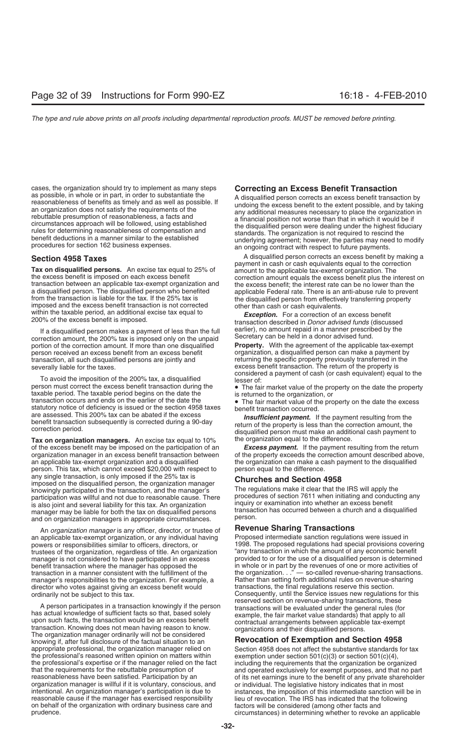cases, the organization should try to implement as many steps as possible, in whole or in part, in order to substantiate the reasonableness of benefits as timely and as well as possible. If an organization does not satisfy the requirements of the rebuttable presumption of reasonableness, a facts and circumstances approach will be followed, using established rules for determining reasonableness of compensation and benefit deductions in a manner similar to the established procedures for section 162 business expenses.

## Section 4958 Taxes

**Tax on disqualified persons.** An excise tax equal to 25% of the excess benefit is imposed on each excess benefit transaction between an applicable tax-exempt organization and a disqualified person. The disqualified person who benefited from the transaction is liable for the tax. If the 25% tax is imposed and the excess benefit transaction is not corrected within the taxable period, an additional excise tax equal to 200% of the excess benefit is imposed.

If a disqualified person makes a payment of less than the full correction amount, the 200% tax is imposed only on the unpaid portion of the correction amount. If more than one disqualified person received an excess benefit from an excess benefit transaction, all such disqualified persons are jointly and severally liable for the taxes.

To avoid the imposition of the 200% tax, a disqualified person must correct the excess benefit transaction during the taxable period. The taxable period begins on the date the transaction occurs and ends on the earlier of the date the statutory notice of deficiency is issued or the section 4958 taxes are assessed. This 200% tax can be abated if the excess benefit transaction subsequently is corrected during a 90-day correction period.

**Tax on organization managers.** An excise tax equal to 10% of the excess benefit may be imposed on the participation of an organization manager in an excess benefit transaction between an applicable tax-exempt organization and a disqualified person. This tax, which cannot exceed $20,000 with respect to any single transaction, is only imposed if the 25% tax is imposed on the disqualified person, the organization manager knowingly participated in the transaction, and the manager's participation was willful and not due to reasonable cause. There is also joint and several liability for this tax. An organization manager may be liable for both the tax on disqualified persons and on organization managers in appropriate circumstances.

An *organization manager* is any officer, director, or trustee of an applicable tax-exempt organization, or any individual having powers or responsibilities similar to officers, directors, or trustees of the organization, regardless of title. An organization manager is not considered to have participated in an excess benefit transaction where the manager has opposed the transaction in a manner consistent with the fulfillment of the manager's responsibilities to the organization. For example, a director who votes against giving an excess benefit would ordinarily not be subject to this tax.

A person participates in a transaction knowingly if the person has actual knowledge of sufficient facts so that, based solely upon such facts, the transaction would be an excess benefit transaction. Knowing does not mean having reason to know. The organization manager ordinarily will not be considered knowing if, after full disclosure of the factual situation to an appropriate professional, the organization manager relied on the professional's reasoned written opinion on matters within the professional's expertise or if the manager relied on the fact that the requirements for the rebuttable presumption of reasonableness have been satisfied. Participation by an organization manager is willful if it is voluntary, conscious, and intentional. An organization manager's participation is due to reasonable cause if the manager has exercised responsibility on behalf of the organization with ordinary business care and prudence.

## Correcting an Excess Benefit Transaction

A disqualified person corrects an excess benefit transaction by undoing the excess benefit to the extent possible, and by taking any additional measures necessary to place the organization in a financial position not worse than that in which it would be if the disqualified person were dealing under the highest fiduciary standards. The organization is not required to rescind the underlying agreement; however, the parties may need to modify an ongoing contract with respect to future payments.

A disqualified person corrects an excess benefit by making a payment in cash or cash equivalents equal to the correction amount to the applicable tax-exempt organization. The correction amount equals the excess benefit plus the interest on the excess benefit; the interest rate can be no lower than the applicable Federal rate. There is an anti-abuse rule to prevent the disqualified person from effectively transferring property other than cash or cash equivalents.

***Exception.*** For a correction of an excess benefit transaction described in *Donor advised funds* (discussed earlier), no amount repaid in a manner prescribed by the Secretary can be held in a donor advised fund.

**Property.** With the agreement of the applicable tax-exempt organization, a disqualified person can make a payment by returning the specific property previously transferred in the excess benefit transaction. The return of the property is considered a payment of cash (or cash equivalent) equal to the lesser of:

- The fair market value of the property on the date the property is returned to the organization, or
- The fair market value of the property on the date the excess benefit transaction occurred.

***Insufficient payment.*** If the payment resulting from the return of the property is less than the correction amount, the disqualified person must make an additional cash payment to the organization equal to the difference.

***Excess payment.*** If the payment resulting from the return of the property exceeds the correction amount described above, the organization can make a cash payment to the disqualified person equal to the difference.

## Churches and Section 4958

The regulations make it clear that the IRS will apply the procedures of section 7611 when initiating and conducting any inquiry or examination into whether an excess benefit transaction has occurred between a church and a disqualified person.

## Revenue Sharing Transactions

Proposed intermediate sanction regulations were issued in 1998. The proposed regulations had special provisions covering "any transaction in which the amount of any economic benefit provided to or for the use of a disqualified person is determined in whole or in part by the revenues of one or more activities of the organization. . ." — so-called revenue-sharing transactions. Rather than setting forth additional rules on revenue-sharing transactions, the final regulations reserve this section. Consequently, until the Service issues new regulations for this reserved section on revenue-sharing transactions, these transactions will be evaluated under the general rules (for example, the fair market value standards) that apply to all contractual arrangements between applicable tax-exempt organizations and their disqualified persons.

## Revocation of Exemption and Section 4958

Section 4958 does not affect the substantive standards for tax exemption under section 501(c)(3) or section 501(c)(4), including the requirements that the organization be organized and operated exclusively for exempt purposes, and that no part of its net earnings inure to the benefit of any private shareholder or individual. The legislative history indicates that in most instances, the imposition of this intermediate sanction will be in lieu of revocation. The IRS has indicated that the following factors will be considered (among other facts and circumstances) in determining whether to revoke an applicable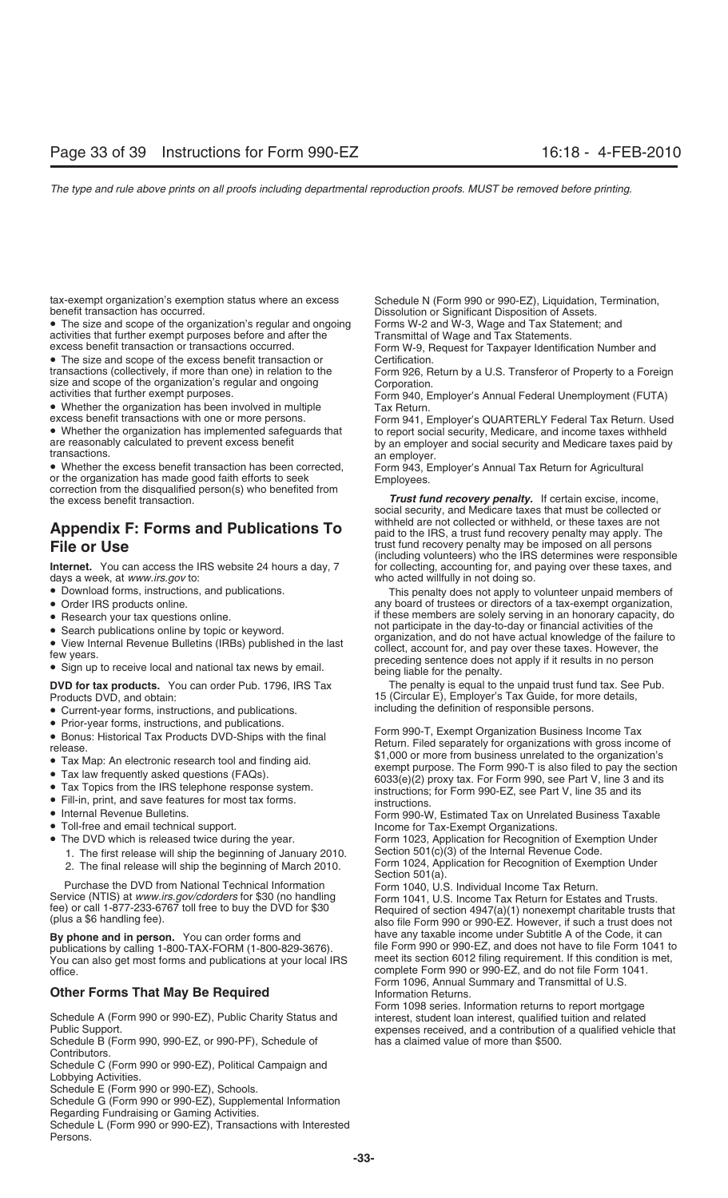tax-exempt organization's exemption status where an excess benefit transaction has occurred.

- The size and scope of the organization's regular and ongoing activities that further exempt purposes before and after the excess benefit transaction or transactions occurred.
- The size and scope of the excess benefit transaction or transactions (collectively, if more than one) in relation to the size and scope of the organization's regular and ongoing activities that further exempt purposes.
- Whether the organization has been involved in multiple excess benefit transactions with one or more persons.
- Whether the organization has implemented safeguards that are reasonably calculated to prevent excess benefit transactions.
- Whether the excess benefit transaction has been corrected, or the organization has made good faith efforts to seek correction from the disqualified person(s) who benefited from the excess benefit transaction.

# Appendix F: Forms and Publications To File or Use

**Internet.** You can access the IRS website 24 hours a day, 7 days a week, at *www.irs.gov* to:

- Download forms, instructions, and publications.
- Order IRS products online.
- Research your tax questions online.
- Search publications online by topic or keyword.
- View Internal Revenue Bulletins (IRBs) published in the last few years.
- Sign up to receive local and national tax news by email.

**DVD for tax products.** You can order Pub. 1796, IRS Tax Products DVD, and obtain:

- Current-year forms, instructions, and publications.
- Prior-year forms, instructions, and publications.
- Bonus: Historical Tax Products DVD-Ships with the final release.
- Tax Map: An electronic research tool and finding aid.
- Tax law frequently asked questions (FAQs).
- Tax Topics from the IRS telephone response system.
- Fill-in, print, and save features for most tax forms.
- Internal Revenue Bulletins.
- Toll-free and email technical support.
- The DVD which is released twice during the year.
  1. The first release will ship the beginning of January 2010.
  2. The final release will ship the beginning of March 2010.

Purchase the DVD from National Technical Information Service (NTIS) at *www.irs.gov/cdorders* for $30 (no handling fee) or call 1-877-233-6767 toll free to buy the DVD for $30 (plus a $6 handling fee).

**By phone and in person.** You can order forms and publications by calling 1-800-TAX-FORM (1-800-829-3676). You can also get most forms and publications at your local IRS office.

## Other Forms That May Be Required

Schedule A (Form 990 or 990-EZ), Public Charity Status and Public Support.

Schedule B (Form 990, 990-EZ, or 990-PF), Schedule of Contributors.

Schedule C (Form 990 or 990-EZ), Political Campaign and Lobbying Activities.

Schedule E (Form 990 or 990-EZ), Schools.

Schedule G (Form 990 or 990-EZ), Supplemental Information Regarding Fundraising or Gaming Activities.

Schedule L (Form 990 or 990-EZ), Transactions with Interested Persons.

Schedule N (Form 990 or 990-EZ), Liquidation, Termination, Dissolution or Significant Disposition of Assets.

Forms W-2 and W-3, Wage and Tax Statement; and Transmittal of Wage and Tax Statements.

Form W-9, Request for Taxpayer Identification Number and Certification.

Form 926, Return by a U.S. Transferor of Property to a Foreign Corporation.

Form 940, Employer's Annual Federal Unemployment (FUTA) Tax Return.

Form 941, Employer's QUARTERLY Federal Tax Return. Used to report social security, Medicare, and income taxes withheld by an employer and social security and Medicare taxes paid by an employer.

Form 943, Employer's Annual Tax Return for Agricultural Employees.

***Trust fund recovery penalty.*** If certain excise, income, social security, and Medicare taxes that must be collected or withheld are not collected or withheld, or these taxes are not paid to the IRS, a trust fund recovery penalty may apply. The trust fund recovery penalty may be imposed on all persons (including volunteers) who the IRS determines were responsible for collecting, accounting for, and paying over these taxes, and who acted willfully in not doing so.

This penalty does not apply to volunteer unpaid members of any board of trustees or directors of a tax-exempt organization, if these members are solely serving in an honorary capacity, do not participate in the day-to-day or financial activities of the organization, and do not have actual knowledge of the failure to collect, account for, and pay over these taxes. However, the preceding sentence does not apply if it results in no person being liable for the penalty.

The penalty is equal to the unpaid trust fund tax. See Pub. 15 (Circular E), Employer's Tax Guide, for more details, including the definition of responsible persons.

Form 990-T, Exempt Organization Business Income Tax Return. Filed separately for organizations with gross income of $1,000 or more from business unrelated to the organization's exempt purpose. The Form 990-T is also filed to pay the section 6033(e)(2) proxy tax. For Form 990, see Part V, line 3 and its instructions; for Form 990-EZ, see Part V, line 35 and its instructions.

Form 990-W, Estimated Tax on Unrelated Business Taxable Income for Tax-Exempt Organizations.

Form 1023, Application for Recognition of Exemption Under Section 501(c)(3) of the Internal Revenue Code.

Form 1024, Application for Recognition of Exemption Under Section 501(a).

Form 1040, U.S. Individual Income Tax Return.

Form 1041, U.S. Income Tax Return for Estates and Trusts. Required of section 4947(a)(1) nonexempt charitable trusts that also file Form 990 or 990-EZ. However, if such a trust does not have any taxable income under Subtitle A of the Code, it can file Form 990 or 990-EZ, and does not have to file Form 1041 to meet its section 6012 filing requirement. If this condition is met, complete Form 990 or 990-EZ, and do not file Form 1041.

Form 1096, Annual Summary and Transmittal of U.S. Information Returns.

Form 1098 series. Information returns to report mortgage interest, student loan interest, qualified tuition and related expenses received, and a contribution of a qualified vehicle that has a claimed value of more than $500.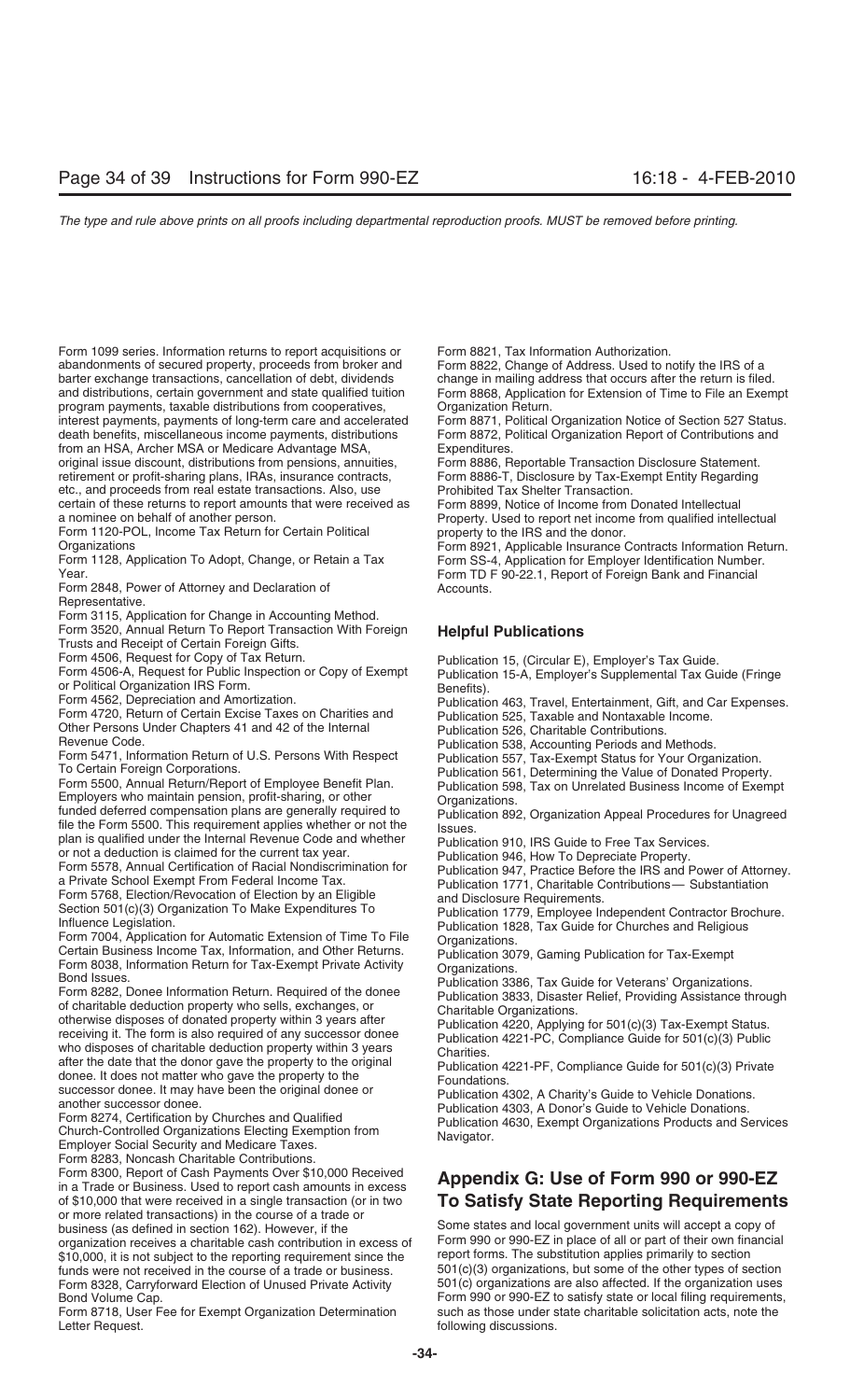Form 1099 series. Information returns to report acquisitions or abandonments of secured property, proceeds from broker and barter exchange transactions, cancellation of debt, dividends and distributions, certain government and state qualified tuition program payments, taxable distributions from cooperatives, interest payments, payments of long-term care and accelerated death benefits, miscellaneous income payments, distributions from an HSA, Archer MSA or Medicare Advantage MSA, original issue discount, distributions from pensions, annuities, retirement or profit-sharing plans, IRAs, insurance contracts, etc., and proceeds from real estate transactions. Also, use certain of these returns to report amounts that were received as a nominee on behalf of another person.

Form 1120-POL, Income Tax Return for Certain Political Organizations

Form 1128, Application To Adopt, Change, or Retain a Tax Year.

Form 2848, Power of Attorney and Declaration of Representative.

Form 3115, Application for Change in Accounting Method.

Form 3520, Annual Return To Report Transaction With Foreign Trusts and Receipt of Certain Foreign Gifts.

Form 4506, Request for Copy of Tax Return.

Form 4506-A, Request for Public Inspection or Copy of Exempt or Political Organization IRS Form.

Form 4562, Depreciation and Amortization.

Form 4720, Return of Certain Excise Taxes on Charities and Other Persons Under Chapters 41 and 42 of the Internal Revenue Code.

Form 5471, Information Return of U.S. Persons With Respect To Certain Foreign Corporations.

Form 5500, Annual Return/Report of Employee Benefit Plan. Employers who maintain pension, profit-sharing, or other funded deferred compensation plans are generally required to file the Form 5500. This requirement applies whether or not the plan is qualified under the Internal Revenue Code and whether or not a deduction is claimed for the current tax year.

Form 5578, Annual Certification of Racial Nondiscrimination for a Private School Exempt From Federal Income Tax.

Form 5768, Election/Revocation of Election by an Eligible Section 501(c)(3) Organization To Make Expenditures To Influence Legislation.

Form 7004, Application for Automatic Extension of Time To File Certain Business Income Tax, Information, and Other Returns.

Form 8038, Information Return for Tax-Exempt Private Activity Bond Issues.

Form 8282, Donee Information Return. Required of the donee of charitable deduction property who sells, exchanges, or otherwise disposes of donated property within 3 years after receiving it. The form is also required of any successor donee who disposes of charitable deduction property within 3 years after the date that the donor gave the property to the original donee. It does not matter who gave the property to the successor donee. It may have been the original donee or another successor donee.

Form 8274, Certification by Churches and Qualified Church-Controlled Organizations Electing Exemption from Employer Social Security and Medicare Taxes.

Form 8283, Noncash Charitable Contributions.

Form 8300, Report of Cash Payments Over $10,000 Received in a Trade or Business. Used to report cash amounts in excess of $10,000 that were received in a single transaction (or in two or more related transactions) in the course of a trade or business (as defined in section 162). However, if the organization receives a charitable cash contribution in excess of $10,000, it is not subject to the reporting requirement since the funds were not received in the course of a trade or business.

Form 8328, Carryforward Election of Unused Private Activity Bond Volume Cap.

Form 8718, User Fee for Exempt Organization Determination Letter Request.

Form 8821, Tax Information Authorization.

Form 8822, Change of Address. Used to notify the IRS of a change in mailing address that occurs after the return is filed.

Form 8868, Application for Extension of Time to File an Exempt Organization Return.

Form 8871, Political Organization Notice of Section 527 Status.

Form 8872, Political Organization Report of Contributions and Expenditures.

Form 8886, Reportable Transaction Disclosure Statement.

Form 8886-T, Disclosure by Tax-Exempt Entity Regarding Prohibited Tax Shelter Transaction.

Form 8899, Notice of Income from Donated Intellectual Property. Used to report net income from qualified intellectual property to the IRS and the donor.

Form 8921, Applicable Insurance Contracts Information Return.

Form SS-4, Application for Employer Identification Number.

Form TD F 90-22.1, Report of Foreign Bank and Financial Accounts.

## Helpful Publications

Publication 15, (Circular E), Employer's Tax Guide.

Publication 15-A, Employer's Supplemental Tax Guide (Fringe Benefits).

Publication 463, Travel, Entertainment, Gift, and Car Expenses.

Publication 525, Taxable and Nontaxable Income.

Publication 526, Charitable Contributions.

Publication 538, Accounting Periods and Methods.

Publication 557, Tax-Exempt Status for Your Organization.

Publication 561, Determining the Value of Donated Property.

Publication 598, Tax on Unrelated Business Income of Exempt Organizations.

Publication 892, Organization Appeal Procedures for Unagreed Issues.

Publication 910, IRS Guide to Free Tax Services.

Publication 946, How To Depreciate Property.

Publication 947, Practice Before the IRS and Power of Attorney.

Publication 1771, Charitable Contributions— Substantiation and Disclosure Requirements.

Publication 1779, Employee Independent Contractor Brochure.

Publication 1828, Tax Guide for Churches and Religious Organizations.

Publication 3079, Gaming Publication for Tax-Exempt Organizations.

Publication 3386, Tax Guide for Veterans' Organizations.

Publication 3833, Disaster Relief, Providing Assistance through Charitable Organizations.

Publication 4220, Applying for 501(c)(3) Tax-Exempt Status.

Publication 4221-PC, Compliance Guide for 501(c)(3) Public Charities.

Publication 4221-PF, Compliance Guide for 501(c)(3) Private Foundations.

Publication 4302, A Charity's Guide to Vehicle Donations.

Publication 4303, A Donor's Guide to Vehicle Donations.

Publication 4630, Exempt Organizations Products and Services Navigator.

# Appendix G: Use of Form 990 or 990-EZ To Satisfy State Reporting Requirements

Some states and local government units will accept a copy of Form 990 or 990-EZ in place of all or part of their own financial report forms. The substitution applies primarily to section 501(c)(3) organizations, but some of the other types of section 501(c) organizations are also affected. If the organization uses Form 990 or 990-EZ to satisfy state or local filing requirements, such as those under state charitable solicitation acts, note the following discussions.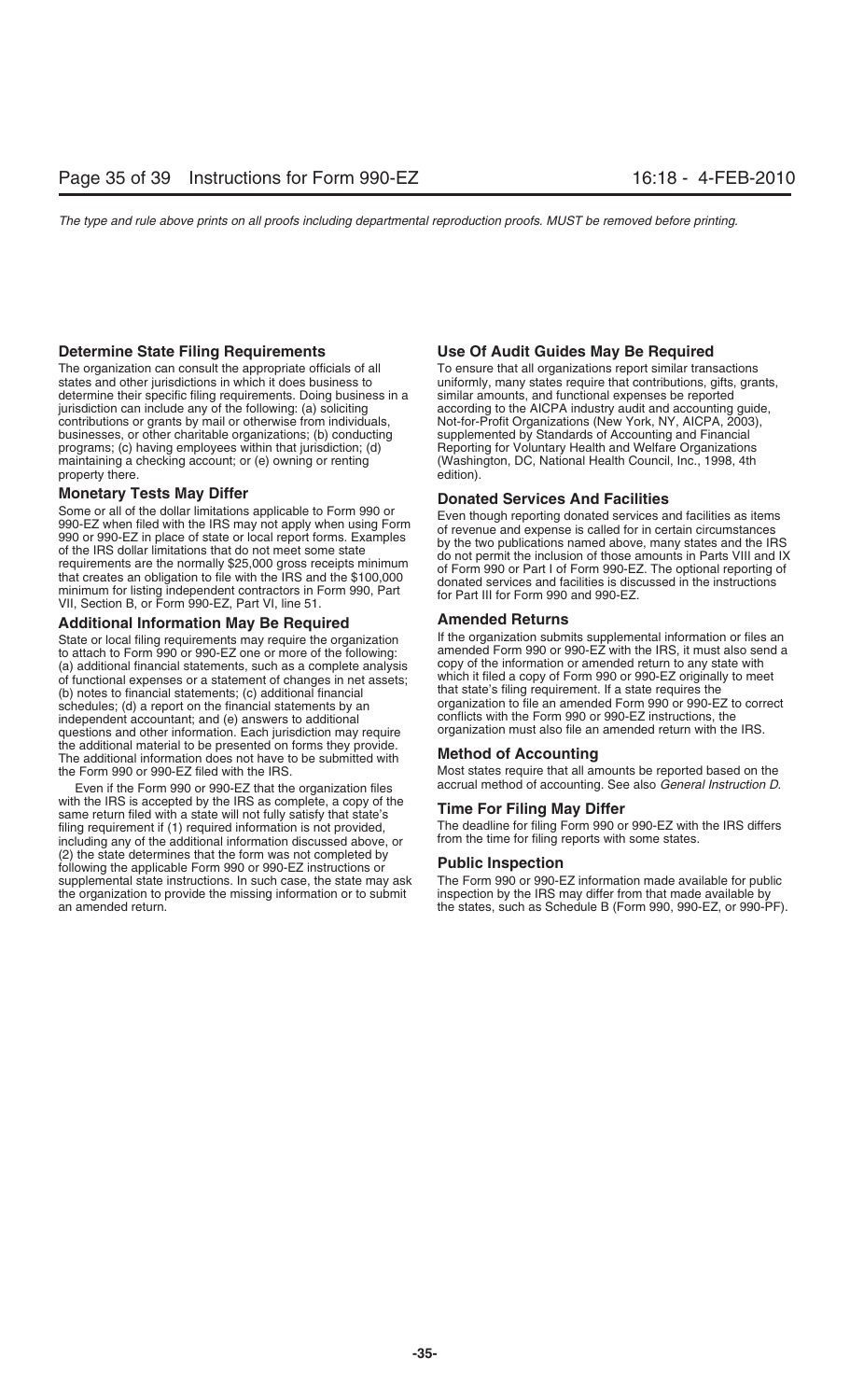### Determine State Filing Requirements

The organization can consult the appropriate officials of all states and other jurisdictions in which it does business to determine their specific filing requirements. Doing business in a jurisdiction can include any of the following: (a) soliciting contributions or grants by mail or otherwise from individuals, businesses, or other charitable organizations; (b) conducting programs; (c) having employees within that jurisdiction; (d) maintaining a checking account; or (e) owning or renting property there.

### Monetary Tests May Differ

Some or all of the dollar limitations applicable to Form 990 or 990-EZ when filed with the IRS may not apply when using Form 990 or 990-EZ in place of state or local report forms. Examples of the IRS dollar limitations that do not meet some state requirements are the normally $25,000 gross receipts minimum that creates an obligation to file with the IRS and the $100,000 minimum for listing independent contractors in Form 990, Part VII, Section B, or Form 990-EZ, Part VI, line 51.

### Additional Information May Be Required

State or local filing requirements may require the organization to attach to Form 990 or 990-EZ one or more of the following: (a) additional financial statements, such as a complete analysis of functional expenses or a statement of changes in net assets; (b) notes to financial statements; (c) additional financial schedules; (d) a report on the financial statements by an independent accountant; and (e) answers to additional questions and other information. Each jurisdiction may require the additional material to be presented on forms they provide. The additional information does not have to be submitted with the Form 990 or 990-EZ filed with the IRS.

Even if the Form 990 or 990-EZ that the organization files with the IRS is accepted by the IRS as complete, a copy of the same return filed with a state will not fully satisfy that state's filing requirement if (1) required information is not provided, including any of the additional information discussed above, or (2) the state determines that the form was not completed by following the applicable Form 990 or 990-EZ instructions or supplemental state instructions. In such case, the state may ask the organization to provide the missing information or to submit an amended return.

### Use Of Audit Guides May Be Required

To ensure that all organizations report similar transactions uniformly, many states require that contributions, gifts, grants, similar amounts, and functional expenses be reported according to the AICPA industry audit and accounting guide, Not-for-Profit Organizations (New York, NY, AICPA, 2003), supplemented by Standards of Accounting and Financial Reporting for Voluntary Health and Welfare Organizations (Washington, DC, National Health Council, Inc., 1998, 4th edition).

### Donated Services And Facilities

Even though reporting donated services and facilities as items of revenue and expense is called for in certain circumstances by the two publications named above, many states and the IRS do not permit the inclusion of those amounts in Parts VIII and IX of Form 990 or Part I of Form 990-EZ. The optional reporting of donated services and facilities is discussed in the instructions for Part III for Form 990 and 990-EZ.

### Amended Returns

If the organization submits supplemental information or files an amended Form 990 or 990-EZ with the IRS, it must also send a copy of the information or amended return to any state with which it filed a copy of Form 990 or 990-EZ originally to meet that state's filing requirement. If a state requires the organization to file an amended Form 990 or 990-EZ to correct conflicts with the Form 990 or 990-EZ instructions, the organization must also file an amended return with the IRS.

### Method of Accounting

Most states require that all amounts be reported based on the accrual method of accounting. See also *General Instruction D*.

### Time For Filing May Differ

The deadline for filing Form 990 or 990-EZ with the IRS differs from the time for filing reports with some states.

### Public Inspection

The Form 990 or 990-EZ information made available for public inspection by the IRS may differ from that made available by the states, such as Schedule B (Form 990, 990-EZ, or 990-PF).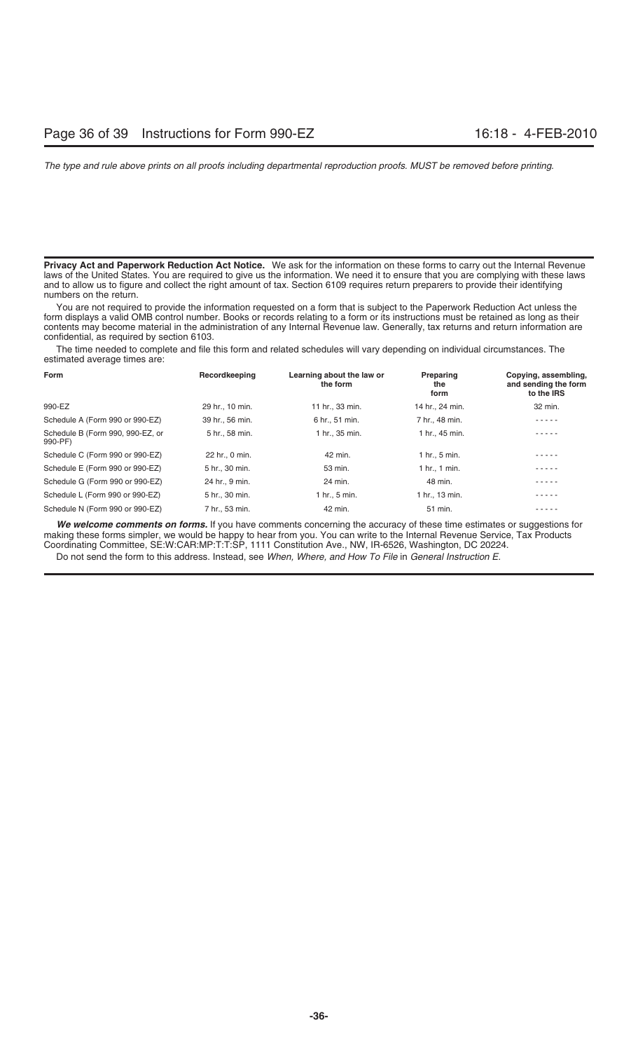**Privacy Act and Paperwork Reduction Act Notice.** We ask for the information on these forms to carry out the Internal Revenue laws of the United States. You are required to give us the information. We need it to ensure that you are complying with these laws and to allow us to figure and collect the right amount of tax. Section 6109 requires return preparers to provide their identifying numbers on the return.

You are not required to provide the information requested on a form that is subject to the Paperwork Reduction Act unless the form displays a valid OMB control number. Books or records relating to a form or its instructions must be retained as long as their contents may become material in the administration of any Internal Revenue law. Generally, tax returns and return information are confidential, as required by section 6103.

The time needed to complete and file this form and related schedules will vary depending on individual circumstances. The estimated average times are:

| Form | Recordkeeping | Learning about the law or the form | Preparing the form | Copying, assembling, and sending the form to the IRS |
|---|---|---|---|---|
| 990-EZ | 29 hr., 10 min. | 11 hr., 33 min. | 14 hr., 24 min. | 32 min. |
| Schedule A (Form 990 or 990-EZ) | 39 hr., 56 min. | 6 hr., 51 min. | 7 hr., 48 min. | ----- |
| Schedule B (Form 990, 990-EZ, or 990-PF) | 5 hr., 58 min. | 1 hr., 35 min. | 1 hr., 45 min. | ----- |
| Schedule C (Form 990 or 990-EZ) | 22 hr., 0 min. | 42 min. | 1 hr., 5 min. | ----- |
| Schedule E (Form 990 or 990-EZ) | 5 hr., 30 min. | 53 min. | 1 hr., 1 min. | ----- |
| Schedule G (Form 990 or 990-EZ) | 24 hr., 9 min. | 24 min. | 48 min. | ----- |
| Schedule L (Form 990 or 990-EZ) | 5 hr., 30 min. | 1 hr., 5 min. | 1 hr., 13 min. | ----- |
| Schedule N (Form 990 or 990-EZ) | 7 hr., 53 min. | 42 min. | 51 min. | ----- |

***We welcome comments on forms.*** If you have comments concerning the accuracy of these time estimates or suggestions for making these forms simpler, we would be happy to hear from you. You can write to the Internal Revenue Service, Tax Products Coordinating Committee, SE:W:CAR:MP:T:T:SP, 1111 Constitution Ave., NW, IR-6526, Washington, DC 20224.

Do not send the form to this address. Instead, see *When, Where, and How To File* in *General Instruction E.*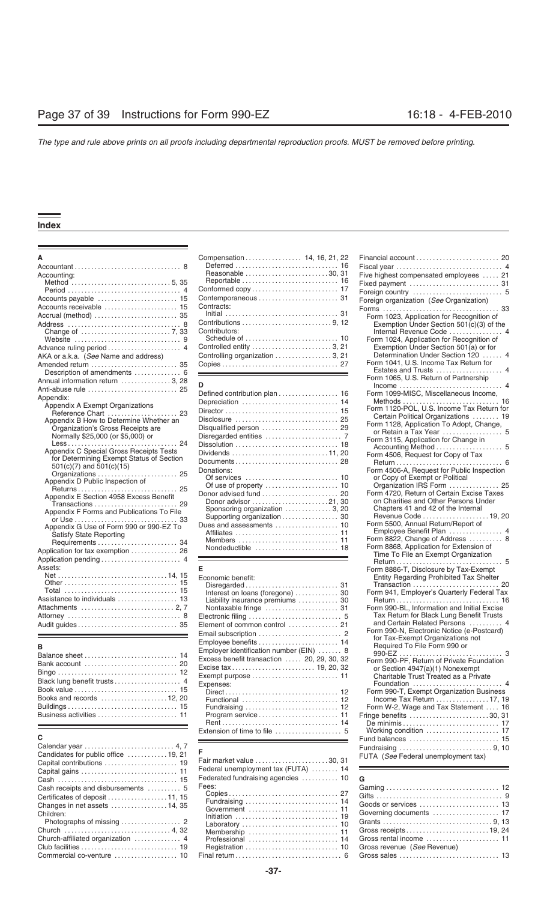# Index

**A**

- Accountant . . . . . 8
- Accounting:
  - Method . . . . . 5, 35
  - Period . . . . . 4
- Accounts payable . . . . . 15
- Accounts receivable . . . . . 15
- Accrual (method) . . . . . 35
- Address . . . . . 8
  - Change of . . . . . 7, 33
  - Website . . . . . 9
- Advance ruling period . . . . . 4
- AKA or a.k.a. (*See* Name and address)
- Amended return . . . . . 35
  - Description of amendments . . . . . 6
- Annual information return . . . . . 3, 28
- Anti-abuse rule . . . . . 25
- Appendix:
  - Appendix A Exempt Organizations Reference Chart . . . . . 23
  - Appendix B How to Determine Whether an Organization's Gross Receipts are Normally $25,000 (or $5,000) or Less . . . . . 24
  - Appendix C Special Gross Receipts Tests for Determining Exempt Status of Section 501(c)(7) and 501(c)(15) Organizations . . . . . 25
  - Appendix D Public Inspection of Returns . . . . . 25
  - Appendix E Section 4958 Excess Benefit Transactions . . . . . 29
  - Appendix F Forms and Publications To File or Use . . . . . 33
  - Appendix G Use of Form 990 or 990-EZ To Satisfy State Reporting Requirements . . . . . 34
- Application for tax exemption . . . . . 26
- Application pending . . . . . 4
- Assets:
  - Net . . . . . 14, 15
  - Other . . . . . 15
  - Total . . . . . 15
- Assistance to individuals . . . . . 13
- Attachments . . . . . 2, 7
- Attorney . . . . . 8
- Audit guides . . . . . 35

**B**

- Balance sheet . . . . . 14
- Bank account . . . . . 20
- Bingo . . . . . 12
- Black lung benefit trusts . . . . . 4
- Book value . . . . . 15
- Books and records . . . . . 12, 20
- Buildings . . . . . 15
- Business activities . . . . . 11

**C**

- Calendar year . . . . . 4, 7
- Candidates for public office . . . . . 19, 21
- Capital contributions . . . . . 19
- Capital gains . . . . . 11
- Cash . . . . . 15
- Cash receipts and disbursements . . . . . 5
- Certificates of deposit . . . . . 11, 15
- Changes in net assets . . . . . 14, 35
- Children:
  - Photographs of missing . . . . . 2
- Church . . . . . 4, 32
- Church-affiliated organization . . . . . 4
- Club facilities . . . . . 19
- Commercial co-venture . . . . . 10
- Compensation . . . . . 14, 16, 21, 22
  - Deferred . . . . . 16
  - Reasonable . . . . . 30, 31
  - Reportable . . . . . 16
- Conformed copy . . . . . 17
- Contemporaneous . . . . . 31
- Contracts:
  - Initial . . . . . 31
- Contributions . . . . . 9, 12
- Contributors:
  - Schedule of . . . . . 10
- Controlled entity . . . . . 3, 21
- Controlling organization . . . . . 3, 21
- Copies . . . . . 27

**D**

- Defined contribution plan . . . . . 16
- Depreciation . . . . . 14
- Director . . . . . 15
- Disclosure . . . . . 25
- Disqualified person . . . . . 29
- Disregarded entities . . . . . 7
- Dissolution . . . . . 18
- Dividends . . . . . 11, 20
- Documents . . . . . 28
- Donations:
  - Of services . . . . . 10
  - Of use of property . . . . . 10
- Donor advised fund . . . . . 20
  - Donor advisor . . . . . 21, 30
  - Sponsoring organization . . . . . 3, 20
  - Supporting organization . . . . . 30
- Dues and assessments . . . . . 10
  - Affiliates . . . . . 11
  - Members . . . . . 11
  - Nondeductible . . . . . 18

**E**

- Economic benefit:
  - Disregarded . . . . . 31
  - Interest on loans (foregone) . . . . . 30
  - Liability insurance premiums . . . . . 30
  - Nontaxable fringe . . . . . 31
- Electronic filing . . . . . 5
- Element of common control . . . . . 21
- Email subscription . . . . . 2
- Employee benefits . . . . . 14
- Employer identification number (EIN) . . . . . 8
- Excess benefit transaction . . . . . 20, 29, 30, 32
- Excise tax . . . . . 19, 20, 32
- Exempt purpose . . . . . 11
- Expenses:
  - Direct . . . . . 12
  - Functional . . . . . 12
  - Fundraising . . . . . 12
  - Program service . . . . . 11
  - Rent . . . . . 14
- Extension of time to file . . . . . 5

**F**

- Fair market value . . . . . 30, 31
- Federal unemployment tax (FUTA) . . . . . 14
- Federated fundraising agencies . . . . . 10
- Fees:
  - Copies . . . . . 27
  - Fundraising . . . . . 14
  - Government . . . . . 11
  - Initiation . . . . . 19
  - Laboratory . . . . . 10
  - Membership . . . . . 11
  - Professional . . . . . 14
  - Registration . . . . . 10
- Final return . . . . . 6
- Financial account . . . . . 20
- Fiscal year . . . . . 4
- Five highest compensated employees . . . . . 21
- Fixed payment . . . . . 31
- Foreign country . . . . . 5
- Foreign organization (*See* Organization)
- Forms . . . . . 33
  - Form 1023, Application for Recognition of Exemption Under Section 501(c)(3) of the Internal Revenue Code . . . . . 4
  - Form 1024, Application for Recognition of Exemption Under Section 501(a) or for Determination Under Section 120 . . . . . 4
  - Form 1041, U.S. Income Tax Return for Estates and Trusts . . . . . 4
  - Form 1065, U.S. Return of Partnership Income . . . . . 4
  - Form 1099-MISC, Miscellaneous Income, Methods . . . . . 16
  - Form 1120-POL, U.S. Income Tax Return for Certain Political Organizations . . . . . 19
  - Form 1128, Application To Adopt, Change, or Retain a Tax Year . . . . . 5
  - Form 3115, Application for Change in Accounting Method . . . . . 5
  - Form 4506, Request for Copy of Tax Return . . . . . 6
  - Form 4506-A, Request for Public Inspection or Copy of Exempt or Political Organization IRS Form . . . . . 25
  - Form 4720, Return of Certain Excise Taxes on Charities and Other Persons Under Chapters 41 and 42 of the Internal Revenue Code . . . . . 19, 20
  - Form 5500, Annual Return/Report of Employee Benefit Plan . . . . . 4
  - Form 8822, Change of Address . . . . . 8
  - Form 8868, Application for Extension of Time To File an Exempt Organization Return . . . . . 5
  - Form 8886-T, Disclosure by Tax-Exempt Entity Regarding Prohibited Tax Shelter Transaction . . . . . 20
  - Form 941, Employer's Quarterly Federal Tax Return . . . . . 16
  - Form 990-BL, Information and Initial Excise Tax Return for Black Lung Benefit Trusts and Certain Related Persons . . . . . 4
  - Form 990-N, Electronic Notice (e-Postcard) for Tax-Exempt Organizations not Required To File Form 990 or 990-EZ . . . . . 3
  - Form 990-PF, Return of Private Foundation or Section 4947(a)(1) Nonexempt Charitable Trust Treated as a Private Foundation . . . . . 4
  - Form 990-T, Exempt Organization Business Income Tax Return . . . . . 17, 19
  - Form W-2, Wage and Tax Statement . . . . . 16
- Fringe benefits . . . . . 30, 31
  - De minimis . . . . . 17
  - Working condition . . . . . 17
- Fund balances . . . . . 15
- Fundraising . . . . . 9, 10
- FUTA (*See* Federal unemployment tax)

**G**

- Gaming . . . . . 12
- Gifts . . . . . 9
- Goods or services . . . . . 13
- Governing documents . . . . . 17
- Grants . . . . . 9, 13
- Gross receipts . . . . . 19, 24
- Gross rental income . . . . . 11
- Gross revenue (*See* Revenue)
- Gross sales . . . . . 13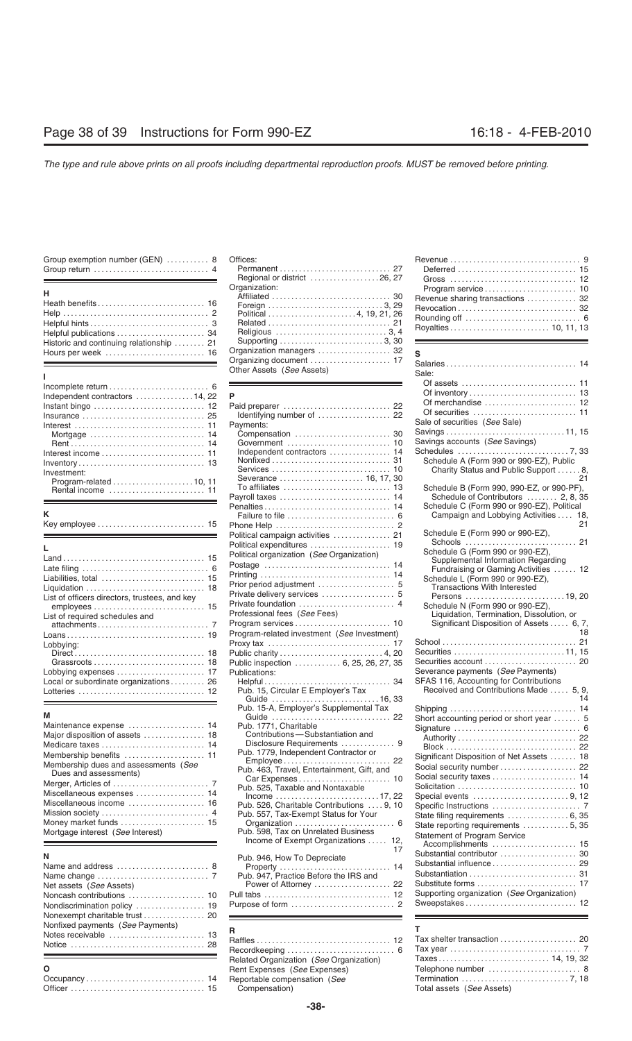Group exemption number (GEN) . . . . . . . . . . . 8
Group return . . . . . . . . . . . . . . . . . . . . . . . . . . . . . 4

**H**

Heath benefits . . . . . . . . . . . . . . . . . . . . . . . . . . . 16
Help . . . . . . . . . . . . . . . . . . . . . . . . . . . . . . . . . . . . 2
Helpful hints . . . . . . . . . . . . . . . . . . . . . . . . . . . . . 3
Helpful publications . . . . . . . . . . . . . . . . . . . . . . 34
Historic and continuing relationship . . . . . . . . 21
Hours per week . . . . . . . . . . . . . . . . . . . . . . . . . 16

**I**

Incomplete return . . . . . . . . . . . . . . . . . . . . . . . . 6
Independent contractors . . . . . . . . . . . . . . . 14, 22
Instant bingo . . . . . . . . . . . . . . . . . . . . . . . . . . . 12
Insurance . . . . . . . . . . . . . . . . . . . . . . . . . . . . . . 25
Interest . . . . . . . . . . . . . . . . . . . . . . . . . . . . . . . . 11
  Mortgage . . . . . . . . . . . . . . . . . . . . . . . . . . . . 14
  Rent . . . . . . . . . . . . . . . . . . . . . . . . . . . . . . . . . 14
Interest income . . . . . . . . . . . . . . . . . . . . . . . . . 11
Inventory . . . . . . . . . . . . . . . . . . . . . . . . . . . . . . . 13
Investment:
  Program-related . . . . . . . . . . . . . . . . . . . . 10, 11
  Rental income . . . . . . . . . . . . . . . . . . . . . . . . 11

**K**

Key employee . . . . . . . . . . . . . . . . . . . . . . . . . . 15

**L**

Land . . . . . . . . . . . . . . . . . . . . . . . . . . . . . . . . . . . 15
Late filing . . . . . . . . . . . . . . . . . . . . . . . . . . . . . . . 6
Liabilities, total . . . . . . . . . . . . . . . . . . . . . . . . . 15
Liquidation . . . . . . . . . . . . . . . . . . . . . . . . . . . . . 18
List of officers directors, trustees, and key employees . . . . . . . . . . . . . . . . . . . . . . . . . . . . . 15
List of required schedules and attachments . . . . . . . . . . . . . . . . . . . . . . . . . . . . 7
Loans . . . . . . . . . . . . . . . . . . . . . . . . . . . . . . . . . . 19
Lobbying:
  Direct . . . . . . . . . . . . . . . . . . . . . . . . . . . . . . . . 18
  Grassroots . . . . . . . . . . . . . . . . . . . . . . . . . . . 18
Lobbying expenses . . . . . . . . . . . . . . . . . . . . . . 17
Local or subordinate organizations . . . . . . . . . 26
Lotteries . . . . . . . . . . . . . . . . . . . . . . . . . . . . . . . 12

**M**

Maintenance expense . . . . . . . . . . . . . . . . . . . . 14
Major disposition of assets . . . . . . . . . . . . . . . 18
Medicare taxes . . . . . . . . . . . . . . . . . . . . . . . . . . 14
Membership benefits . . . . . . . . . . . . . . . . . . . . 11
Membership dues and assessments (*See* Dues and assessments)
Merger, Articles of . . . . . . . . . . . . . . . . . . . . . . . . 7
Miscellaneous expenses . . . . . . . . . . . . . . . . . 14
Miscellaneous income . . . . . . . . . . . . . . . . . . . 16
Mission society . . . . . . . . . . . . . . . . . . . . . . . . . . 4
Money market funds . . . . . . . . . . . . . . . . . . . . . 15
Mortgage interest (*See* Interest)

**N**

Name and address . . . . . . . . . . . . . . . . . . . . . . . 8
Name change . . . . . . . . . . . . . . . . . . . . . . . . . . . 7
Net assets (*See* Assets)
Noncash contributions . . . . . . . . . . . . . . . . . . . 10
Nondiscrimination policy . . . . . . . . . . . . . . . . . 19
Nonexempt charitable trust . . . . . . . . . . . . . . . 20
Nonfixed payments (*See* Payments)
Notes receivable . . . . . . . . . . . . . . . . . . . . . . . . 13
Notice . . . . . . . . . . . . . . . . . . . . . . . . . . . . . . . . . 28

**O**

Occupancy . . . . . . . . . . . . . . . . . . . . . . . . . . . . . 14
Officer . . . . . . . . . . . . . . . . . . . . . . . . . . . . . . . . . 15
Offices:
  Permanent . . . . . . . . . . . . . . . . . . . . . . . . . . . 27
  Regional or district . . . . . . . . . . . . . . . . . . 26, 27
Organization:
  Affiliated . . . . . . . . . . . . . . . . . . . . . . . . . . . . . 30
  Foreign . . . . . . . . . . . . . . . . . . . . . . . . . . . . 3, 29
  Political . . . . . . . . . . . . . . . . . . . . . . 4, 19, 21, 26
  Related . . . . . . . . . . . . . . . . . . . . . . . . . . . . . . 21
  Religious . . . . . . . . . . . . . . . . . . . . . . . . . . . 3, 4
  Supporting . . . . . . . . . . . . . . . . . . . . . . . . . . 3, 30
Organization managers . . . . . . . . . . . . . . . . . . 32
Organizing document . . . . . . . . . . . . . . . . . . . . 17
Other Assets (*See* Assets)

**P**

Paid preparer . . . . . . . . . . . . . . . . . . . . . . . . . . 22
  Identifying number of . . . . . . . . . . . . . . . . . . 22
Payments:
  Compensation . . . . . . . . . . . . . . . . . . . . . . . . 30
  Government . . . . . . . . . . . . . . . . . . . . . . . . . . 10
  Independent contractors . . . . . . . . . . . . . . . 14
  Nonfixed . . . . . . . . . . . . . . . . . . . . . . . . . . . . . 31
  Services . . . . . . . . . . . . . . . . . . . . . . . . . . . . . 10
  Severance . . . . . . . . . . . . . . . . . . . . . . 16, 17, 30
  To affiliates . . . . . . . . . . . . . . . . . . . . . . . . . . 13
Payroll taxes . . . . . . . . . . . . . . . . . . . . . . . . . . . 14
Penalties . . . . . . . . . . . . . . . . . . . . . . . . . . . . . . 14
  Failure to file . . . . . . . . . . . . . . . . . . . . . . . . . . 6
Phone Help . . . . . . . . . . . . . . . . . . . . . . . . . . . . . 2
Political campaign activities . . . . . . . . . . . . . . 21
Political expenditures . . . . . . . . . . . . . . . . . . . . 19
Political organization (*See* Organization)
Postage . . . . . . . . . . . . . . . . . . . . . . . . . . . . . . . 14
Printing . . . . . . . . . . . . . . . . . . . . . . . . . . . . . . . 14
Prior period adjustment . . . . . . . . . . . . . . . . . . . 5
Private delivery services . . . . . . . . . . . . . . . . . . 5
Private foundation . . . . . . . . . . . . . . . . . . . . . . . . 4
Professional fees (*See* Fees)
Program services . . . . . . . . . . . . . . . . . . . . . . . 10
Program-related investment (*See* Investment)
Proxy tax . . . . . . . . . . . . . . . . . . . . . . . . . . . . . . 17
Public charity . . . . . . . . . . . . . . . . . . . . . . . . . 4, 20
Public inspection . . . . . . . . . . . . 6, 25, 26, 27, 35
Publications:
  Helpful . . . . . . . . . . . . . . . . . . . . . . . . . . . . . . 34
  Pub. 15, Circular E Employer's Tax Guide . . . . . . . . . . . . . . . . . . . . . . . . . . . 16, 33
  Pub. 15-A, Employer's Supplemental Tax Guide . . . . . . . . . . . . . . . . . . . . . . . . . . . . . 22
  Pub. 1771, Charitable Contributions—Substantiation and Disclosure Requirements . . . . . . . . . . . . . . 9
  Pub. 1779, Independent Contractor or Employee . . . . . . . . . . . . . . . . . . . . . . . . . . . 22
  Pub. 463, Travel, Entertainment, Gift, and Car Expenses . . . . . . . . . . . . . . . . . . . . . . . . 10
  Pub. 525, Taxable and Nontaxable Income . . . . . . . . . . . . . . . . . . . . . . . . . . 17, 22
  Pub. 526, Charitable Contributions . . . . . 9, 10
  Pub. 557, Tax-Exempt Status for Your Organization . . . . . . . . . . . . . . . . . . . . . . . . . . 6
  Pub. 598, Tax on Unrelated Business Income of Exempt Organizations . . . . . . 12, 17
  Pub. 946, How To Depreciate Property . . . . . . . . . . . . . . . . . . . . . . . . . . . . 14
  Pub. 947, Practice Before the IRS and Power of Attorney . . . . . . . . . . . . . . . . . . . . 22
Pull tabs . . . . . . . . . . . . . . . . . . . . . . . . . . . . . . . 12
Purpose of form . . . . . . . . . . . . . . . . . . . . . . . . . 2

**R**

Raffles . . . . . . . . . . . . . . . . . . . . . . . . . . . . . . . . 12
Recordkeeping . . . . . . . . . . . . . . . . . . . . . . . . . . 6
Related Organization (*See* Organization)
Rent Expenses (*See* Expenses)
Reportable compensation (*See* Compensation)
Revenue . . . . . . . . . . . . . . . . . . . . . . . . . . . . . . . . 9
  Deferred . . . . . . . . . . . . . . . . . . . . . . . . . . . . . 15
  Gross . . . . . . . . . . . . . . . . . . . . . . . . . . . . . . . 12
  Program service . . . . . . . . . . . . . . . . . . . . . . . 10
Revenue sharing transactions . . . . . . . . . . . . . 32
Revocation . . . . . . . . . . . . . . . . . . . . . . . . . . . . . 32
Rounding off . . . . . . . . . . . . . . . . . . . . . . . . . . . . 6
Royalties . . . . . . . . . . . . . . . . . . . . . . . . . . 10, 11, 13

**S**

Salaries . . . . . . . . . . . . . . . . . . . . . . . . . . . . . . . 14
Sale:
  Of assets . . . . . . . . . . . . . . . . . . . . . . . . . . . . 11
  Of inventory . . . . . . . . . . . . . . . . . . . . . . . . . . 13
  Of merchandise . . . . . . . . . . . . . . . . . . . . . . . 12
  Of securities . . . . . . . . . . . . . . . . . . . . . . . . . 11
Sale of securities (*See* Sale)
Savings . . . . . . . . . . . . . . . . . . . . . . . . . . . . . 11, 15
Savings accounts (*See* Savings)
Schedules . . . . . . . . . . . . . . . . . . . . . . . . . . . . 7, 33
  Schedule A (Form 990 or 990-EZ), Public Charity Status and Public Support . . . . . . 8, 21
  Schedule B (Form 990, 990-EZ, or 990-PF), Schedule of Contributors . . . . . . . . 2, 8, 35
  Schedule C (Form 990 or 990-EZ), Political Campaign and Lobbying Activities . . . . 18, 21
  Schedule E (Form 990 or 990-EZ), Schools . . . . . . . . . . . . . . . . . . . . . . . . . . . . 21
  Schedule G (Form 990 or 990-EZ), Supplemental Information Regarding Fundraising or Gaming Activities . . . . . . 12
  Schedule L (Form 990 or 990-EZ), Transactions With Interested Persons . . . . . . . . . . . . . . . . . . . . . . . . . 19, 20
  Schedule N (Form 990 or 990-EZ), Liquidation, Termination, Dissolution, or Significant Disposition of Assets . . . . . 6, 7, 18
School . . . . . . . . . . . . . . . . . . . . . . . . . . . . . . . . 21
Securities . . . . . . . . . . . . . . . . . . . . . . . . . . . 11, 15
Securities account . . . . . . . . . . . . . . . . . . . . . . 20
Severance payments (*See* Payments)
SFAS 116, Accounting for Contributions Received and Contributions Made . . . . . 5, 9, 14
Shipping . . . . . . . . . . . . . . . . . . . . . . . . . . . . . . . 14
Short accounting period or short year . . . . . . . 5
Signature . . . . . . . . . . . . . . . . . . . . . . . . . . . . . . 6
  Authority . . . . . . . . . . . . . . . . . . . . . . . . . . . . . 22
  Block . . . . . . . . . . . . . . . . . . . . . . . . . . . . . . . 22
Significant Disposition of Net Assets . . . . . . . 18
Social security number . . . . . . . . . . . . . . . . . . 22
Social security taxes . . . . . . . . . . . . . . . . . . . . 14
Solicitation . . . . . . . . . . . . . . . . . . . . . . . . . . . . . 10
Special events . . . . . . . . . . . . . . . . . . . . . . . 9, 12
Specific Instructions . . . . . . . . . . . . . . . . . . . . . . 7
State filing requirements . . . . . . . . . . . . . . . 6, 35
State reporting requirements . . . . . . . . . . . . 5, 35
Statement of Program Service Accomplishments . . . . . . . . . . . . . . . . . . . . . 15
Substantial contributor . . . . . . . . . . . . . . . . . . . 30
Substantial influence . . . . . . . . . . . . . . . . . . . . 29
Substantiation . . . . . . . . . . . . . . . . . . . . . . . . . . 31
Substitute forms . . . . . . . . . . . . . . . . . . . . . . . . 17
Supporting organization (*See* Organization)
Sweepstakes . . . . . . . . . . . . . . . . . . . . . . . . . . . 12

**T**

Tax shelter transaction . . . . . . . . . . . . . . . . . . . 20
Tax year . . . . . . . . . . . . . . . . . . . . . . . . . . . . . . . . 7
Taxes . . . . . . . . . . . . . . . . . . . . . . . . . . . . 14, 19, 32
Telephone number . . . . . . . . . . . . . . . . . . . . . . . 8
Termination . . . . . . . . . . . . . . . . . . . . . . . . . . 7, 18
Total assets (*See* Assets)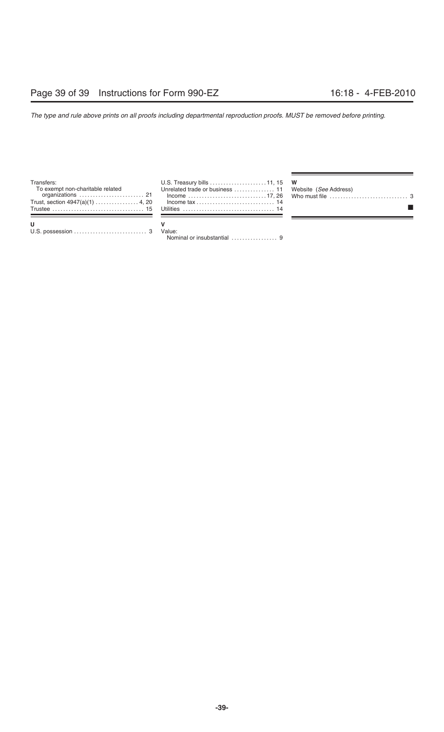Transfers:
  To exempt non-charitable related organizations . . . . . . . . . . . . . . . . . . . . . . 21
Trust, section 4947(a)(1) . . . . . . . . . . . . . . . . 4, 20
Trustee . . . . . . . . . . . . . . . . . . . . . . . . . . . . . . . . . 15

**U**

U.S. possession . . . . . . . . . . . . . . . . . . . . . . . . . . 3
U.S. Treasury bills . . . . . . . . . . . . . . . . . . . . 11, 15
Unrelated trade or business . . . . . . . . . . . . . . . 11
  Income . . . . . . . . . . . . . . . . . . . . . . . . . . . . 17, 26
  Income tax . . . . . . . . . . . . . . . . . . . . . . . . . . . . 14
Utilities . . . . . . . . . . . . . . . . . . . . . . . . . . . . . . . . . 14

**V**

Value:
  Nominal or insubstantial . . . . . . . . . . . . . . . . . 9

**W**

Website (*See* Address)
Who must file . . . . . . . . . . . . . . . . . . . . . . . . . . . . 3

■